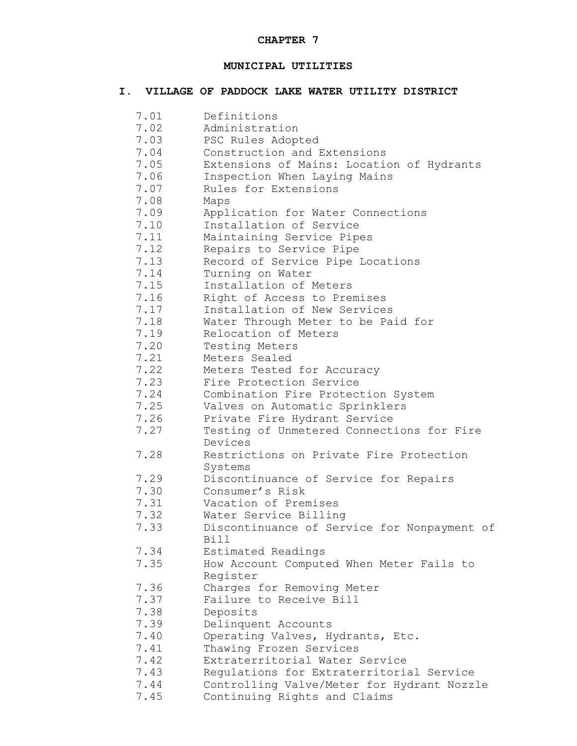# CHAPTER 7

## MUNICIPAL UTILITIES

### I. VILLAGE OF PADDOCK LAKE WATER UTILITY DISTRICT

7.01 Definitions
7.02 Administration
7.03 PSC Rules Adopted
7.04 Construction and Extensions
7.05 Extensions of Mains: Location of Hydrants
7.06 Inspection When Laying Mains
7.07 Rules for Extensions
7.08 Maps
7.09 Application for Water Connections
7.10 Installation of Service
7.11 Maintaining Service Pipes
7.12 Repairs to Service Pipe
7.13 Record of Service Pipe Locations
7.14 Turning on Water
7.15 Installation of Meters
7.16 Right of Access to Premises
7.17 Installation of New Services
7.18 Water Through Meter to be Paid for
7.19 Relocation of Meters
7.20 Testing Meters
7.21 Meters Sealed
7.22 Meters Tested for Accuracy
7.23 Fire Protection Service
7.24 Combination Fire Protection System
7.25 Valves on Automatic Sprinklers
7.26 Private Fire Hydrant Service
7.27 Testing of Unmetered Connections for Fire Devices
7.28 Restrictions on Private Fire Protection Systems
7.29 Discontinuance of Service for Repairs
7.30 Consumer's Risk
7.31 Vacation of Premises
7.32 Water Service Billing
7.33 Discontinuance of Service for Nonpayment of Bill
7.34 Estimated Readings
7.35 How Account Computed When Meter Fails to Register
7.36 Charges for Removing Meter
7.37 Failure to Receive Bill
7.38 Deposits
7.39 Delinquent Accounts
7.40 Operating Valves, Hydrants, Etc.
7.41 Thawing Frozen Services
7.42 Extraterritorial Water Service
7.43 Regulations for Extraterritorial Service
7.44 Controlling Valve/Meter for Hydrant Nozzle
7.45 Continuing Rights and Claims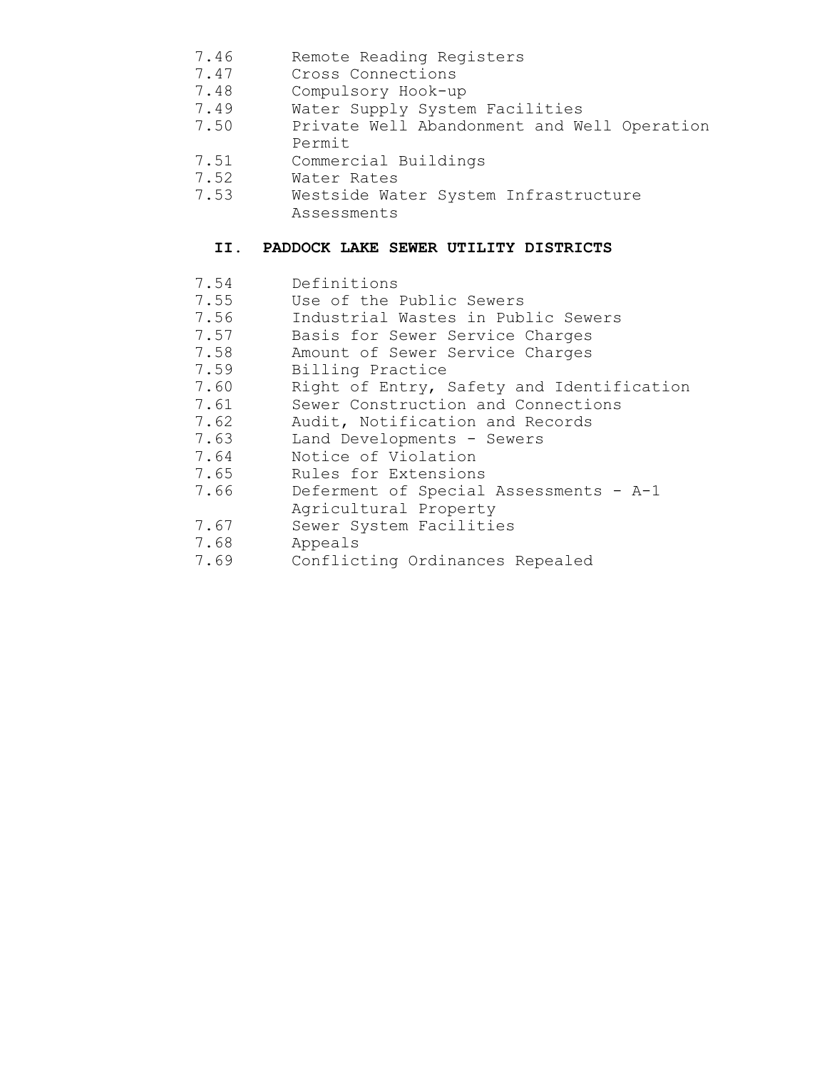7.46 Remote Reading Registers
7.47 Cross Connections
7.48 Compulsory Hook-up
7.49 Water Supply System Facilities
7.50 Private Well Abandonment and Well Operation Permit
7.51 Commercial Buildings
7.52 Water Rates
7.53 Westside Water System Infrastructure Assessments

## II. PADDOCK LAKE SEWER UTILITY DISTRICTS

7.54 Definitions
7.55 Use of the Public Sewers
7.56 Industrial Wastes in Public Sewers
7.57 Basis for Sewer Service Charges
7.58 Amount of Sewer Service Charges
7.59 Billing Practice
7.60 Right of Entry, Safety and Identification
7.61 Sewer Construction and Connections
7.62 Audit, Notification and Records
7.63 Land Developments - Sewers
7.64 Notice of Violation
7.65 Rules for Extensions
7.66 Deferment of Special Assessments - A-1 Agricultural Property
7.67 Sewer System Facilities
7.68 Appeals
7.69 Conflicting Ordinances Repealed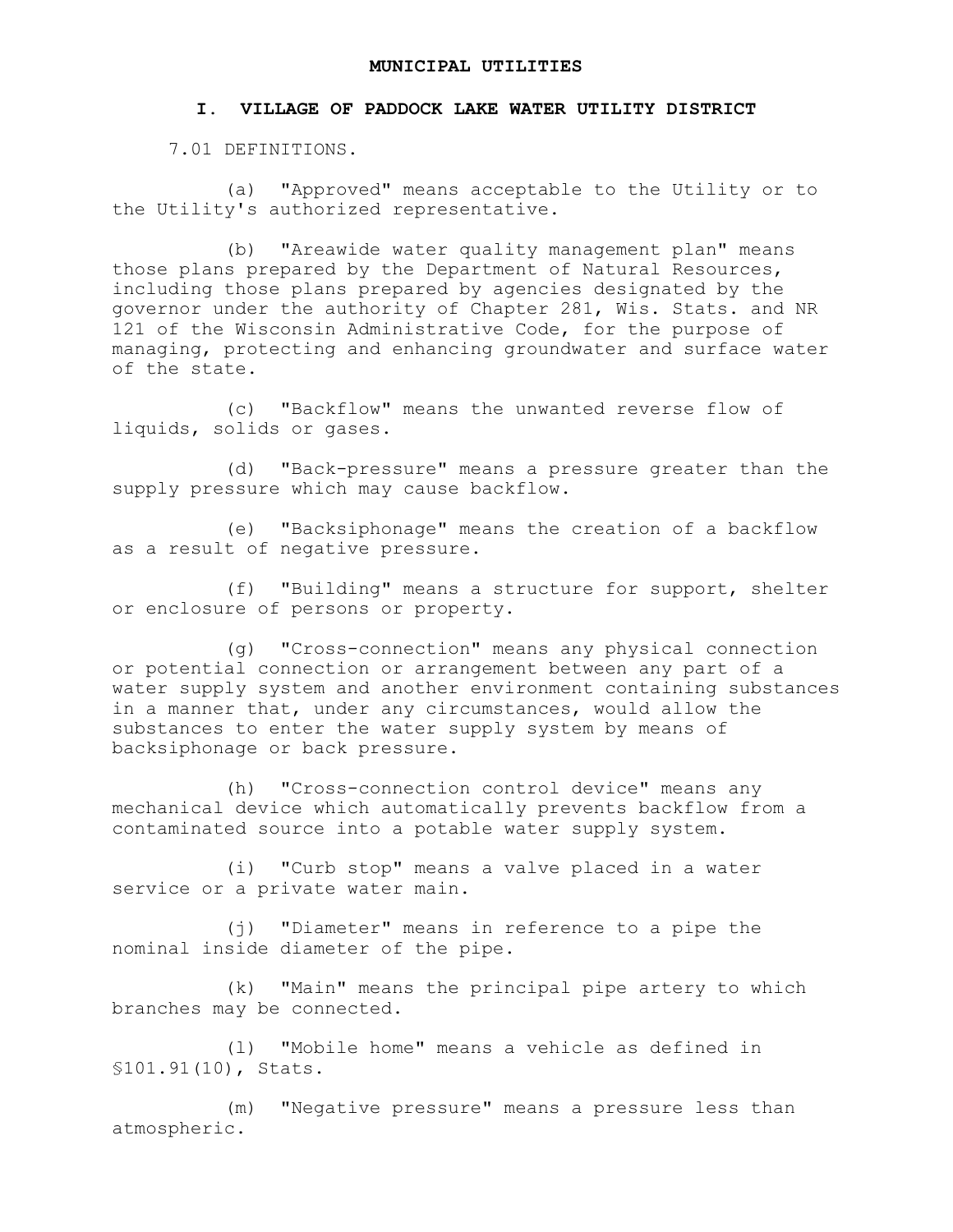# MUNICIPAL UTILITIES

## I. VILLAGE OF PADDOCK LAKE WATER UTILITY DISTRICT

7.01 DEFINITIONS.

(a) "Approved" means acceptable to the Utility or to the Utility's authorized representative.

(b) "Areawide water quality management plan" means those plans prepared by the Department of Natural Resources, including those plans prepared by agencies designated by the governor under the authority of Chapter 281, Wis. Stats. and NR 121 of the Wisconsin Administrative Code, for the purpose of managing, protecting and enhancing groundwater and surface water of the state.

(c) "Backflow" means the unwanted reverse flow of liquids, solids or gases.

(d) "Back-pressure" means a pressure greater than the supply pressure which may cause backflow.

(e) "Backsiphonage" means the creation of a backflow as a result of negative pressure.

(f) "Building" means a structure for support, shelter or enclosure of persons or property.

(g) "Cross-connection" means any physical connection or potential connection or arrangement between any part of a water supply system and another environment containing substances in a manner that, under any circumstances, would allow the substances to enter the water supply system by means of backsiphonage or back pressure.

(h) "Cross-connection control device" means any mechanical device which automatically prevents backflow from a contaminated source into a potable water supply system.

(i) "Curb stop" means a valve placed in a water service or a private water main.

(j) "Diameter" means in reference to a pipe the nominal inside diameter of the pipe.

(k) "Main" means the principal pipe artery to which branches may be connected.

(l) "Mobile home" means a vehicle as defined in §101.91(10), Stats.

(m) "Negative pressure" means a pressure less than atmospheric.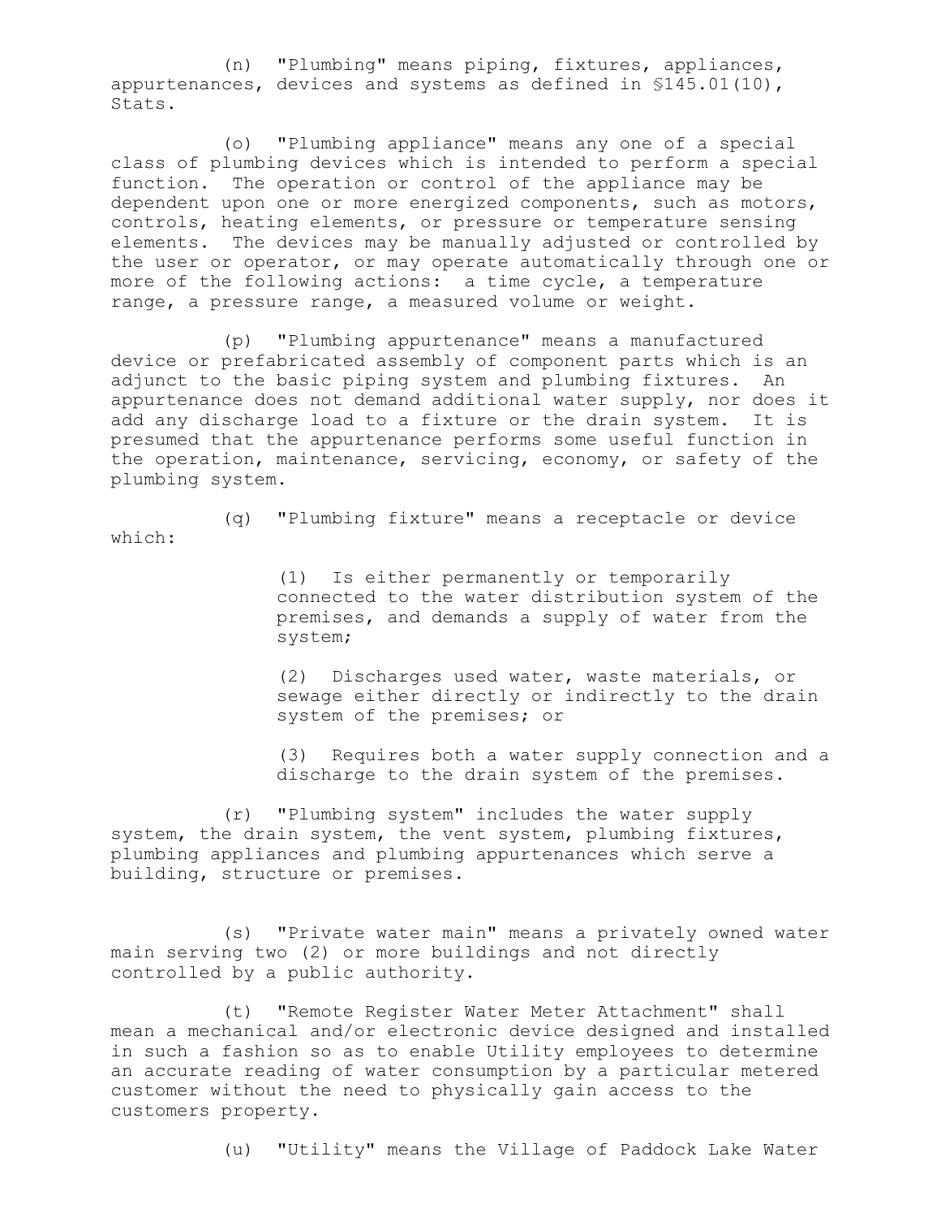(n) "Plumbing" means piping, fixtures, appliances, appurtenances, devices and systems as defined in §145.01(10), Stats.

(o) "Plumbing appliance" means any one of a special class of plumbing devices which is intended to perform a special function. The operation or control of the appliance may be dependent upon one or more energized components, such as motors, controls, heating elements, or pressure or temperature sensing elements. The devices may be manually adjusted or controlled by the user or operator, or may operate automatically through one or more of the following actions: a time cycle, a temperature range, a pressure range, a measured volume or weight.

(p) "Plumbing appurtenance" means a manufactured device or prefabricated assembly of component parts which is an adjunct to the basic piping system and plumbing fixtures. An appurtenance does not demand additional water supply, nor does it add any discharge load to a fixture or the drain system. It is presumed that the appurtenance performs some useful function in the operation, maintenance, servicing, economy, or safety of the plumbing system.

(q) "Plumbing fixture" means a receptacle or device which:

> (1) Is either permanently or temporarily connected to the water distribution system of the premises, and demands a supply of water from the system;
>
> (2) Discharges used water, waste materials, or sewage either directly or indirectly to the drain system of the premises; or
>
> (3) Requires both a water supply connection and a discharge to the drain system of the premises.

(r) "Plumbing system" includes the water supply system, the drain system, the vent system, plumbing fixtures, plumbing appliances and plumbing appurtenances which serve a building, structure or premises.

(s) "Private water main" means a privately owned water main serving two (2) or more buildings and not directly controlled by a public authority.

(t) "Remote Register Water Meter Attachment" shall mean a mechanical and/or electronic device designed and installed in such a fashion so as to enable Utility employees to determine an accurate reading of water consumption by a particular metered customer without the need to physically gain access to the customers property.

(u) "Utility" means the Village of Paddock Lake Water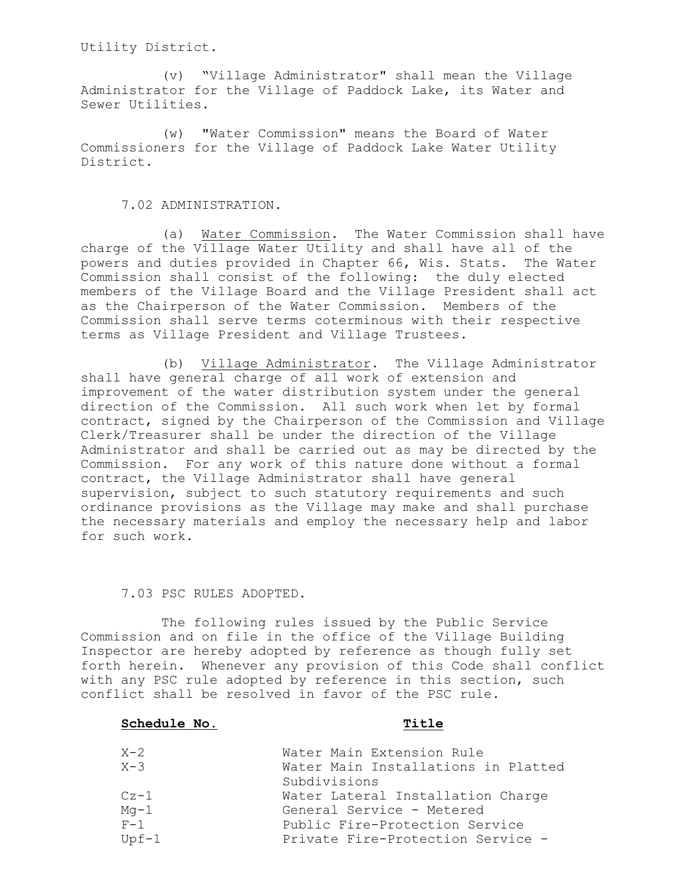Utility District.

(v) "Village Administrator" shall mean the Village Administrator for the Village of Paddock Lake, its Water and Sewer Utilities.

(w) "Water Commission" means the Board of Water Commissioners for the Village of Paddock Lake Water Utility District.

## 7.02 ADMINISTRATION.

(a) Water Commission. The Water Commission shall have charge of the Village Water Utility and shall have all of the powers and duties provided in Chapter 66, Wis. Stats. The Water Commission shall consist of the following: the duly elected members of the Village Board and the Village President shall act as the Chairperson of the Water Commission. Members of the Commission shall serve terms coterminous with their respective terms as Village President and Village Trustees.

(b) Village Administrator. The Village Administrator shall have general charge of all work of extension and improvement of the water distribution system under the general direction of the Commission. All such work when let by formal contract, signed by the Chairperson of the Commission and Village Clerk/Treasurer shall be under the direction of the Village Administrator and shall be carried out as may be directed by the Commission. For any work of this nature done without a formal contract, the Village Administrator shall have general supervision, subject to such statutory requirements and such ordinance provisions as the Village may make and shall purchase the necessary materials and employ the necessary help and labor for such work.

## 7.03 PSC RULES ADOPTED.

The following rules issued by the Public Service Commission and on file in the office of the Village Building Inspector are hereby adopted by reference as though fully set forth herein. Whenever any provision of this Code shall conflict with any PSC rule adopted by reference in this section, such conflict shall be resolved in favor of the PSC rule.

| Schedule No. | Title |
|---|---|
| X-2 | Water Main Extension Rule |
| X-3 | Water Main Installations in Platted Subdivisions |
| Cz-1 | Water Lateral Installation Charge |
| Mg-1 | General Service - Metered |
| F-1 | Public Fire-Protection Service |
| Upf-1 | Private Fire-Protection Service - |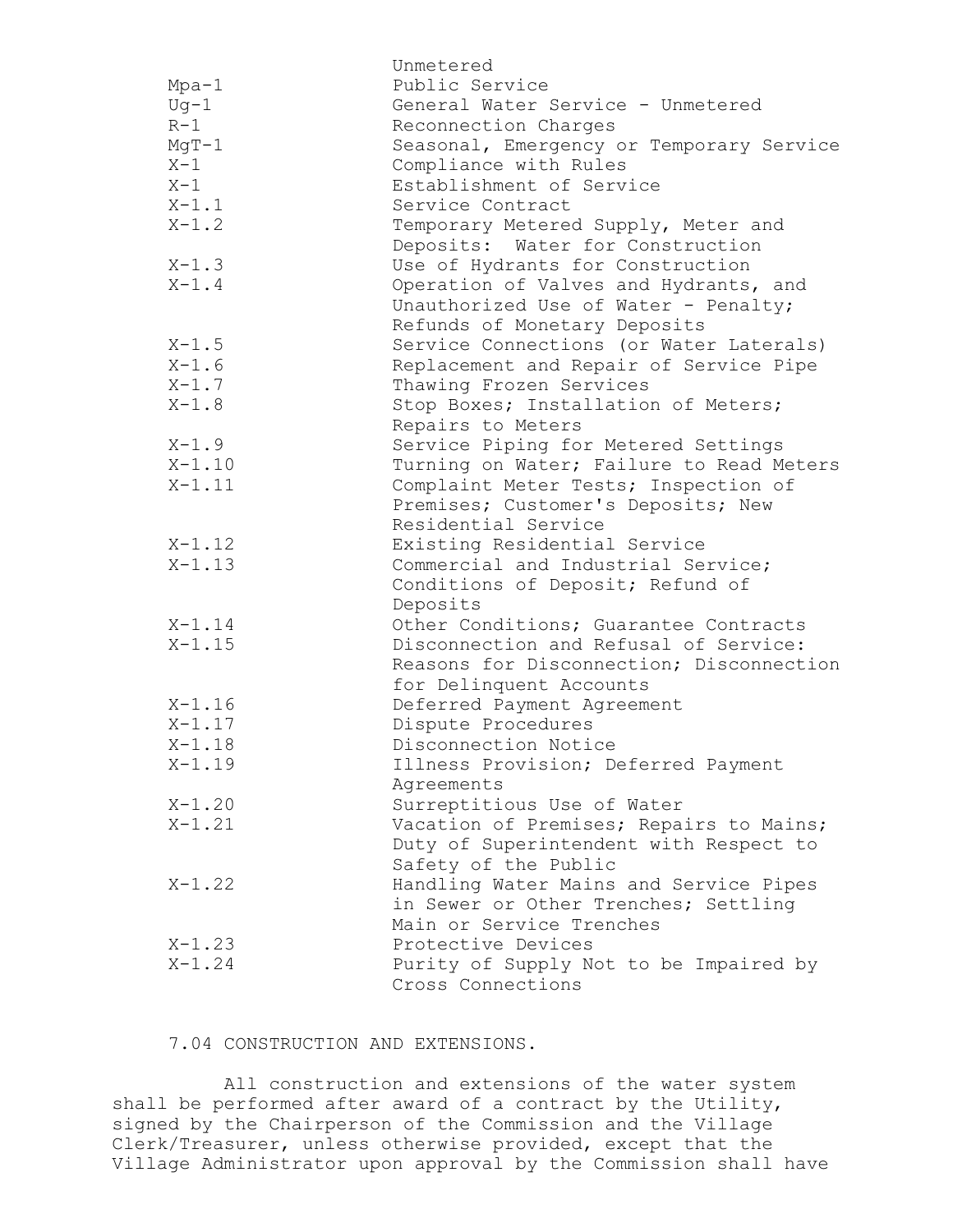| | |
|---|---|
| | Unmetered |
| Mpa-1 | Public Service |
| Ug-1 | General Water Service - Unmetered |
| R-1 | Reconnection Charges |
| MgT-1 | Seasonal, Emergency or Temporary Service |
| X-1 | Compliance with Rules |
| X-1 | Establishment of Service |
| X-1.1 | Service Contract |
| X-1.2 | Temporary Metered Supply, Meter and Deposits: Water for Construction |
| X-1.3 | Use of Hydrants for Construction |
| X-1.4 | Operation of Valves and Hydrants, and Unauthorized Use of Water - Penalty; Refunds of Monetary Deposits |
| X-1.5 | Service Connections (or Water Laterals) |
| X-1.6 | Replacement and Repair of Service Pipe |
| X-1.7 | Thawing Frozen Services |
| X-1.8 | Stop Boxes; Installation of Meters; Repairs to Meters |
| X-1.9 | Service Piping for Metered Settings |
| X-1.10 | Turning on Water; Failure to Read Meters |
| X-1.11 | Complaint Meter Tests; Inspection of Premises; Customer's Deposits; New Residential Service |
| X-1.12 | Existing Residential Service |
| X-1.13 | Commercial and Industrial Service; Conditions of Deposit; Refund of Deposits |
| X-1.14 | Other Conditions; Guarantee Contracts |
| X-1.15 | Disconnection and Refusal of Service: Reasons for Disconnection; Disconnection for Delinquent Accounts |
| X-1.16 | Deferred Payment Agreement |
| X-1.17 | Dispute Procedures |
| X-1.18 | Disconnection Notice |
| X-1.19 | Illness Provision; Deferred Payment Agreements |
| X-1.20 | Surreptitious Use of Water |
| X-1.21 | Vacation of Premises; Repairs to Mains; Duty of Superintendent with Respect to Safety of the Public |
| X-1.22 | Handling Water Mains and Service Pipes in Sewer or Other Trenches; Settling Main or Service Trenches |
| X-1.23 | Protective Devices |
| X-1.24 | Purity of Supply Not to be Impaired by Cross Connections |

## 7.04 CONSTRUCTION AND EXTENSIONS.

All construction and extensions of the water system shall be performed after award of a contract by the Utility, signed by the Chairperson of the Commission and the Village Clerk/Treasurer, unless otherwise provided, except that the Village Administrator upon approval by the Commission shall have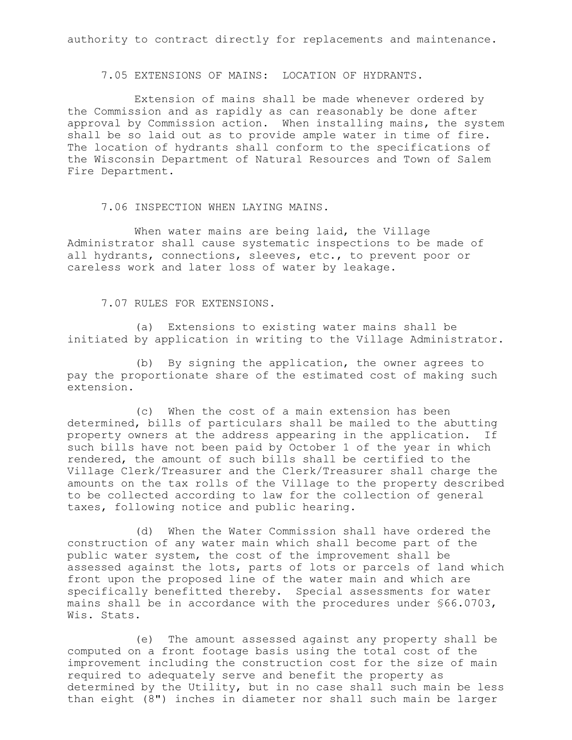authority to contract directly for replacements and maintenance.

### 7.05 EXTENSIONS OF MAINS: LOCATION OF HYDRANTS.

Extension of mains shall be made whenever ordered by the Commission and as rapidly as can reasonably be done after approval by Commission action. When installing mains, the system shall be so laid out as to provide ample water in time of fire. The location of hydrants shall conform to the specifications of the Wisconsin Department of Natural Resources and Town of Salem Fire Department.

### 7.06 INSPECTION WHEN LAYING MAINS.

When water mains are being laid, the Village Administrator shall cause systematic inspections to be made of all hydrants, connections, sleeves, etc., to prevent poor or careless work and later loss of water by leakage.

### 7.07 RULES FOR EXTENSIONS.

(a) Extensions to existing water mains shall be initiated by application in writing to the Village Administrator.

(b) By signing the application, the owner agrees to pay the proportionate share of the estimated cost of making such extension.

(c) When the cost of a main extension has been determined, bills of particulars shall be mailed to the abutting property owners at the address appearing in the application. If such bills have not been paid by October 1 of the year in which rendered, the amount of such bills shall be certified to the Village Clerk/Treasurer and the Clerk/Treasurer shall charge the amounts on the tax rolls of the Village to the property described to be collected according to law for the collection of general taxes, following notice and public hearing.

(d) When the Water Commission shall have ordered the construction of any water main which shall become part of the public water system, the cost of the improvement shall be assessed against the lots, parts of lots or parcels of land which front upon the proposed line of the water main and which are specifically benefitted thereby. Special assessments for water mains shall be in accordance with the procedures under §66.0703, Wis. Stats.

(e) The amount assessed against any property shall be computed on a front footage basis using the total cost of the improvement including the construction cost for the size of main required to adequately serve and benefit the property as determined by the Utility, but in no case shall such main be less than eight (8") inches in diameter nor shall such main be larger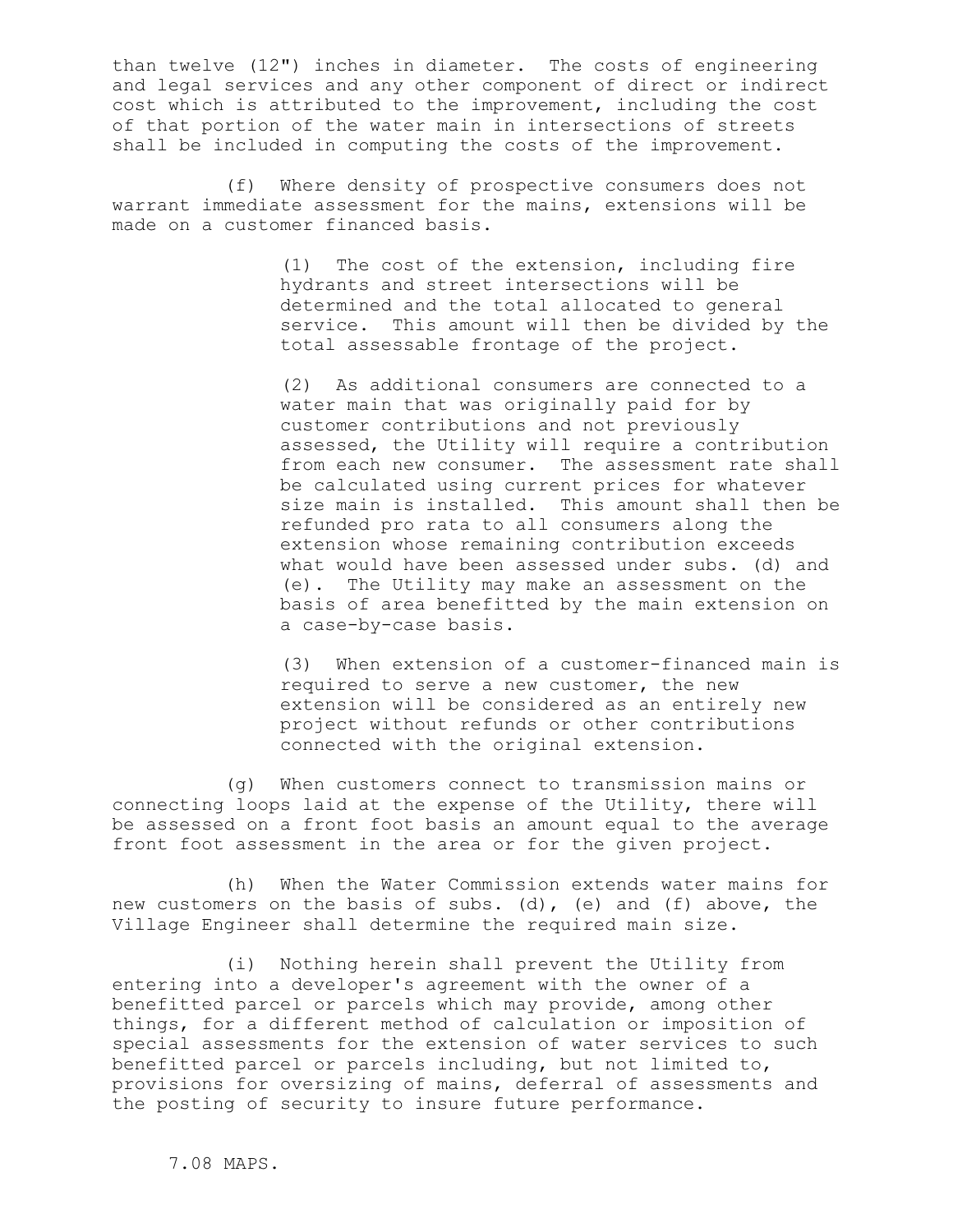than twelve (12") inches in diameter. The costs of engineering and legal services and any other component of direct or indirect cost which is attributed to the improvement, including the cost of that portion of the water main in intersections of streets shall be included in computing the costs of the improvement.

(f) Where density of prospective consumers does not warrant immediate assessment for the mains, extensions will be made on a customer financed basis.

> (1) The cost of the extension, including fire hydrants and street intersections will be determined and the total allocated to general service. This amount will then be divided by the total assessable frontage of the project.
>
> (2) As additional consumers are connected to a water main that was originally paid for by customer contributions and not previously assessed, the Utility will require a contribution from each new consumer. The assessment rate shall be calculated using current prices for whatever size main is installed. This amount shall then be refunded pro rata to all consumers along the extension whose remaining contribution exceeds what would have been assessed under subs. (d) and (e). The Utility may make an assessment on the basis of area benefitted by the main extension on a case-by-case basis.
>
> (3) When extension of a customer-financed main is required to serve a new customer, the new extension will be considered as an entirely new project without refunds or other contributions connected with the original extension.

(g) When customers connect to transmission mains or connecting loops laid at the expense of the Utility, there will be assessed on a front foot basis an amount equal to the average front foot assessment in the area or for the given project.

(h) When the Water Commission extends water mains for new customers on the basis of subs. (d), (e) and (f) above, the Village Engineer shall determine the required main size.

(i) Nothing herein shall prevent the Utility from entering into a developer's agreement with the owner of a benefitted parcel or parcels which may provide, among other things, for a different method of calculation or imposition of special assessments for the extension of water services to such benefitted parcel or parcels including, but not limited to, provisions for oversizing of mains, deferral of assessments and the posting of security to insure future performance.

7.08 MAPS.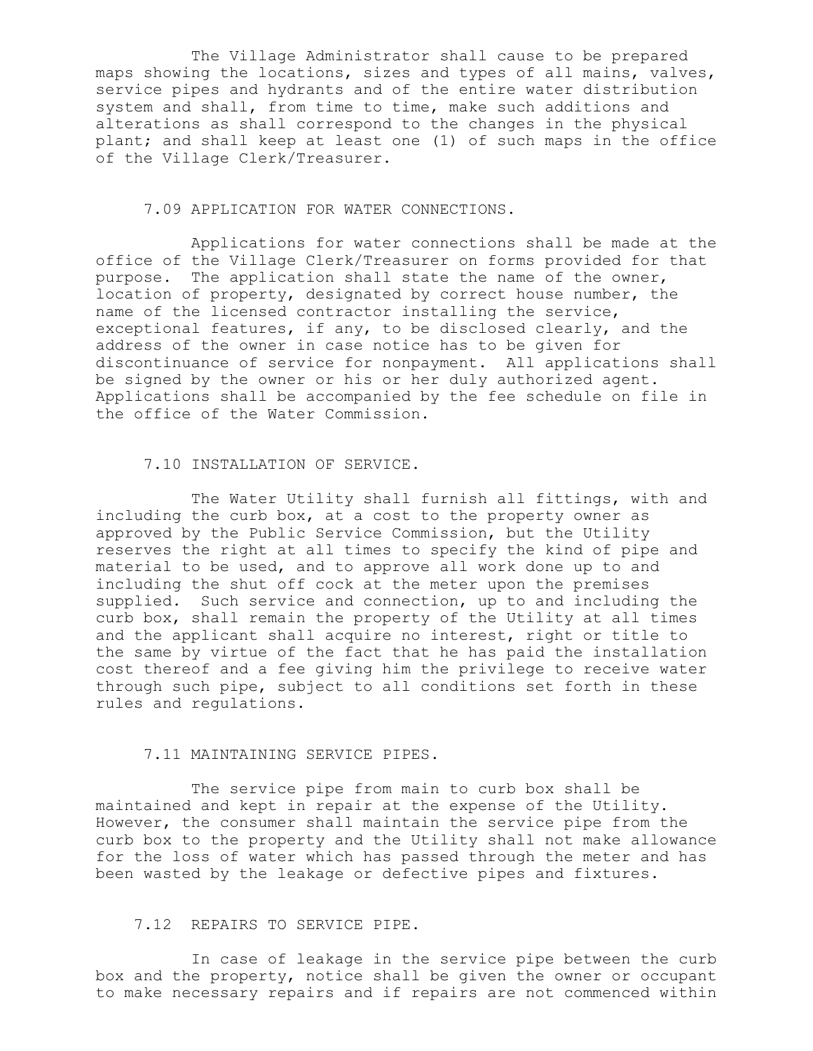The Village Administrator shall cause to be prepared maps showing the locations, sizes and types of all mains, valves, service pipes and hydrants and of the entire water distribution system and shall, from time to time, make such additions and alterations as shall correspond to the changes in the physical plant; and shall keep at least one (1) of such maps in the office of the Village Clerk/Treasurer.

## 7.09 APPLICATION FOR WATER CONNECTIONS.

Applications for water connections shall be made at the office of the Village Clerk/Treasurer on forms provided for that purpose. The application shall state the name of the owner, location of property, designated by correct house number, the name of the licensed contractor installing the service, exceptional features, if any, to be disclosed clearly, and the address of the owner in case notice has to be given for discontinuance of service for nonpayment. All applications shall be signed by the owner or his or her duly authorized agent. Applications shall be accompanied by the fee schedule on file in the office of the Water Commission.

## 7.10 INSTALLATION OF SERVICE.

The Water Utility shall furnish all fittings, with and including the curb box, at a cost to the property owner as approved by the Public Service Commission, but the Utility reserves the right at all times to specify the kind of pipe and material to be used, and to approve all work done up to and including the shut off cock at the meter upon the premises supplied. Such service and connection, up to and including the curb box, shall remain the property of the Utility at all times and the applicant shall acquire no interest, right or title to the same by virtue of the fact that he has paid the installation cost thereof and a fee giving him the privilege to receive water through such pipe, subject to all conditions set forth in these rules and regulations.

## 7.11 MAINTAINING SERVICE PIPES.

The service pipe from main to curb box shall be maintained and kept in repair at the expense of the Utility. However, the consumer shall maintain the service pipe from the curb box to the property and the Utility shall not make allowance for the loss of water which has passed through the meter and has been wasted by the leakage or defective pipes and fixtures.

## 7.12 REPAIRS TO SERVICE PIPE.

In case of leakage in the service pipe between the curb box and the property, notice shall be given the owner or occupant to make necessary repairs and if repairs are not commenced within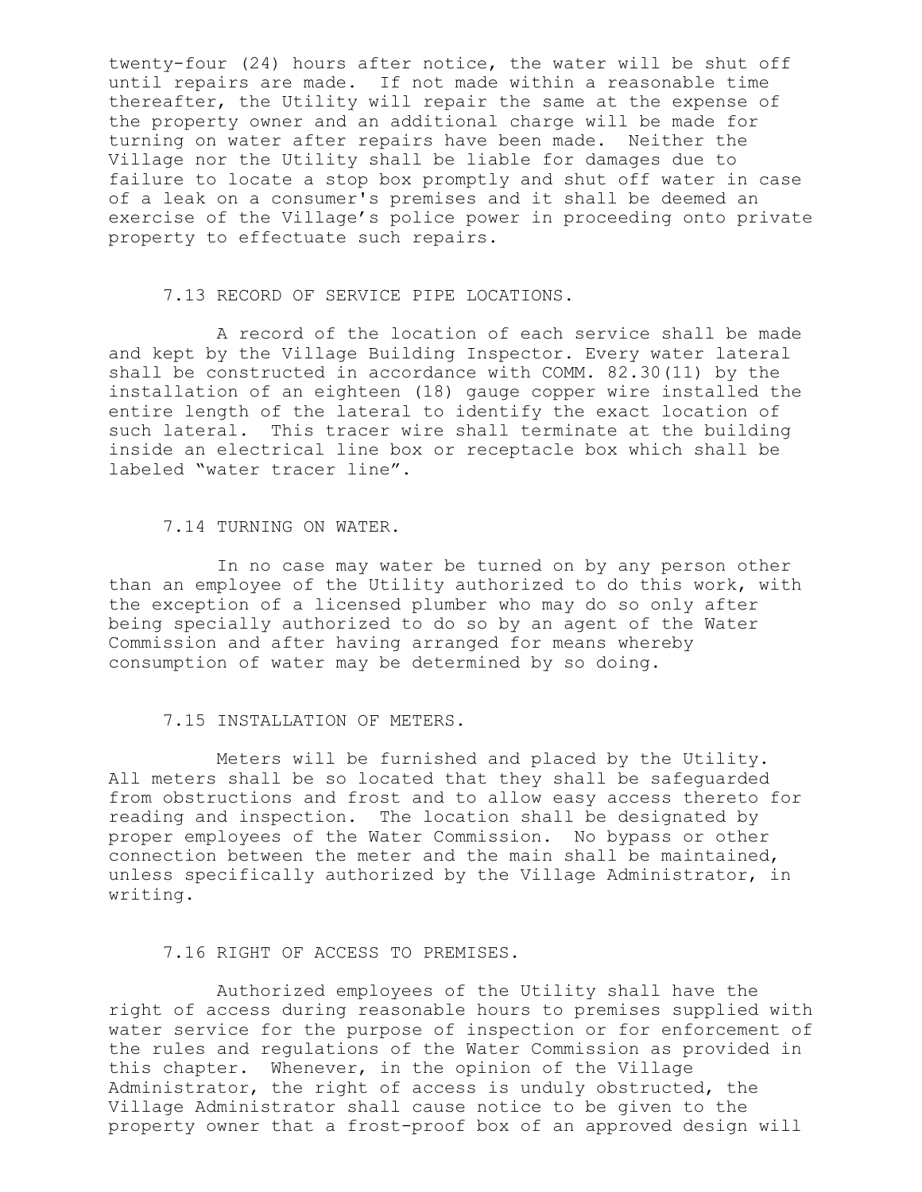twenty-four (24) hours after notice, the water will be shut off until repairs are made. If not made within a reasonable time thereafter, the Utility will repair the same at the expense of the property owner and an additional charge will be made for turning on water after repairs have been made. Neither the Village nor the Utility shall be liable for damages due to failure to locate a stop box promptly and shut off water in case of a leak on a consumer's premises and it shall be deemed an exercise of the Village's police power in proceeding onto private property to effectuate such repairs.

### 7.13 RECORD OF SERVICE PIPE LOCATIONS.

A record of the location of each service shall be made and kept by the Village Building Inspector. Every water lateral shall be constructed in accordance with COMM. 82.30(11) by the installation of an eighteen (18) gauge copper wire installed the entire length of the lateral to identify the exact location of such lateral. This tracer wire shall terminate at the building inside an electrical line box or receptacle box which shall be labeled "water tracer line".

### 7.14 TURNING ON WATER.

In no case may water be turned on by any person other than an employee of the Utility authorized to do this work, with the exception of a licensed plumber who may do so only after being specially authorized to do so by an agent of the Water Commission and after having arranged for means whereby consumption of water may be determined by so doing.

### 7.15 INSTALLATION OF METERS.

Meters will be furnished and placed by the Utility. All meters shall be so located that they shall be safeguarded from obstructions and frost and to allow easy access thereto for reading and inspection. The location shall be designated by proper employees of the Water Commission. No bypass or other connection between the meter and the main shall be maintained, unless specifically authorized by the Village Administrator, in writing.

### 7.16 RIGHT OF ACCESS TO PREMISES.

Authorized employees of the Utility shall have the right of access during reasonable hours to premises supplied with water service for the purpose of inspection or for enforcement of the rules and regulations of the Water Commission as provided in this chapter. Whenever, in the opinion of the Village Administrator, the right of access is unduly obstructed, the Village Administrator shall cause notice to be given to the property owner that a frost-proof box of an approved design will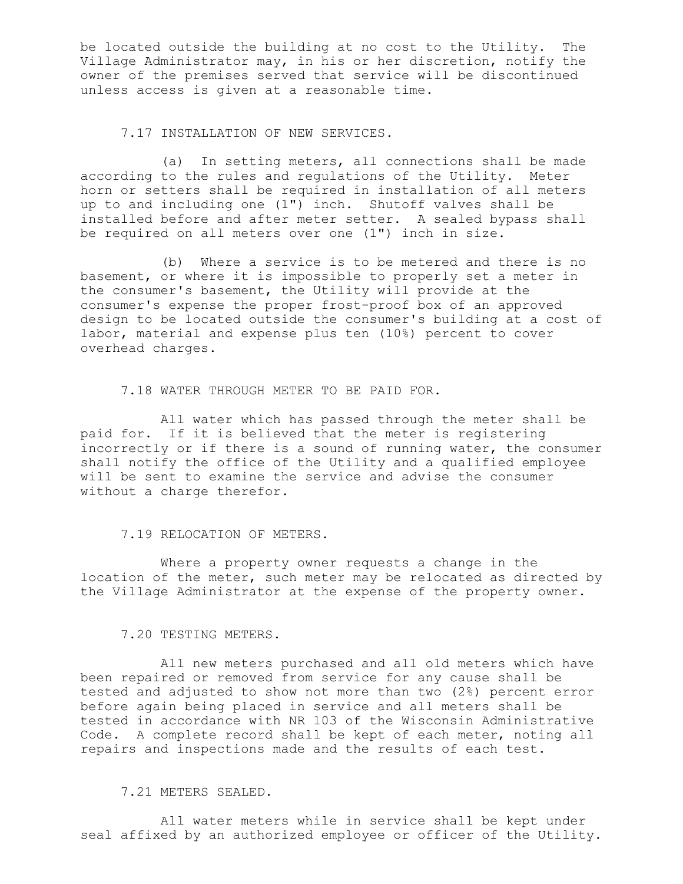be located outside the building at no cost to the Utility. The Village Administrator may, in his or her discretion, notify the owner of the premises served that service will be discontinued unless access is given at a reasonable time.

### 7.17 INSTALLATION OF NEW SERVICES.

(a) In setting meters, all connections shall be made according to the rules and regulations of the Utility. Meter horn or setters shall be required in installation of all meters up to and including one (1") inch. Shutoff valves shall be installed before and after meter setter. A sealed bypass shall be required on all meters over one (1") inch in size.

(b) Where a service is to be metered and there is no basement, or where it is impossible to properly set a meter in the consumer's basement, the Utility will provide at the consumer's expense the proper frost-proof box of an approved design to be located outside the consumer's building at a cost of labor, material and expense plus ten (10%) percent to cover overhead charges.

### 7.18 WATER THROUGH METER TO BE PAID FOR.

All water which has passed through the meter shall be paid for. If it is believed that the meter is registering incorrectly or if there is a sound of running water, the consumer shall notify the office of the Utility and a qualified employee will be sent to examine the service and advise the consumer without a charge therefor.

### 7.19 RELOCATION OF METERS.

Where a property owner requests a change in the location of the meter, such meter may be relocated as directed by the Village Administrator at the expense of the property owner.

### 7.20 TESTING METERS.

All new meters purchased and all old meters which have been repaired or removed from service for any cause shall be tested and adjusted to show not more than two (2%) percent error before again being placed in service and all meters shall be tested in accordance with NR 103 of the Wisconsin Administrative Code. A complete record shall be kept of each meter, noting all repairs and inspections made and the results of each test.

### 7.21 METERS SEALED.

All water meters while in service shall be kept under seal affixed by an authorized employee or officer of the Utility.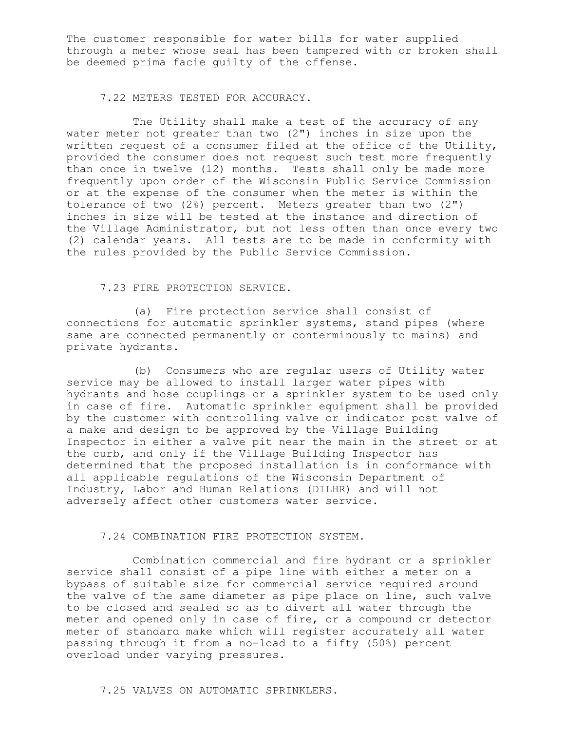The customer responsible for water bills for water supplied through a meter whose seal has been tampered with or broken shall be deemed prima facie guilty of the offense.

### 7.22 METERS TESTED FOR ACCURACY.

The Utility shall make a test of the accuracy of any water meter not greater than two (2") inches in size upon the written request of a consumer filed at the office of the Utility, provided the consumer does not request such test more frequently than once in twelve (12) months. Tests shall only be made more frequently upon order of the Wisconsin Public Service Commission or at the expense of the consumer when the meter is within the tolerance of two (2%) percent. Meters greater than two (2") inches in size will be tested at the instance and direction of the Village Administrator, but not less often than once every two (2) calendar years. All tests are to be made in conformity with the rules provided by the Public Service Commission.

### 7.23 FIRE PROTECTION SERVICE.

(a) Fire protection service shall consist of connections for automatic sprinkler systems, stand pipes (where same are connected permanently or conterminously to mains) and private hydrants.

(b) Consumers who are regular users of Utility water service may be allowed to install larger water pipes with hydrants and hose couplings or a sprinkler system to be used only in case of fire. Automatic sprinkler equipment shall be provided by the customer with controlling valve or indicator post valve of a make and design to be approved by the Village Building Inspector in either a valve pit near the main in the street or at the curb, and only if the Village Building Inspector has determined that the proposed installation is in conformance with all applicable regulations of the Wisconsin Department of Industry, Labor and Human Relations (DILHR) and will not adversely affect other customers water service.

### 7.24 COMBINATION FIRE PROTECTION SYSTEM.

Combination commercial and fire hydrant or a sprinkler service shall consist of a pipe line with either a meter on a bypass of suitable size for commercial service required around the valve of the same diameter as pipe place on line, such valve to be closed and sealed so as to divert all water through the meter and opened only in case of fire, or a compound or detector meter of standard make which will register accurately all water passing through it from a no-load to a fifty (50%) percent overload under varying pressures.

### 7.25 VALVES ON AUTOMATIC SPRINKLERS.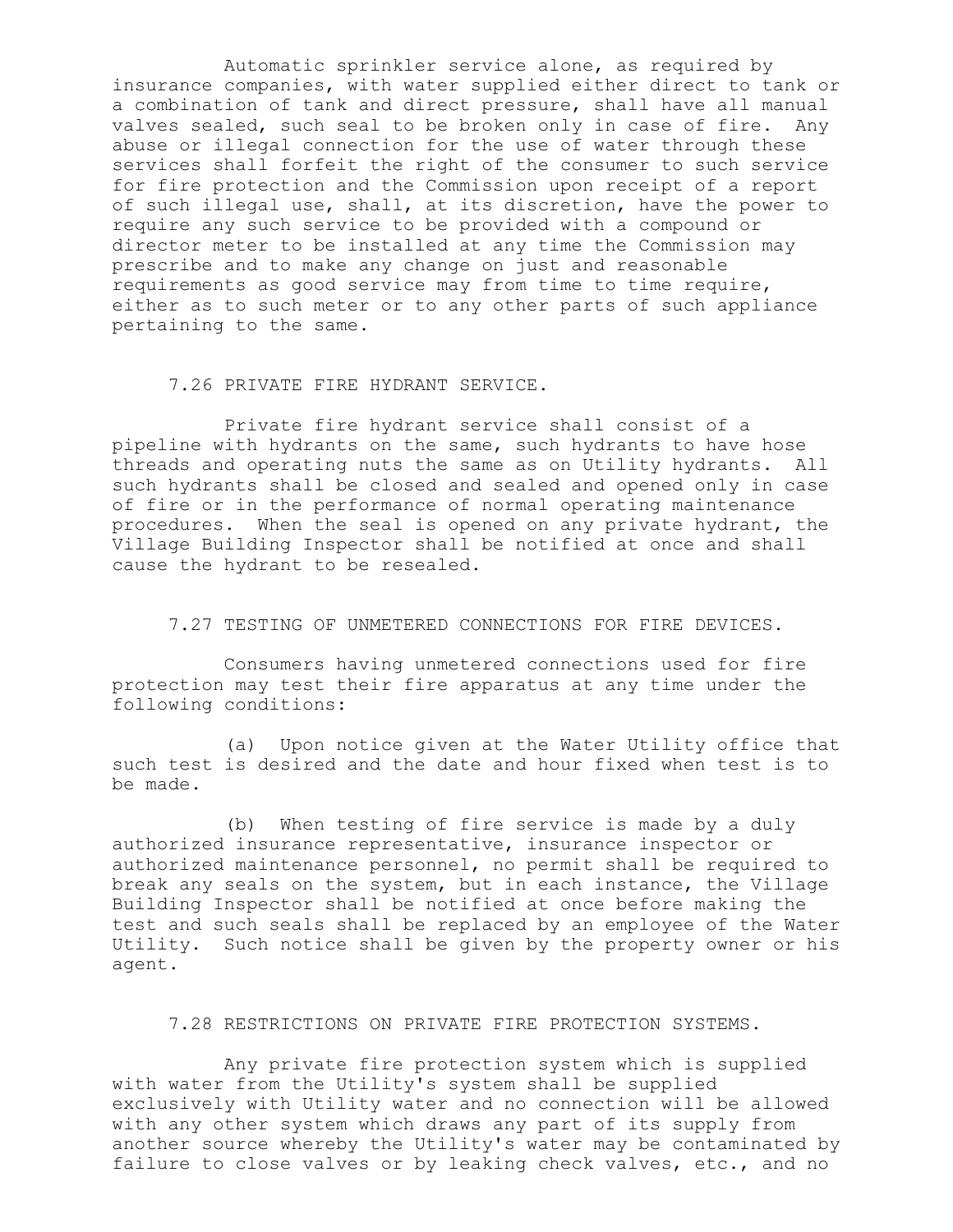Automatic sprinkler service alone, as required by insurance companies, with water supplied either direct to tank or a combination of tank and direct pressure, shall have all manual valves sealed, such seal to be broken only in case of fire. Any abuse or illegal connection for the use of water through these services shall forfeit the right of the consumer to such service for fire protection and the Commission upon receipt of a report of such illegal use, shall, at its discretion, have the power to require any such service to be provided with a compound or director meter to be installed at any time the Commission may prescribe and to make any change on just and reasonable requirements as good service may from time to time require, either as to such meter or to any other parts of such appliance pertaining to the same.

### 7.26 PRIVATE FIRE HYDRANT SERVICE.

Private fire hydrant service shall consist of a pipeline with hydrants on the same, such hydrants to have hose threads and operating nuts the same as on Utility hydrants. All such hydrants shall be closed and sealed and opened only in case of fire or in the performance of normal operating maintenance procedures. When the seal is opened on any private hydrant, the Village Building Inspector shall be notified at once and shall cause the hydrant to be resealed.

### 7.27 TESTING OF UNMETERED CONNECTIONS FOR FIRE DEVICES.

Consumers having unmetered connections used for fire protection may test their fire apparatus at any time under the following conditions:

(a) Upon notice given at the Water Utility office that such test is desired and the date and hour fixed when test is to be made.

(b) When testing of fire service is made by a duly authorized insurance representative, insurance inspector or authorized maintenance personnel, no permit shall be required to break any seals on the system, but in each instance, the Village Building Inspector shall be notified at once before making the test and such seals shall be replaced by an employee of the Water Utility. Such notice shall be given by the property owner or his agent.

### 7.28 RESTRICTIONS ON PRIVATE FIRE PROTECTION SYSTEMS.

Any private fire protection system which is supplied with water from the Utility's system shall be supplied exclusively with Utility water and no connection will be allowed with any other system which draws any part of its supply from another source whereby the Utility's water may be contaminated by failure to close valves or by leaking check valves, etc., and no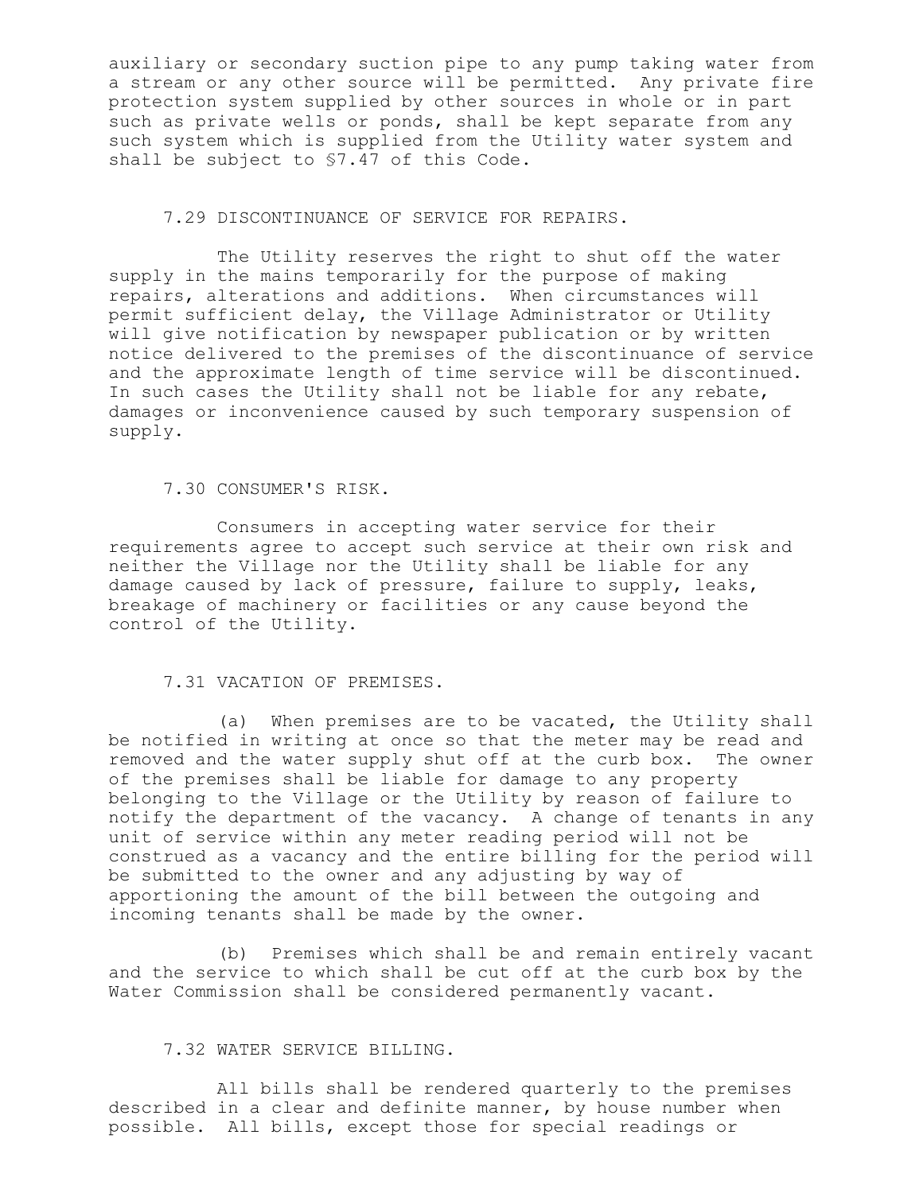auxiliary or secondary suction pipe to any pump taking water from a stream or any other source will be permitted. Any private fire protection system supplied by other sources in whole or in part such as private wells or ponds, shall be kept separate from any such system which is supplied from the Utility water system and shall be subject to §7.47 of this Code.

### 7.29 DISCONTINUANCE OF SERVICE FOR REPAIRS.

The Utility reserves the right to shut off the water supply in the mains temporarily for the purpose of making repairs, alterations and additions. When circumstances will permit sufficient delay, the Village Administrator or Utility will give notification by newspaper publication or by written notice delivered to the premises of the discontinuance of service and the approximate length of time service will be discontinued. In such cases the Utility shall not be liable for any rebate, damages or inconvenience caused by such temporary suspension of supply.

### 7.30 CONSUMER'S RISK.

Consumers in accepting water service for their requirements agree to accept such service at their own risk and neither the Village nor the Utility shall be liable for any damage caused by lack of pressure, failure to supply, leaks, breakage of machinery or facilities or any cause beyond the control of the Utility.

### 7.31 VACATION OF PREMISES.

(a) When premises are to be vacated, the Utility shall be notified in writing at once so that the meter may be read and removed and the water supply shut off at the curb box. The owner of the premises shall be liable for damage to any property belonging to the Village or the Utility by reason of failure to notify the department of the vacancy. A change of tenants in any unit of service within any meter reading period will not be construed as a vacancy and the entire billing for the period will be submitted to the owner and any adjusting by way of apportioning the amount of the bill between the outgoing and incoming tenants shall be made by the owner.

(b) Premises which shall be and remain entirely vacant and the service to which shall be cut off at the curb box by the Water Commission shall be considered permanently vacant.

### 7.32 WATER SERVICE BILLING.

All bills shall be rendered quarterly to the premises described in a clear and definite manner, by house number when possible. All bills, except those for special readings or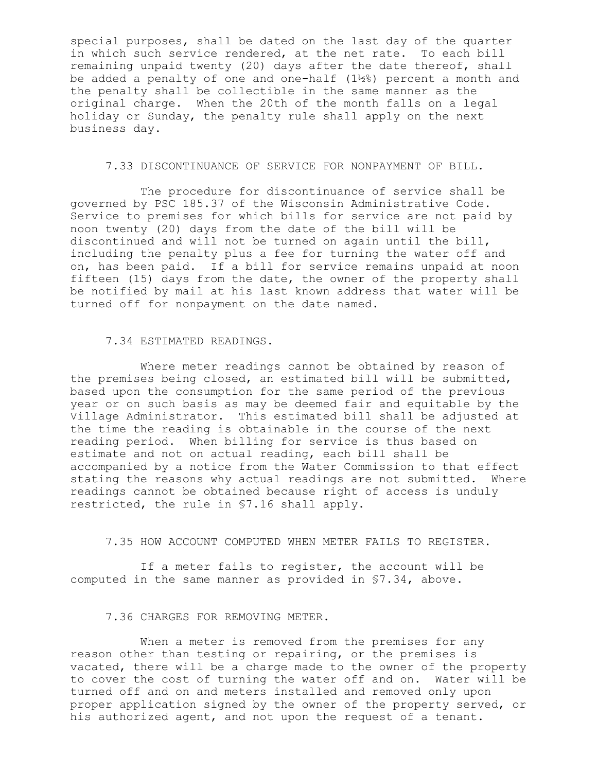special purposes, shall be dated on the last day of the quarter in which such service rendered, at the net rate. To each bill remaining unpaid twenty (20) days after the date thereof, shall be added a penalty of one and one-half (1½%) percent a month and the penalty shall be collectible in the same manner as the original charge. When the 20th of the month falls on a legal holiday or Sunday, the penalty rule shall apply on the next business day.

### 7.33 DISCONTINUANCE OF SERVICE FOR NONPAYMENT OF BILL.

The procedure for discontinuance of service shall be governed by PSC 185.37 of the Wisconsin Administrative Code. Service to premises for which bills for service are not paid by noon twenty (20) days from the date of the bill will be discontinued and will not be turned on again until the bill, including the penalty plus a fee for turning the water off and on, has been paid. If a bill for service remains unpaid at noon fifteen (15) days from the date, the owner of the property shall be notified by mail at his last known address that water will be turned off for nonpayment on the date named.

### 7.34 ESTIMATED READINGS.

Where meter readings cannot be obtained by reason of the premises being closed, an estimated bill will be submitted, based upon the consumption for the same period of the previous year or on such basis as may be deemed fair and equitable by the Village Administrator. This estimated bill shall be adjusted at the time the reading is obtainable in the course of the next reading period. When billing for service is thus based on estimate and not on actual reading, each bill shall be accompanied by a notice from the Water Commission to that effect stating the reasons why actual readings are not submitted. Where readings cannot be obtained because right of access is unduly restricted, the rule in §7.16 shall apply.

### 7.35 HOW ACCOUNT COMPUTED WHEN METER FAILS TO REGISTER.

If a meter fails to register, the account will be computed in the same manner as provided in §7.34, above.

### 7.36 CHARGES FOR REMOVING METER.

When a meter is removed from the premises for any reason other than testing or repairing, or the premises is vacated, there will be a charge made to the owner of the property to cover the cost of turning the water off and on. Water will be turned off and on and meters installed and removed only upon proper application signed by the owner of the property served, or his authorized agent, and not upon the request of a tenant.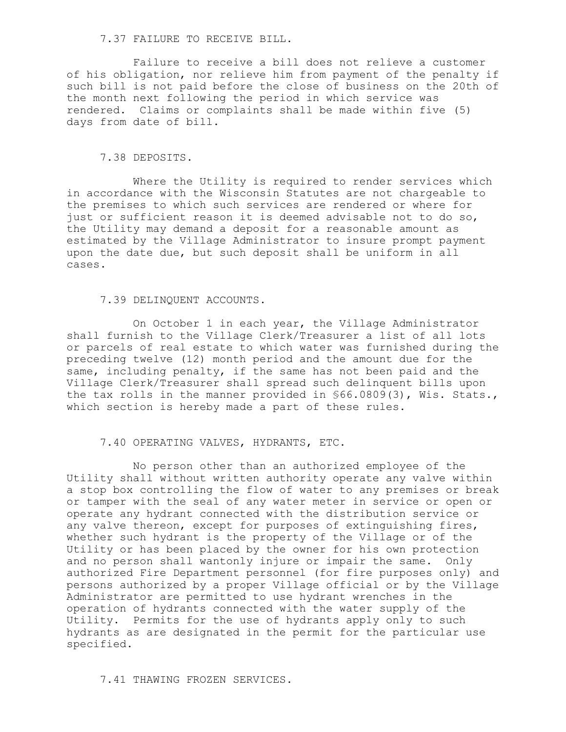### 7.37 FAILURE TO RECEIVE BILL.

Failure to receive a bill does not relieve a customer of his obligation, nor relieve him from payment of the penalty if such bill is not paid before the close of business on the 20th of the month next following the period in which service was rendered. Claims or complaints shall be made within five (5) days from date of bill.

### 7.38 DEPOSITS.

Where the Utility is required to render services which in accordance with the Wisconsin Statutes are not chargeable to the premises to which such services are rendered or where for just or sufficient reason it is deemed advisable not to do so, the Utility may demand a deposit for a reasonable amount as estimated by the Village Administrator to insure prompt payment upon the date due, but such deposit shall be uniform in all cases.

### 7.39 DELINQUENT ACCOUNTS.

On October 1 in each year, the Village Administrator shall furnish to the Village Clerk/Treasurer a list of all lots or parcels of real estate to which water was furnished during the preceding twelve (12) month period and the amount due for the same, including penalty, if the same has not been paid and the Village Clerk/Treasurer shall spread such delinquent bills upon the tax rolls in the manner provided in §66.0809(3), Wis. Stats., which section is hereby made a part of these rules.

### 7.40 OPERATING VALVES, HYDRANTS, ETC.

No person other than an authorized employee of the Utility shall without written authority operate any valve within a stop box controlling the flow of water to any premises or break or tamper with the seal of any water meter in service or open or operate any hydrant connected with the distribution service or any valve thereon, except for purposes of extinguishing fires, whether such hydrant is the property of the Village or of the Utility or has been placed by the owner for his own protection and no person shall wantonly injure or impair the same. Only authorized Fire Department personnel (for fire purposes only) and persons authorized by a proper Village official or by the Village Administrator are permitted to use hydrant wrenches in the operation of hydrants connected with the water supply of the Utility. Permits for the use of hydrants apply only to such hydrants as are designated in the permit for the particular use specified.

### 7.41 THAWING FROZEN SERVICES.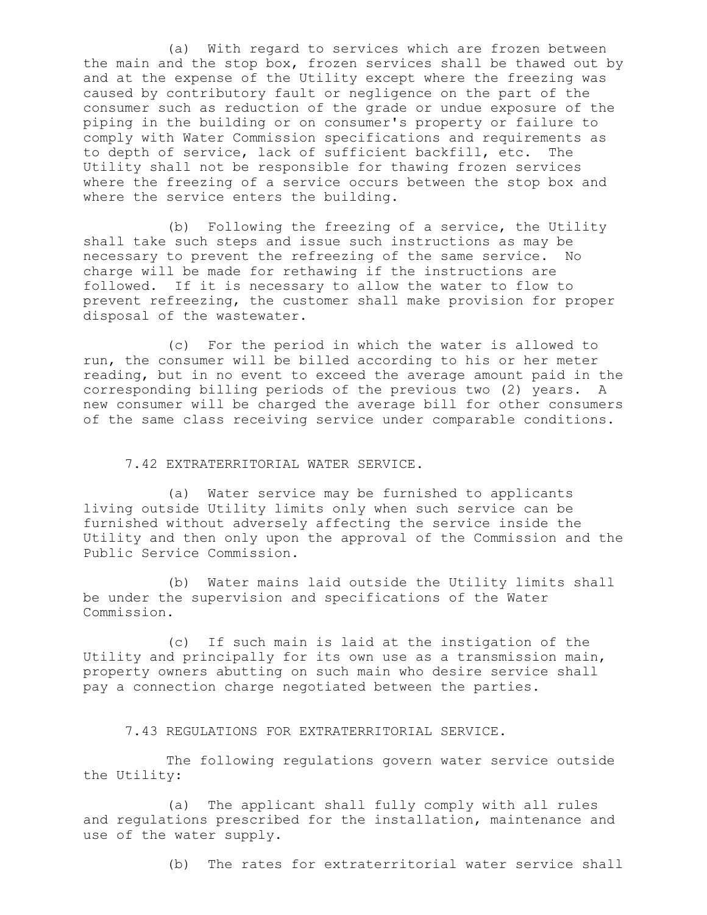(a) With regard to services which are frozen between the main and the stop box, frozen services shall be thawed out by and at the expense of the Utility except where the freezing was caused by contributory fault or negligence on the part of the consumer such as reduction of the grade or undue exposure of the piping in the building or on consumer's property or failure to comply with Water Commission specifications and requirements as to depth of service, lack of sufficient backfill, etc. The Utility shall not be responsible for thawing frozen services where the freezing of a service occurs between the stop box and where the service enters the building.

(b) Following the freezing of a service, the Utility shall take such steps and issue such instructions as may be necessary to prevent the refreezing of the same service. No charge will be made for rethawing if the instructions are followed. If it is necessary to allow the water to flow to prevent refreezing, the customer shall make provision for proper disposal of the wastewater.

(c) For the period in which the water is allowed to run, the consumer will be billed according to his or her meter reading, but in no event to exceed the average amount paid in the corresponding billing periods of the previous two (2) years. A new consumer will be charged the average bill for other consumers of the same class receiving service under comparable conditions.

## 7.42 EXTRATERRITORIAL WATER SERVICE.

(a) Water service may be furnished to applicants living outside Utility limits only when such service can be furnished without adversely affecting the service inside the Utility and then only upon the approval of the Commission and the Public Service Commission.

(b) Water mains laid outside the Utility limits shall be under the supervision and specifications of the Water Commission.

(c) If such main is laid at the instigation of the Utility and principally for its own use as a transmission main, property owners abutting on such main who desire service shall pay a connection charge negotiated between the parties.

## 7.43 REGULATIONS FOR EXTRATERRITORIAL SERVICE.

The following regulations govern water service outside the Utility:

(a) The applicant shall fully comply with all rules and regulations prescribed for the installation, maintenance and use of the water supply.

(b) The rates for extraterritorial water service shall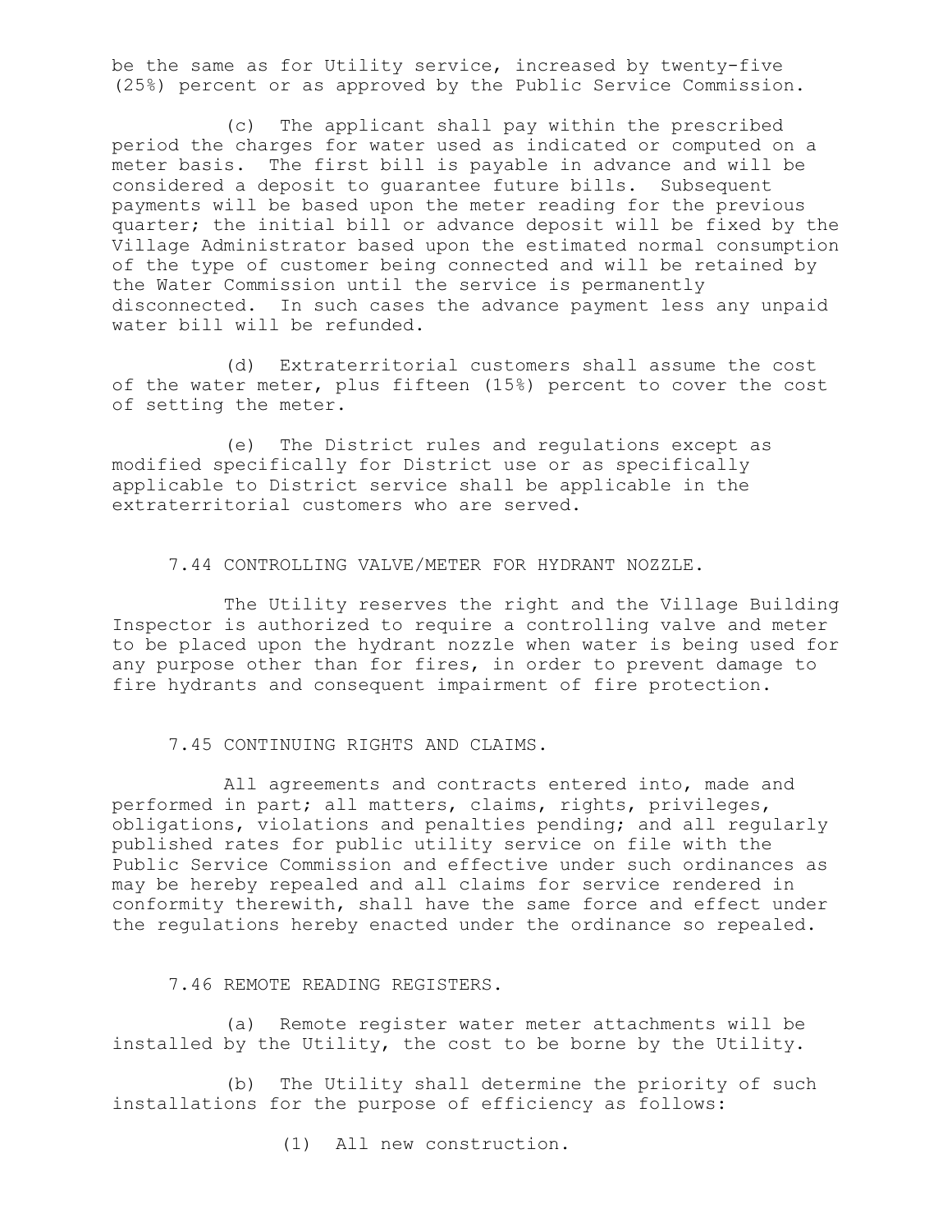be the same as for Utility service, increased by twenty-five (25%) percent or as approved by the Public Service Commission.

(c) The applicant shall pay within the prescribed period the charges for water used as indicated or computed on a meter basis. The first bill is payable in advance and will be considered a deposit to guarantee future bills. Subsequent payments will be based upon the meter reading for the previous quarter; the initial bill or advance deposit will be fixed by the Village Administrator based upon the estimated normal consumption of the type of customer being connected and will be retained by the Water Commission until the service is permanently disconnected. In such cases the advance payment less any unpaid water bill will be refunded.

(d) Extraterritorial customers shall assume the cost of the water meter, plus fifteen (15%) percent to cover the cost of setting the meter.

(e) The District rules and regulations except as modified specifically for District use or as specifically applicable to District service shall be applicable in the extraterritorial customers who are served.

### 7.44 CONTROLLING VALVE/METER FOR HYDRANT NOZZLE.

The Utility reserves the right and the Village Building Inspector is authorized to require a controlling valve and meter to be placed upon the hydrant nozzle when water is being used for any purpose other than for fires, in order to prevent damage to fire hydrants and consequent impairment of fire protection.

### 7.45 CONTINUING RIGHTS AND CLAIMS.

All agreements and contracts entered into, made and performed in part; all matters, claims, rights, privileges, obligations, violations and penalties pending; and all regularly published rates for public utility service on file with the Public Service Commission and effective under such ordinances as may be hereby repealed and all claims for service rendered in conformity therewith, shall have the same force and effect under the regulations hereby enacted under the ordinance so repealed.

### 7.46 REMOTE READING REGISTERS.

(a) Remote register water meter attachments will be installed by the Utility, the cost to be borne by the Utility.

(b) The Utility shall determine the priority of such installations for the purpose of efficiency as follows:

(1) All new construction.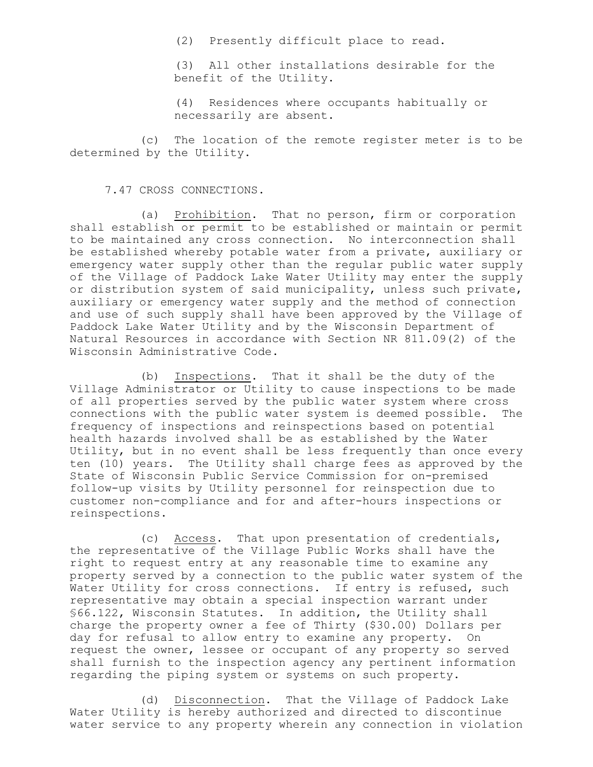(2) Presently difficult place to read.

(3) All other installations desirable for the benefit of the Utility.

(4) Residences where occupants habitually or necessarily are absent.

(c) The location of the remote register meter is to be determined by the Utility.

7.47 CROSS CONNECTIONS.

(a) Prohibition. That no person, firm or corporation shall establish or permit to be established or maintain or permit to be maintained any cross connection. No interconnection shall be established whereby potable water from a private, auxiliary or emergency water supply other than the regular public water supply of the Village of Paddock Lake Water Utility may enter the supply or distribution system of said municipality, unless such private, auxiliary or emergency water supply and the method of connection and use of such supply shall have been approved by the Village of Paddock Lake Water Utility and by the Wisconsin Department of Natural Resources in accordance with Section NR 811.09(2) of the Wisconsin Administrative Code.

(b) Inspections. That it shall be the duty of the Village Administrator or Utility to cause inspections to be made of all properties served by the public water system where cross connections with the public water system is deemed possible. The frequency of inspections and reinspections based on potential health hazards involved shall be as established by the Water Utility, but in no event shall be less frequently than once every ten (10) years. The Utility shall charge fees as approved by the State of Wisconsin Public Service Commission for on-premised follow-up visits by Utility personnel for reinspection due to customer non-compliance and for and after-hours inspections or reinspections.

(c) Access. That upon presentation of credentials, the representative of the Village Public Works shall have the right to request entry at any reasonable time to examine any property served by a connection to the public water system of the Water Utility for cross connections. If entry is refused, such representative may obtain a special inspection warrant under §66.122, Wisconsin Statutes. In addition, the Utility shall charge the property owner a fee of Thirty ($30.00) Dollars per day for refusal to allow entry to examine any property. On request the owner, lessee or occupant of any property so served shall furnish to the inspection agency any pertinent information regarding the piping system or systems on such property.

(d) Disconnection. That the Village of Paddock Lake Water Utility is hereby authorized and directed to discontinue water service to any property wherein any connection in violation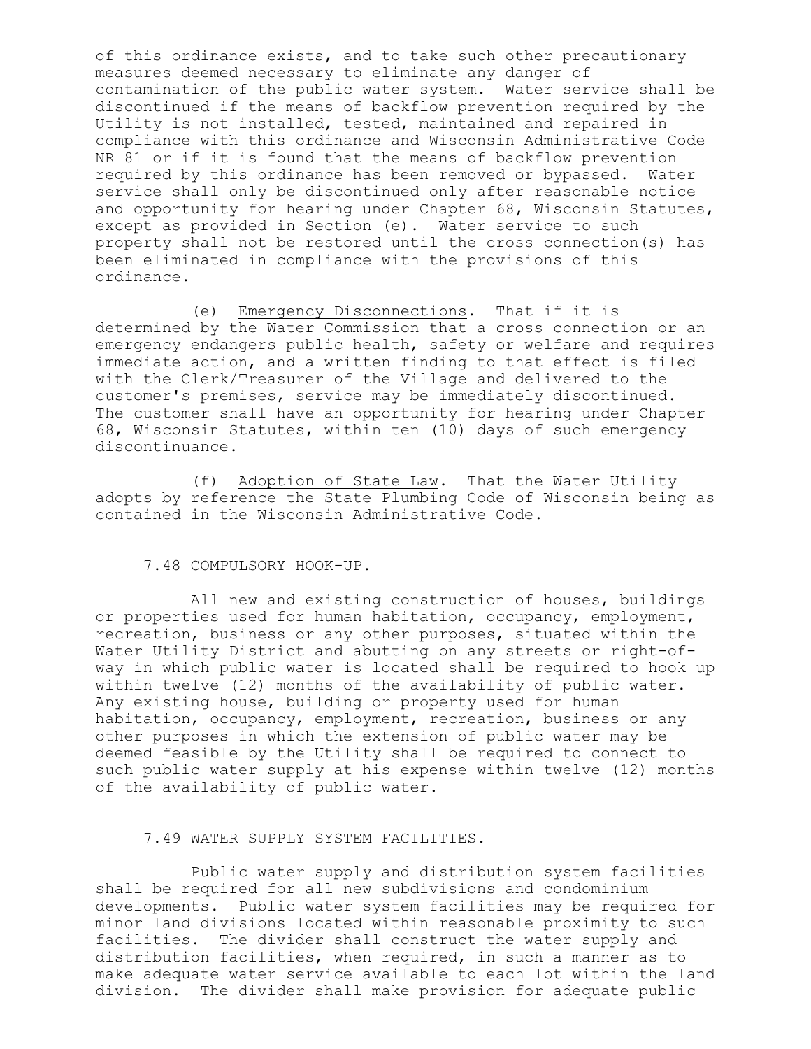of this ordinance exists, and to take such other precautionary measures deemed necessary to eliminate any danger of contamination of the public water system. Water service shall be discontinued if the means of backflow prevention required by the Utility is not installed, tested, maintained and repaired in compliance with this ordinance and Wisconsin Administrative Code NR 81 or if it is found that the means of backflow prevention required by this ordinance has been removed or bypassed. Water service shall only be discontinued only after reasonable notice and opportunity for hearing under Chapter 68, Wisconsin Statutes, except as provided in Section (e). Water service to such property shall not be restored until the cross connection(s) has been eliminated in compliance with the provisions of this ordinance.

(e) Emergency Disconnections. That if it is determined by the Water Commission that a cross connection or an emergency endangers public health, safety or welfare and requires immediate action, and a written finding to that effect is filed with the Clerk/Treasurer of the Village and delivered to the customer's premises, service may be immediately discontinued. The customer shall have an opportunity for hearing under Chapter 68, Wisconsin Statutes, within ten (10) days of such emergency discontinuance.

(f) Adoption of State Law. That the Water Utility adopts by reference the State Plumbing Code of Wisconsin being as contained in the Wisconsin Administrative Code.

## 7.48 COMPULSORY HOOK-UP.

All new and existing construction of houses, buildings or properties used for human habitation, occupancy, employment, recreation, business or any other purposes, situated within the Water Utility District and abutting on any streets or right-of-way in which public water is located shall be required to hook up within twelve (12) months of the availability of public water. Any existing house, building or property used for human habitation, occupancy, employment, recreation, business or any other purposes in which the extension of public water may be deemed feasible by the Utility shall be required to connect to such public water supply at his expense within twelve (12) months of the availability of public water.

## 7.49 WATER SUPPLY SYSTEM FACILITIES.

Public water supply and distribution system facilities shall be required for all new subdivisions and condominium developments. Public water system facilities may be required for minor land divisions located within reasonable proximity to such facilities. The divider shall construct the water supply and distribution facilities, when required, in such a manner as to make adequate water service available to each lot within the land division. The divider shall make provision for adequate public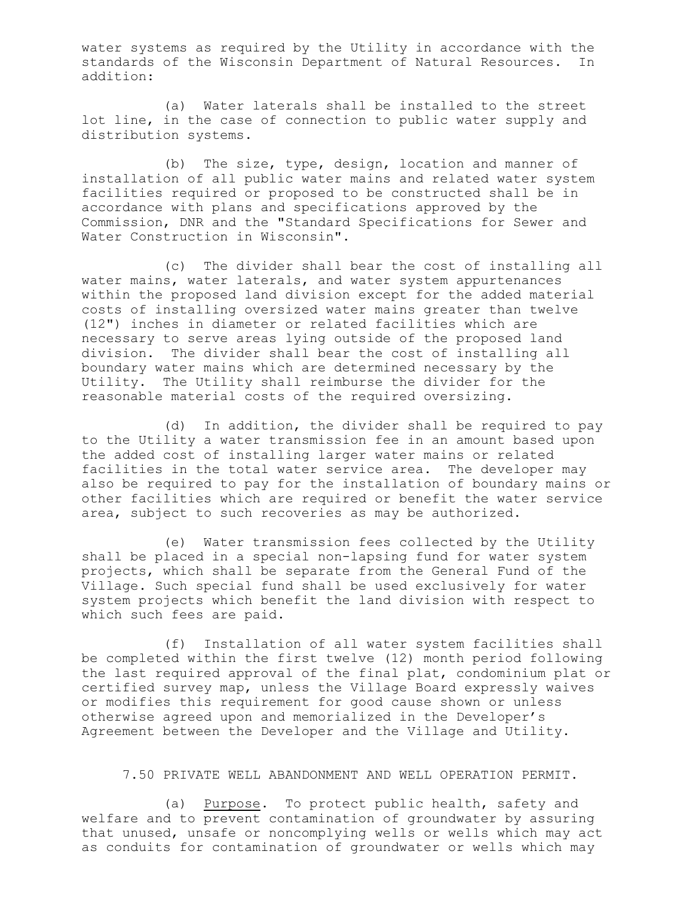water systems as required by the Utility in accordance with the standards of the Wisconsin Department of Natural Resources. In addition:

(a) Water laterals shall be installed to the street lot line, in the case of connection to public water supply and distribution systems.

(b) The size, type, design, location and manner of installation of all public water mains and related water system facilities required or proposed to be constructed shall be in accordance with plans and specifications approved by the Commission, DNR and the "Standard Specifications for Sewer and Water Construction in Wisconsin".

(c) The divider shall bear the cost of installing all water mains, water laterals, and water system appurtenances within the proposed land division except for the added material costs of installing oversized water mains greater than twelve (12") inches in diameter or related facilities which are necessary to serve areas lying outside of the proposed land division. The divider shall bear the cost of installing all boundary water mains which are determined necessary by the Utility. The Utility shall reimburse the divider for the reasonable material costs of the required oversizing.

(d) In addition, the divider shall be required to pay to the Utility a water transmission fee in an amount based upon the added cost of installing larger water mains or related facilities in the total water service area. The developer may also be required to pay for the installation of boundary mains or other facilities which are required or benefit the water service area, subject to such recoveries as may be authorized.

(e) Water transmission fees collected by the Utility shall be placed in a special non-lapsing fund for water system projects, which shall be separate from the General Fund of the Village. Such special fund shall be used exclusively for water system projects which benefit the land division with respect to which such fees are paid.

(f) Installation of all water system facilities shall be completed within the first twelve (12) month period following the last required approval of the final plat, condominium plat or certified survey map, unless the Village Board expressly waives or modifies this requirement for good cause shown or unless otherwise agreed upon and memorialized in the Developer's Agreement between the Developer and the Village and Utility.

7.50 PRIVATE WELL ABANDONMENT AND WELL OPERATION PERMIT.

(a) Purpose. To protect public health, safety and welfare and to prevent contamination of groundwater by assuring that unused, unsafe or noncomplying wells or wells which may act as conduits for contamination of groundwater or wells which may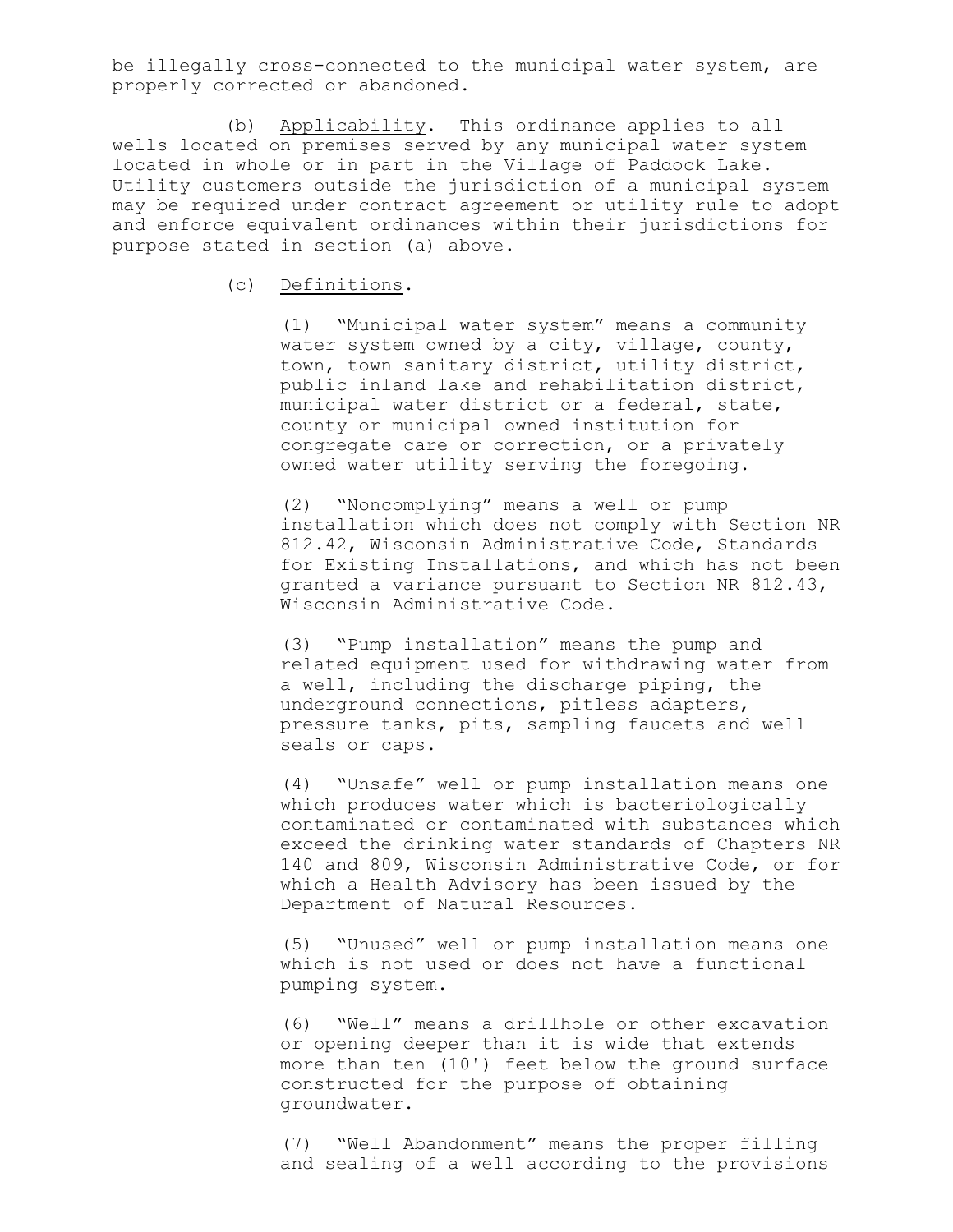be illegally cross-connected to the municipal water system, are properly corrected or abandoned.

(b) Applicability. This ordinance applies to all wells located on premises served by any municipal water system located in whole or in part in the Village of Paddock Lake. Utility customers outside the jurisdiction of a municipal system may be required under contract agreement or utility rule to adopt and enforce equivalent ordinances within their jurisdictions for purpose stated in section (a) above.

(c) Definitions.

(1) "Municipal water system" means a community water system owned by a city, village, county, town, town sanitary district, utility district, public inland lake and rehabilitation district, municipal water district or a federal, state, county or municipal owned institution for congregate care or correction, or a privately owned water utility serving the foregoing.

(2) "Noncomplying" means a well or pump installation which does not comply with Section NR 812.42, Wisconsin Administrative Code, Standards for Existing Installations, and which has not been granted a variance pursuant to Section NR 812.43, Wisconsin Administrative Code.

(3) "Pump installation" means the pump and related equipment used for withdrawing water from a well, including the discharge piping, the underground connections, pitless adapters, pressure tanks, pits, sampling faucets and well seals or caps.

(4) "Unsafe" well or pump installation means one which produces water which is bacteriologically contaminated or contaminated with substances which exceed the drinking water standards of Chapters NR 140 and 809, Wisconsin Administrative Code, or for which a Health Advisory has been issued by the Department of Natural Resources.

(5) "Unused" well or pump installation means one which is not used or does not have a functional pumping system.

(6) "Well" means a drillhole or other excavation or opening deeper than it is wide that extends more than ten (10') feet below the ground surface constructed for the purpose of obtaining groundwater.

(7) "Well Abandonment" means the proper filling and sealing of a well according to the provisions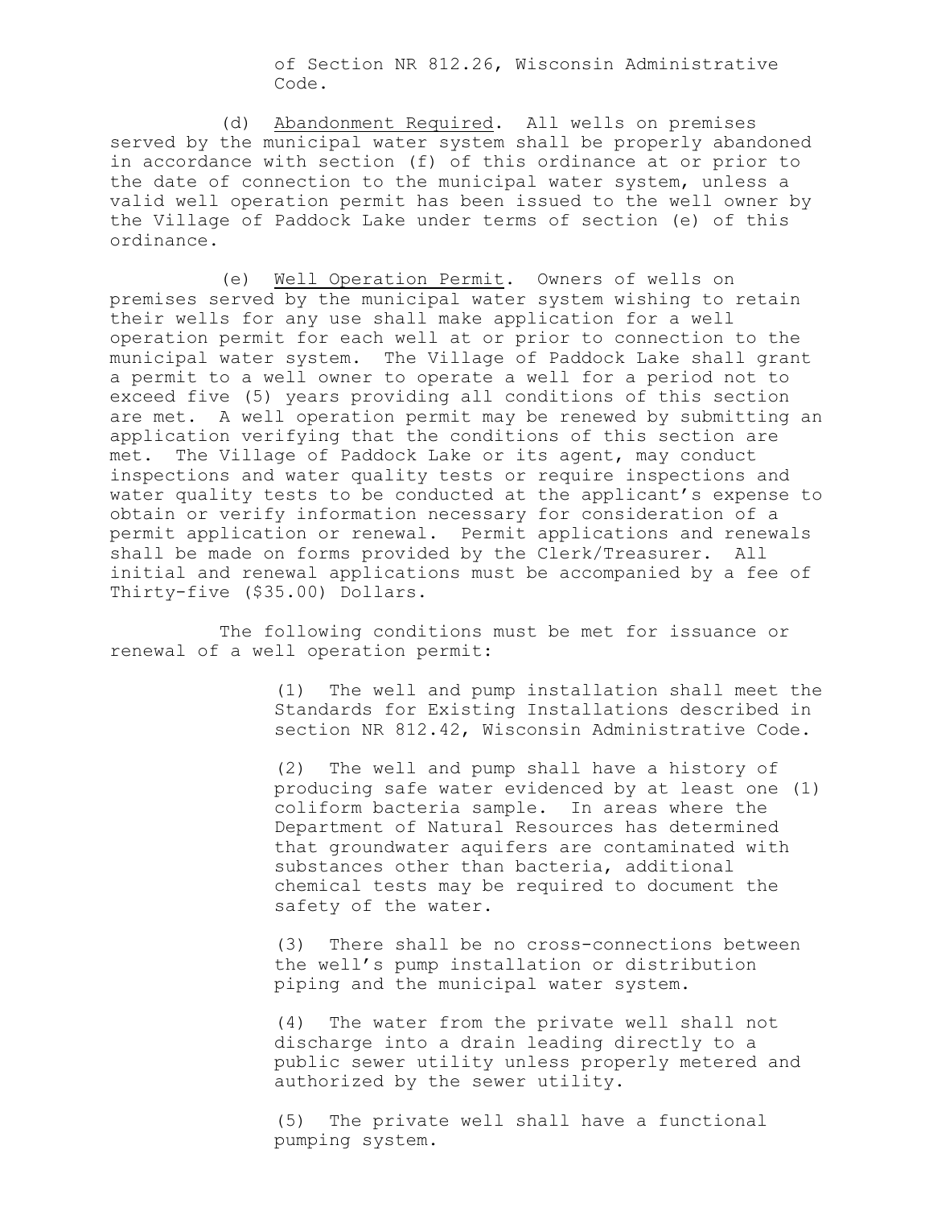of Section NR 812.26, Wisconsin Administrative Code.

(d) Abandonment Required. All wells on premises served by the municipal water system shall be properly abandoned in accordance with section (f) of this ordinance at or prior to the date of connection to the municipal water system, unless a valid well operation permit has been issued to the well owner by the Village of Paddock Lake under terms of section (e) of this ordinance.

(e) Well Operation Permit. Owners of wells on premises served by the municipal water system wishing to retain their wells for any use shall make application for a well operation permit for each well at or prior to connection to the municipal water system. The Village of Paddock Lake shall grant a permit to a well owner to operate a well for a period not to exceed five (5) years providing all conditions of this section are met. A well operation permit may be renewed by submitting an application verifying that the conditions of this section are met. The Village of Paddock Lake or its agent, may conduct inspections and water quality tests or require inspections and water quality tests to be conducted at the applicant's expense to obtain or verify information necessary for consideration of a permit application or renewal. Permit applications and renewals shall be made on forms provided by the Clerk/Treasurer. All initial and renewal applications must be accompanied by a fee of Thirty-five ($35.00) Dollars.

The following conditions must be met for issuance or renewal of a well operation permit:

(1) The well and pump installation shall meet the Standards for Existing Installations described in section NR 812.42, Wisconsin Administrative Code.

(2) The well and pump shall have a history of producing safe water evidenced by at least one (1) coliform bacteria sample. In areas where the Department of Natural Resources has determined that groundwater aquifers are contaminated with substances other than bacteria, additional chemical tests may be required to document the safety of the water.

(3) There shall be no cross-connections between the well's pump installation or distribution piping and the municipal water system.

(4) The water from the private well shall not discharge into a drain leading directly to a public sewer utility unless properly metered and authorized by the sewer utility.

(5) The private well shall have a functional pumping system.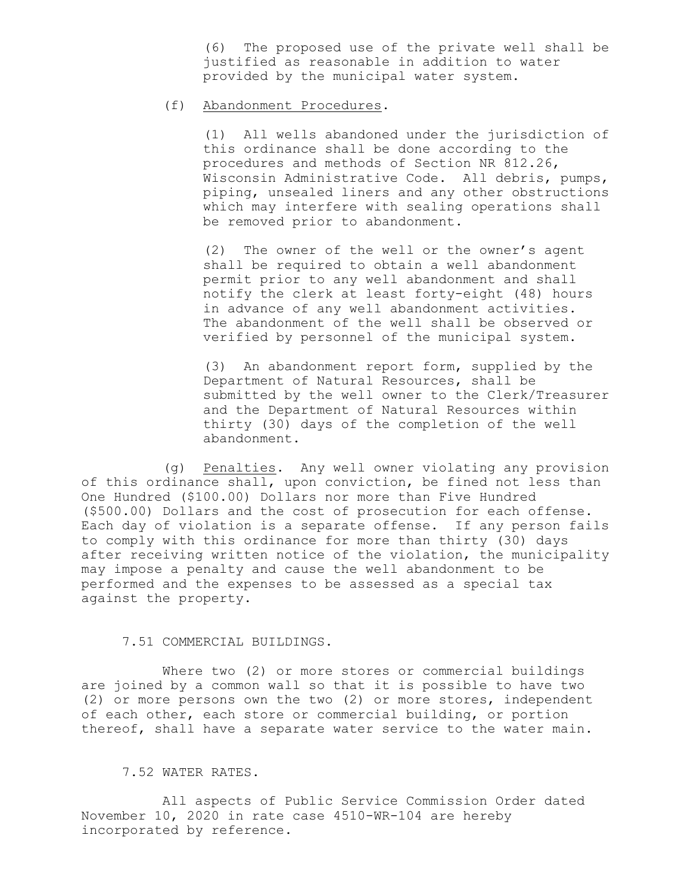(6) The proposed use of the private well shall be justified as reasonable in addition to water provided by the municipal water system.

(f) Abandonment Procedures.

(1) All wells abandoned under the jurisdiction of this ordinance shall be done according to the procedures and methods of Section NR 812.26, Wisconsin Administrative Code. All debris, pumps, piping, unsealed liners and any other obstructions which may interfere with sealing operations shall be removed prior to abandonment.

(2) The owner of the well or the owner's agent shall be required to obtain a well abandonment permit prior to any well abandonment and shall notify the clerk at least forty-eight (48) hours in advance of any well abandonment activities. The abandonment of the well shall be observed or verified by personnel of the municipal system.

(3) An abandonment report form, supplied by the Department of Natural Resources, shall be submitted by the well owner to the Clerk/Treasurer and the Department of Natural Resources within thirty (30) days of the completion of the well abandonment.

(g) Penalties. Any well owner violating any provision of this ordinance shall, upon conviction, be fined not less than One Hundred ($100.00) Dollars nor more than Five Hundred ($500.00) Dollars and the cost of prosecution for each offense. Each day of violation is a separate offense. If any person fails to comply with this ordinance for more than thirty (30) days after receiving written notice of the violation, the municipality may impose a penalty and cause the well abandonment to be performed and the expenses to be assessed as a special tax against the property.

## 7.51 COMMERCIAL BUILDINGS.

Where two (2) or more stores or commercial buildings are joined by a common wall so that it is possible to have two (2) or more persons own the two (2) or more stores, independent of each other, each store or commercial building, or portion thereof, shall have a separate water service to the water main.

## 7.52 WATER RATES.

All aspects of Public Service Commission Order dated November 10, 2020 in rate case 4510-WR-104 are hereby incorporated by reference.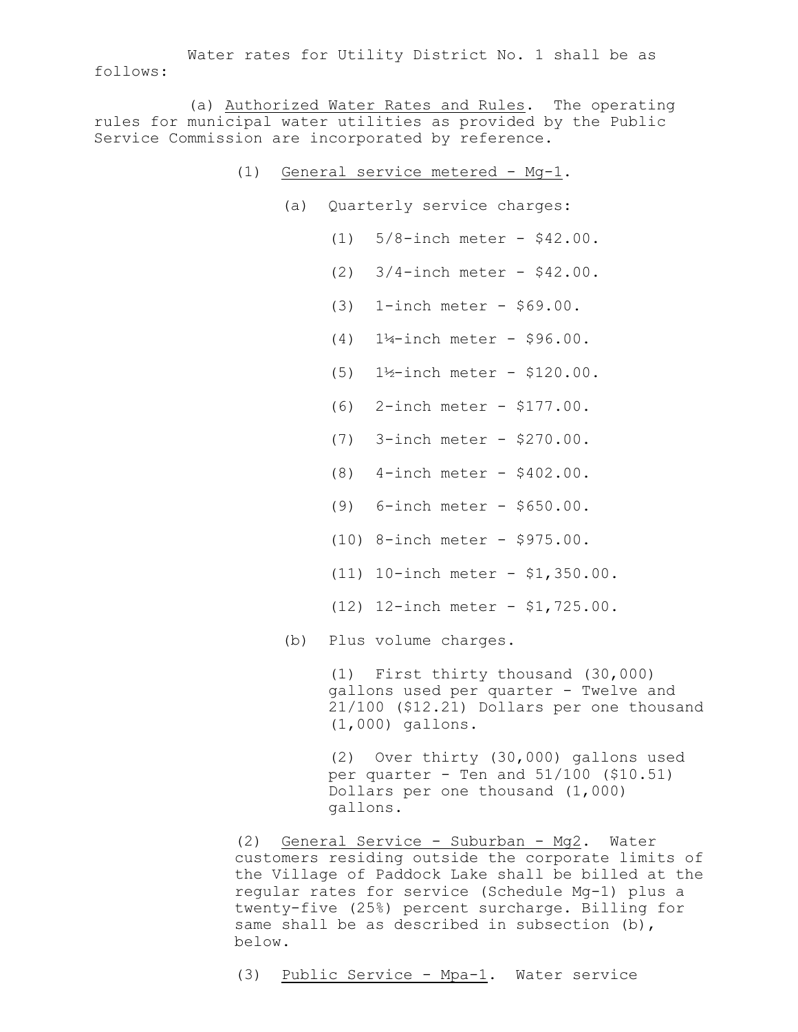Water rates for Utility District No. 1 shall be as follows:

(a) <u>Authorized Water Rates and Rules</u>. The operating rules for municipal water utilities as provided by the Public Service Commission are incorporated by reference.

(1) <u>General service metered - Mg-1</u>.

(a) Quarterly service charges:

(1) 5/8-inch meter - $42.00.

(2) 3/4-inch meter - $42.00.

(3) 1-inch meter - $69.00.

(4) 1¼-inch meter - $96.00.

(5) 1½-inch meter - $120.00.

(6) 2-inch meter - $177.00.

(7) 3-inch meter - $270.00.

(8) 4-inch meter - $402.00.

(9) 6-inch meter - $650.00.

(10) 8-inch meter - $975.00.

(11) 10-inch meter - $1,350.00.

(12) 12-inch meter - $1,725.00.

(b) Plus volume charges.

(1) First thirty thousand (30,000) gallons used per quarter - Twelve and 21/100 ($12.21) Dollars per one thousand (1,000) gallons.

(2) Over thirty (30,000) gallons used per quarter - Ten and 51/100 ($10.51) Dollars per one thousand (1,000) gallons.

(2) <u>General Service - Suburban - Mg2</u>. Water customers residing outside the corporate limits of the Village of Paddock Lake shall be billed at the regular rates for service (Schedule Mg-1) plus a twenty-five (25%) percent surcharge. Billing for same shall be as described in subsection (b), below.

(3) <u>Public Service - Mpa-1</u>. Water service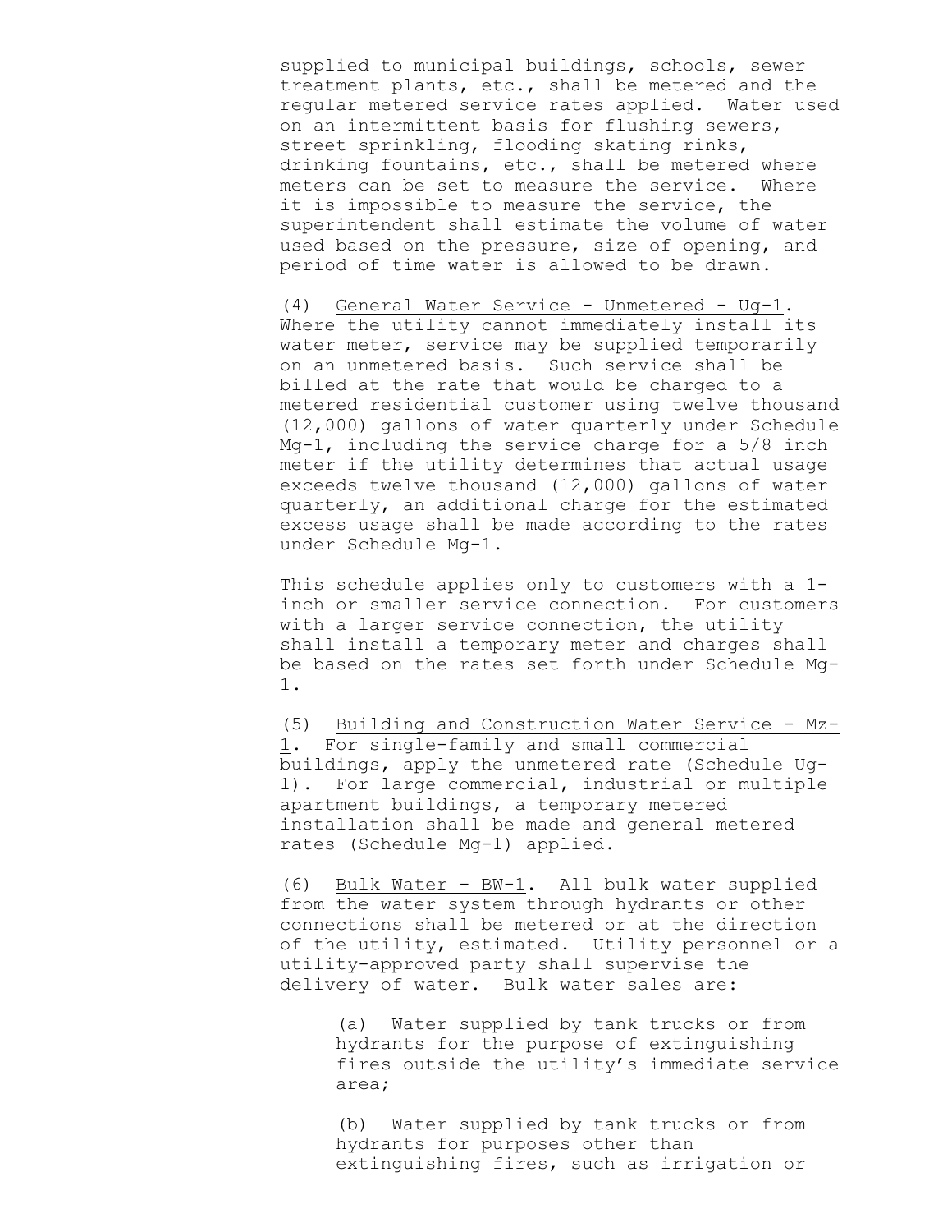supplied to municipal buildings, schools, sewer treatment plants, etc., shall be metered and the regular metered service rates applied. Water used on an intermittent basis for flushing sewers, street sprinkling, flooding skating rinks, drinking fountains, etc., shall be metered where meters can be set to measure the service. Where it is impossible to measure the service, the superintendent shall estimate the volume of water used based on the pressure, size of opening, and period of time water is allowed to be drawn.

(4) General Water Service - Unmetered - Ug-1. Where the utility cannot immediately install its water meter, service may be supplied temporarily on an unmetered basis. Such service shall be billed at the rate that would be charged to a metered residential customer using twelve thousand (12,000) gallons of water quarterly under Schedule Mg-1, including the service charge for a 5/8 inch meter if the utility determines that actual usage exceeds twelve thousand (12,000) gallons of water quarterly, an additional charge for the estimated excess usage shall be made according to the rates under Schedule Mg-1.

This schedule applies only to customers with a 1-inch or smaller service connection. For customers with a larger service connection, the utility shall install a temporary meter and charges shall be based on the rates set forth under Schedule Mg-1.

(5) Building and Construction Water Service - Mz-1. For single-family and small commercial buildings, apply the unmetered rate (Schedule Ug-1). For large commercial, industrial or multiple apartment buildings, a temporary metered installation shall be made and general metered rates (Schedule Mg-1) applied.

(6) Bulk Water - BW-1. All bulk water supplied from the water system through hydrants or other connections shall be metered or at the direction of the utility, estimated. Utility personnel or a utility-approved party shall supervise the delivery of water. Bulk water sales are:

(a) Water supplied by tank trucks or from hydrants for the purpose of extinguishing fires outside the utility's immediate service area;

(b) Water supplied by tank trucks or from hydrants for purposes other than extinguishing fires, such as irrigation or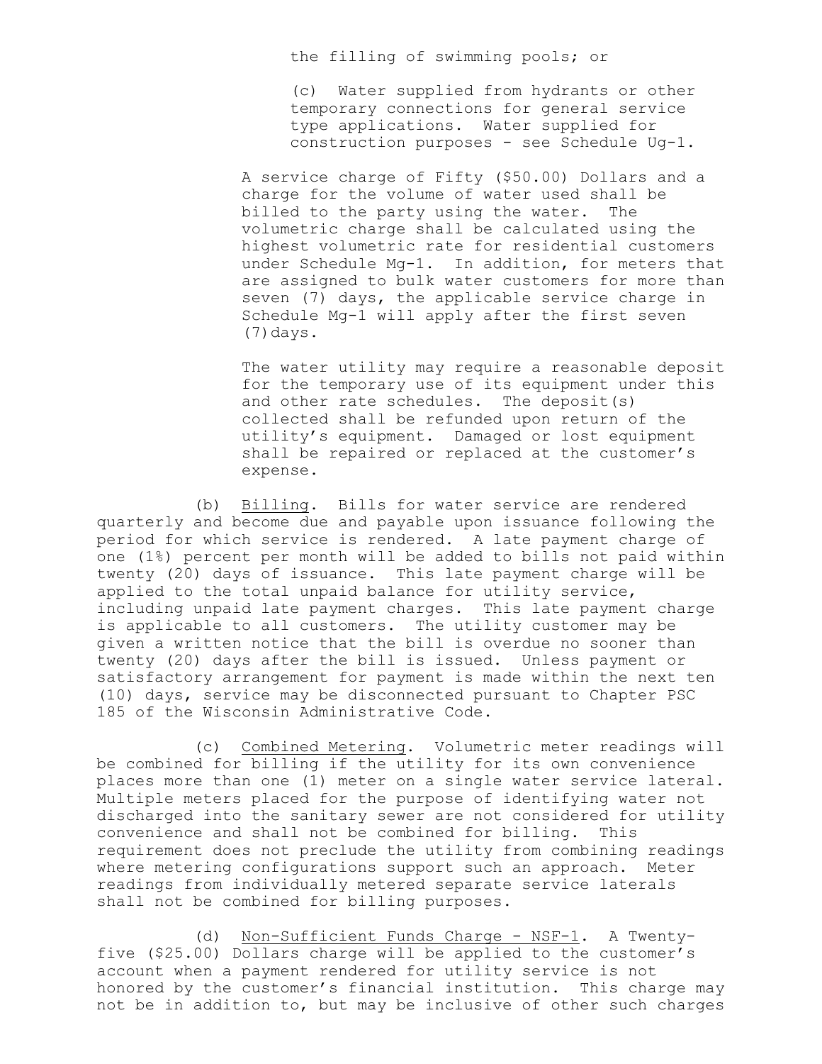the filling of swimming pools; or

(c) Water supplied from hydrants or other temporary connections for general service type applications. Water supplied for construction purposes - see Schedule Ug-1.

A service charge of Fifty ($50.00) Dollars and a charge for the volume of water used shall be billed to the party using the water. The volumetric charge shall be calculated using the highest volumetric rate for residential customers under Schedule Mg-1. In addition, for meters that are assigned to bulk water customers for more than seven (7) days, the applicable service charge in Schedule Mg-1 will apply after the first seven (7) days.

The water utility may require a reasonable deposit for the temporary use of its equipment under this and other rate schedules. The deposit(s) collected shall be refunded upon return of the utility's equipment. Damaged or lost equipment shall be repaired or replaced at the customer's expense.

(b) Billing. Bills for water service are rendered quarterly and become due and payable upon issuance following the period for which service is rendered. A late payment charge of one (1%) percent per month will be added to bills not paid within twenty (20) days of issuance. This late payment charge will be applied to the total unpaid balance for utility service, including unpaid late payment charges. This late payment charge is applicable to all customers. The utility customer may be given a written notice that the bill is overdue no sooner than twenty (20) days after the bill is issued. Unless payment or satisfactory arrangement for payment is made within the next ten (10) days, service may be disconnected pursuant to Chapter PSC 185 of the Wisconsin Administrative Code.

(c) Combined Metering. Volumetric meter readings will be combined for billing if the utility for its own convenience places more than one (1) meter on a single water service lateral. Multiple meters placed for the purpose of identifying water not discharged into the sanitary sewer are not considered for utility convenience and shall not be combined for billing. This requirement does not preclude the utility from combining readings where metering configurations support such an approach. Meter readings from individually metered separate service laterals shall not be combined for billing purposes.

(d) Non-Sufficient Funds Charge - NSF-1. A Twenty-five ($25.00) Dollars charge will be applied to the customer's account when a payment rendered for utility service is not honored by the customer's financial institution. This charge may not be in addition to, but may be inclusive of other such charges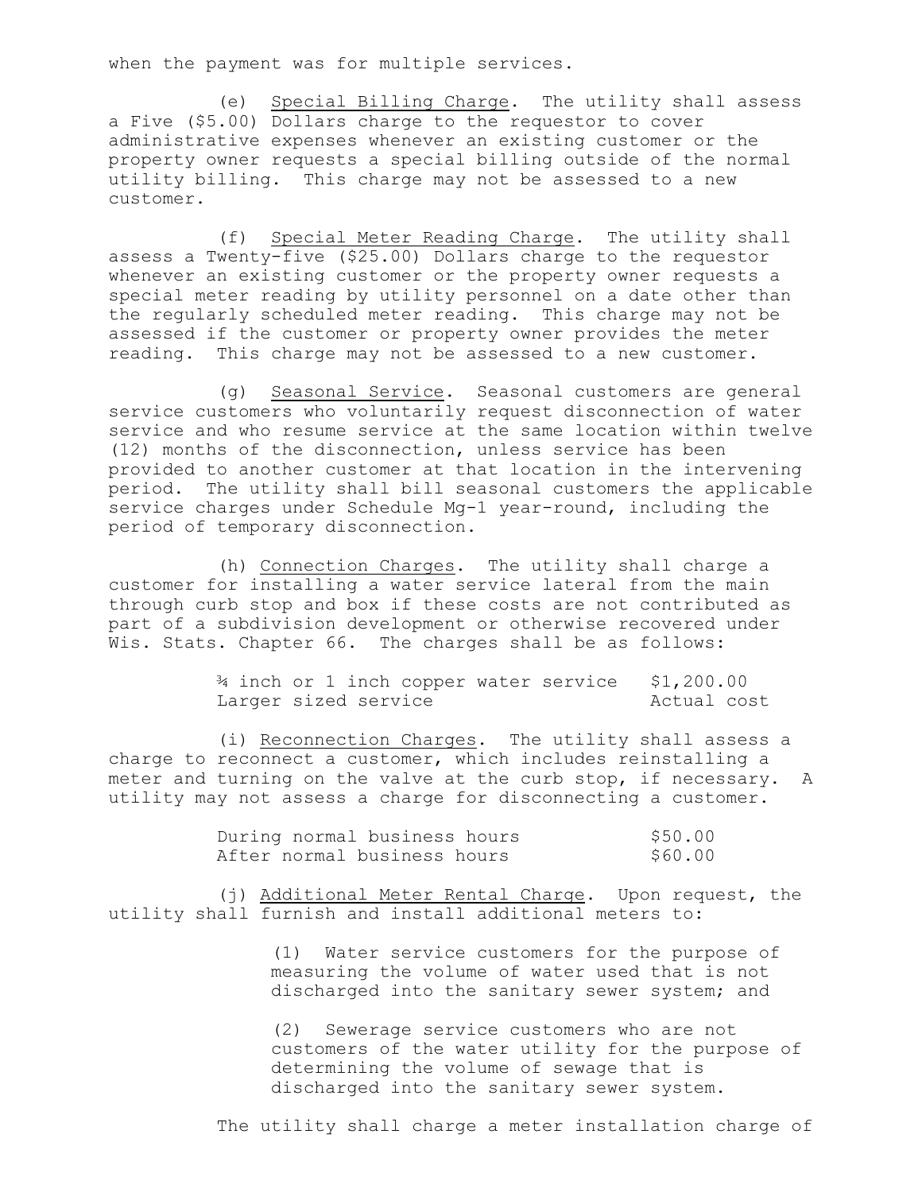when the payment was for multiple services.

(e) Special Billing Charge. The utility shall assess a Five ($5.00) Dollars charge to the requestor to cover administrative expenses whenever an existing customer or the property owner requests a special billing outside of the normal utility billing. This charge may not be assessed to a new customer.

(f) Special Meter Reading Charge. The utility shall assess a Twenty-five ($25.00) Dollars charge to the requestor whenever an existing customer or the property owner requests a special meter reading by utility personnel on a date other than the regularly scheduled meter reading. This charge may not be assessed if the customer or property owner provides the meter reading. This charge may not be assessed to a new customer.

(g) Seasonal Service. Seasonal customers are general service customers who voluntarily request disconnection of water service and who resume service at the same location within twelve (12) months of the disconnection, unless service has been provided to another customer at that location in the intervening period. The utility shall bill seasonal customers the applicable service charges under Schedule Mg-1 year-round, including the period of temporary disconnection.

(h) Connection Charges. The utility shall charge a customer for installing a water service lateral from the main through curb stop and box if these costs are not contributed as part of a subdivision development or otherwise recovered under Wis. Stats. Chapter 66. The charges shall be as follows:

| | |
|---|---|
| ¾ inch or 1 inch copper water service | $1,200.00 |
| Larger sized service | Actual cost |

(i) Reconnection Charges. The utility shall assess a charge to reconnect a customer, which includes reinstalling a meter and turning on the valve at the curb stop, if necessary. A utility may not assess a charge for disconnecting a customer.

| | |
|---|---|
| During normal business hours | $50.00 |
| After normal business hours | $60.00 |

(j) Additional Meter Rental Charge. Upon request, the utility shall furnish and install additional meters to:

(1) Water service customers for the purpose of measuring the volume of water used that is not discharged into the sanitary sewer system; and

(2) Sewerage service customers who are not customers of the water utility for the purpose of determining the volume of sewage that is discharged into the sanitary sewer system.

The utility shall charge a meter installation charge of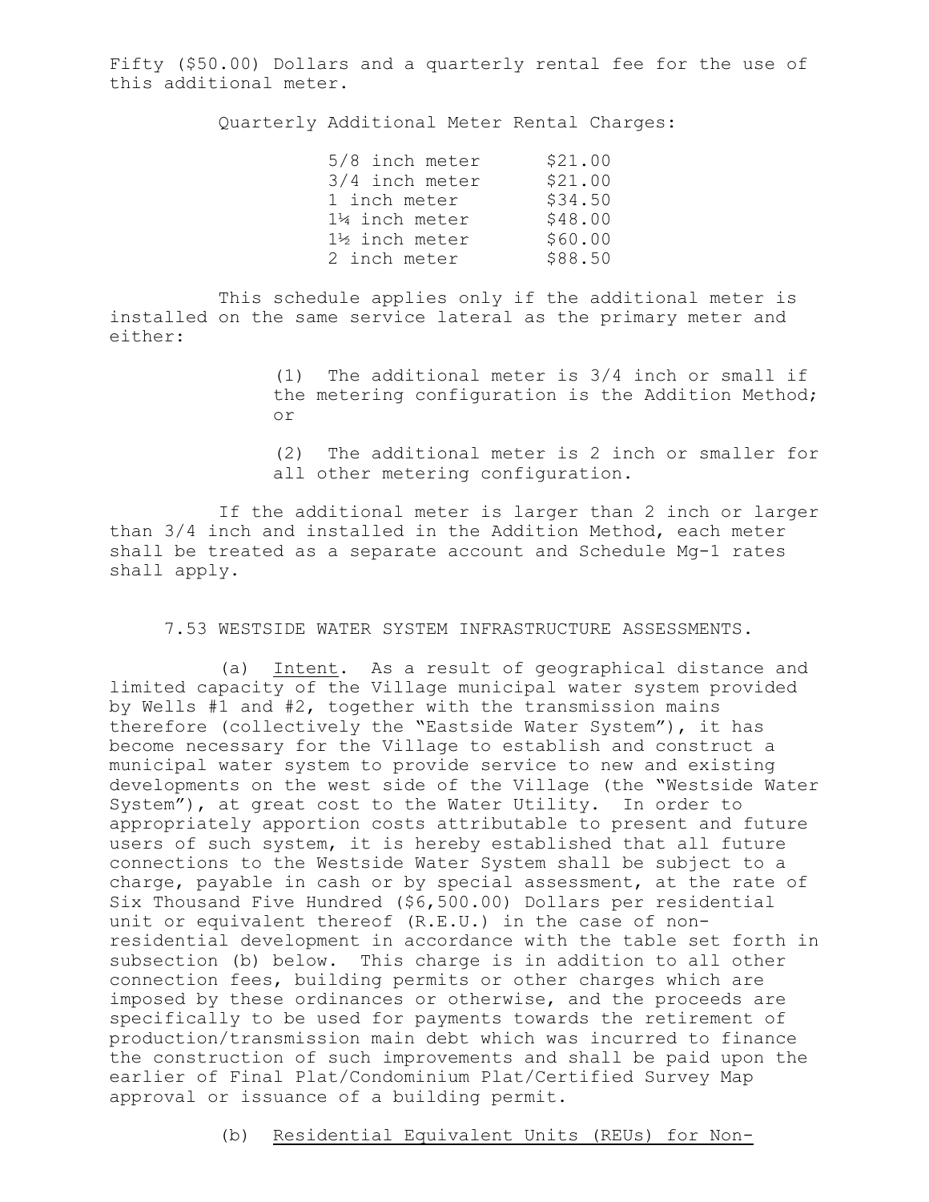Fifty ($50.00) Dollars and a quarterly rental fee for the use of this additional meter.

Quarterly Additional Meter Rental Charges:

| | |
|---|---|
| 5/8 inch meter | $21.00 |
| 3/4 inch meter | $21.00 |
| 1 inch meter | $34.50 |
| 1¼ inch meter | $48.00 |
| 1½ inch meter | $60.00 |
| 2 inch meter | $88.50 |

This schedule applies only if the additional meter is installed on the same service lateral as the primary meter and either:

(1) The additional meter is 3/4 inch or small if the metering configuration is the Addition Method; or

(2) The additional meter is 2 inch or smaller for all other metering configuration.

If the additional meter is larger than 2 inch or larger than 3/4 inch and installed in the Addition Method, each meter shall be treated as a separate account and Schedule Mg-1 rates shall apply.

7.53 WESTSIDE WATER SYSTEM INFRASTRUCTURE ASSESSMENTS.

(a) Intent. As a result of geographical distance and limited capacity of the Village municipal water system provided by Wells #1 and #2, together with the transmission mains therefore (collectively the "Eastside Water System"), it has become necessary for the Village to establish and construct a municipal water system to provide service to new and existing developments on the west side of the Village (the "Westside Water System"), at great cost to the Water Utility. In order to appropriately apportion costs attributable to present and future users of such system, it is hereby established that all future connections to the Westside Water System shall be subject to a charge, payable in cash or by special assessment, at the rate of Six Thousand Five Hundred ($6,500.00) Dollars per residential unit or equivalent thereof (R.E.U.) in the case of non-residential development in accordance with the table set forth in subsection (b) below. This charge is in addition to all other connection fees, building permits or other charges which are imposed by these ordinances or otherwise, and the proceeds are specifically to be used for payments towards the retirement of production/transmission main debt which was incurred to finance the construction of such improvements and shall be paid upon the earlier of Final Plat/Condominium Plat/Certified Survey Map approval or issuance of a building permit.

(b) Residential Equivalent Units (REUs) for Non-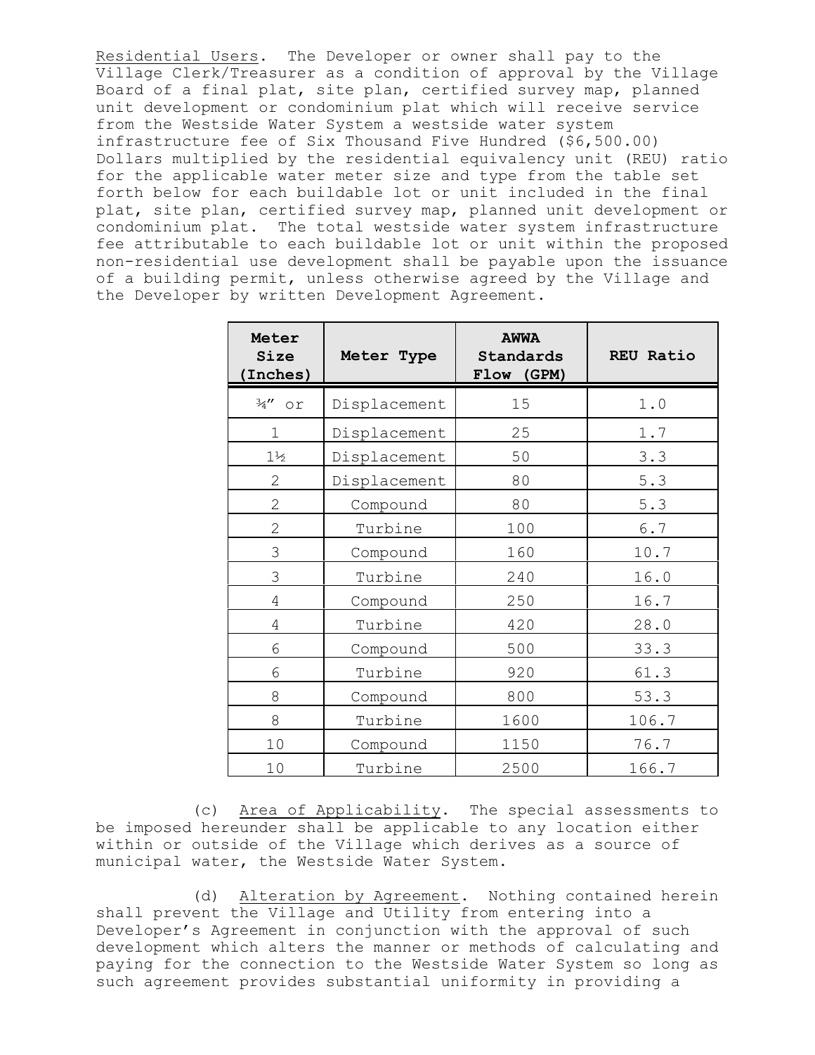Residential Users. The Developer or owner shall pay to the Village Clerk/Treasurer as a condition of approval by the Village Board of a final plat, site plan, certified survey map, planned unit development or condominium plat which will receive service from the Westside Water System a westside water system infrastructure fee of Six Thousand Five Hundred ($6,500.00) Dollars multiplied by the residential equivalency unit (REU) ratio for the applicable water meter size and type from the table set forth below for each buildable lot or unit included in the final plat, site plan, certified survey map, planned unit development or condominium plat. The total westside water system infrastructure fee attributable to each buildable lot or unit within the proposed non-residential use development shall be payable upon the issuance of a building permit, unless otherwise agreed by the Village and the Developer by written Development Agreement.

| Meter Size (Inches) | Meter Type | AWWA Standards Flow (GPM) | REU Ratio |
|---|---|---|---|
| ¾" or | Displacement | 15 | 1.0 |
| 1 | Displacement | 25 | 1.7 |
| 1½ | Displacement | 50 | 3.3 |
| 2 | Displacement | 80 | 5.3 |
| 2 | Compound | 80 | 5.3 |
| 2 | Turbine | 100 | 6.7 |
| 3 | Compound | 160 | 10.7 |
| 3 | Turbine | 240 | 16.0 |
| 4 | Compound | 250 | 16.7 |
| 4 | Turbine | 420 | 28.0 |
| 6 | Compound | 500 | 33.3 |
| 6 | Turbine | 920 | 61.3 |
| 8 | Compound | 800 | 53.3 |
| 8 | Turbine | 1600 | 106.7 |
| 10 | Compound | 1150 | 76.7 |
| 10 | Turbine | 2500 | 166.7 |

(c) Area of Applicability. The special assessments to be imposed hereunder shall be applicable to any location either within or outside of the Village which derives as a source of municipal water, the Westside Water System.

(d) Alteration by Agreement. Nothing contained herein shall prevent the Village and Utility from entering into a Developer's Agreement in conjunction with the approval of such development which alters the manner or methods of calculating and paying for the connection to the Westside Water System so long as such agreement provides substantial uniformity in providing a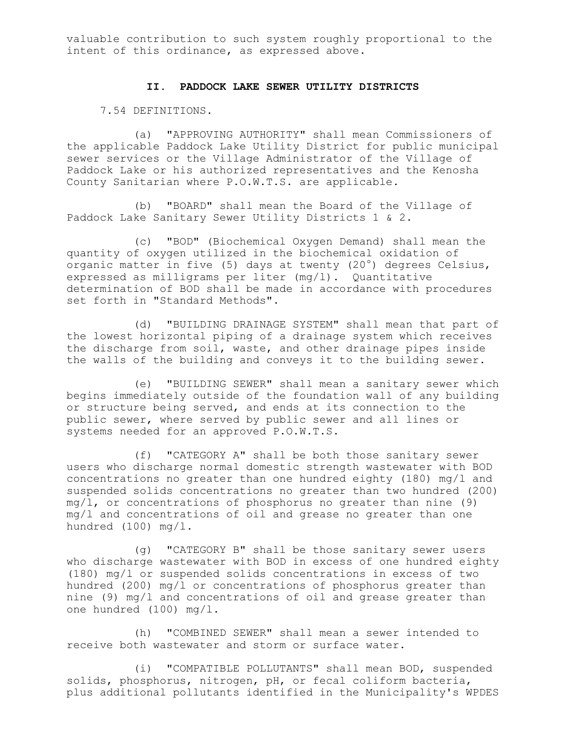valuable contribution to such system roughly proportional to the intent of this ordinance, as expressed above.

## II. PADDOCK LAKE SEWER UTILITY DISTRICTS

7.54 DEFINITIONS.

(a) "APPROVING AUTHORITY" shall mean Commissioners of the applicable Paddock Lake Utility District for public municipal sewer services or the Village Administrator of the Village of Paddock Lake or his authorized representatives and the Kenosha County Sanitarian where P.O.W.T.S. are applicable.

(b) "BOARD" shall mean the Board of the Village of Paddock Lake Sanitary Sewer Utility Districts 1 & 2.

(c) "BOD" (Biochemical Oxygen Demand) shall mean the quantity of oxygen utilized in the biochemical oxidation of organic matter in five (5) days at twenty (20°) degrees Celsius, expressed as milligrams per liter (mg/l). Quantitative determination of BOD shall be made in accordance with procedures set forth in "Standard Methods".

(d) "BUILDING DRAINAGE SYSTEM" shall mean that part of the lowest horizontal piping of a drainage system which receives the discharge from soil, waste, and other drainage pipes inside the walls of the building and conveys it to the building sewer.

(e) "BUILDING SEWER" shall mean a sanitary sewer which begins immediately outside of the foundation wall of any building or structure being served, and ends at its connection to the public sewer, where served by public sewer and all lines or systems needed for an approved P.O.W.T.S.

(f) "CATEGORY A" shall be both those sanitary sewer users who discharge normal domestic strength wastewater with BOD concentrations no greater than one hundred eighty (180) mg/l and suspended solids concentrations no greater than two hundred (200) mg/l, or concentrations of phosphorus no greater than nine (9) mg/l and concentrations of oil and grease no greater than one hundred (100) mg/l.

(g) "CATEGORY B" shall be those sanitary sewer users who discharge wastewater with BOD in excess of one hundred eighty (180) mg/l or suspended solids concentrations in excess of two hundred (200) mg/l or concentrations of phosphorus greater than nine (9) mg/l and concentrations of oil and grease greater than one hundred (100) mg/l.

(h) "COMBINED SEWER" shall mean a sewer intended to receive both wastewater and storm or surface water.

(i) "COMPATIBLE POLLUTANTS" shall mean BOD, suspended solids, phosphorus, nitrogen, pH, or fecal coliform bacteria, plus additional pollutants identified in the Municipality's WPDES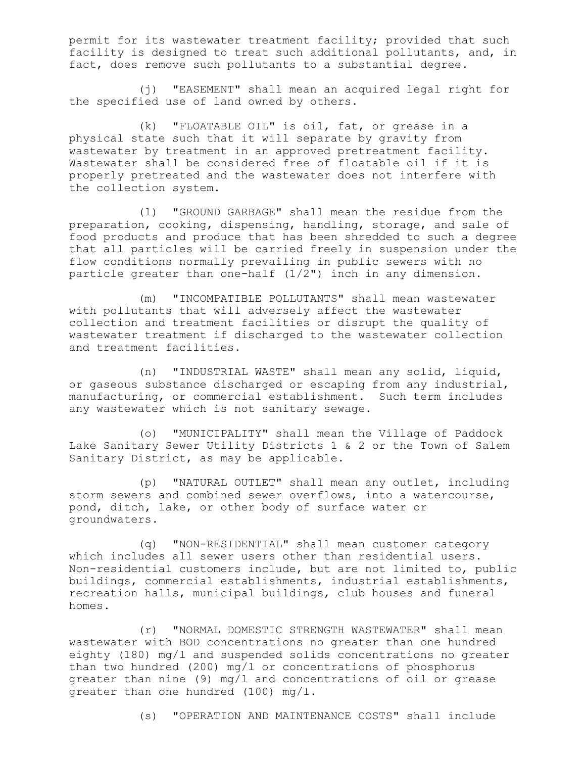permit for its wastewater treatment facility; provided that such facility is designed to treat such additional pollutants, and, in fact, does remove such pollutants to a substantial degree.

(j) "EASEMENT" shall mean an acquired legal right for the specified use of land owned by others.

(k) "FLOATABLE OIL" is oil, fat, or grease in a physical state such that it will separate by gravity from wastewater by treatment in an approved pretreatment facility. Wastewater shall be considered free of floatable oil if it is properly pretreated and the wastewater does not interfere with the collection system.

(l) "GROUND GARBAGE" shall mean the residue from the preparation, cooking, dispensing, handling, storage, and sale of food products and produce that has been shredded to such a degree that all particles will be carried freely in suspension under the flow conditions normally prevailing in public sewers with no particle greater than one-half (1/2") inch in any dimension.

(m) "INCOMPATIBLE POLLUTANTS" shall mean wastewater with pollutants that will adversely affect the wastewater collection and treatment facilities or disrupt the quality of wastewater treatment if discharged to the wastewater collection and treatment facilities.

(n) "INDUSTRIAL WASTE" shall mean any solid, liquid, or gaseous substance discharged or escaping from any industrial, manufacturing, or commercial establishment. Such term includes any wastewater which is not sanitary sewage.

(o) "MUNICIPALITY" shall mean the Village of Paddock Lake Sanitary Sewer Utility Districts 1 & 2 or the Town of Salem Sanitary District, as may be applicable.

(p) "NATURAL OUTLET" shall mean any outlet, including storm sewers and combined sewer overflows, into a watercourse, pond, ditch, lake, or other body of surface water or groundwaters.

(q) "NON-RESIDENTIAL" shall mean customer category which includes all sewer users other than residential users. Non-residential customers include, but are not limited to, public buildings, commercial establishments, industrial establishments, recreation halls, municipal buildings, club houses and funeral homes.

(r) "NORMAL DOMESTIC STRENGTH WASTEWATER" shall mean wastewater with BOD concentrations no greater than one hundred eighty (180) mg/l and suspended solids concentrations no greater than two hundred (200) mg/l or concentrations of phosphorus greater than nine (9) mg/l and concentrations of oil or grease greater than one hundred (100) mg/l.

(s) "OPERATION AND MAINTENANCE COSTS" shall include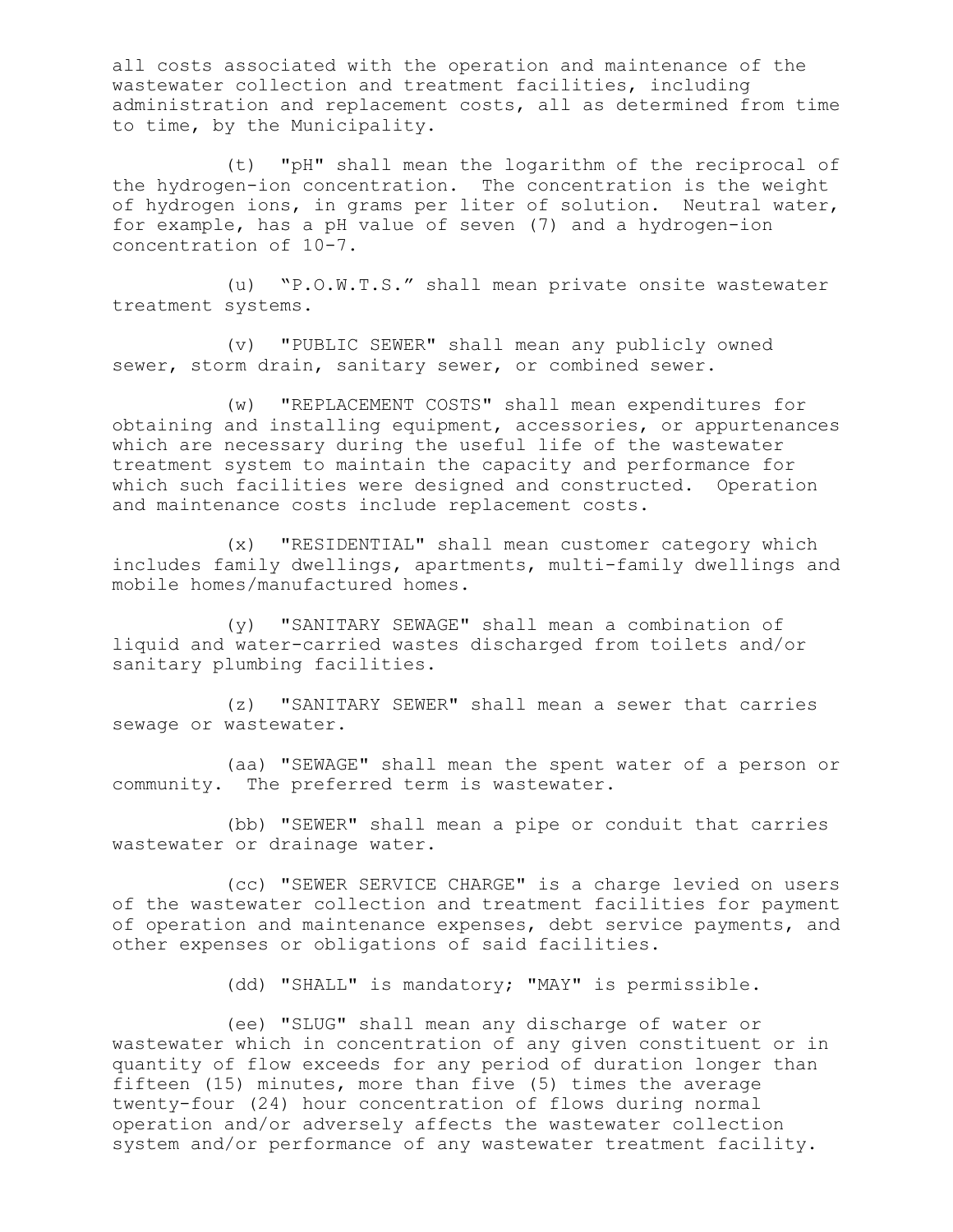all costs associated with the operation and maintenance of the wastewater collection and treatment facilities, including administration and replacement costs, all as determined from time to time, by the Municipality.

(t) "pH" shall mean the logarithm of the reciprocal of the hydrogen-ion concentration. The concentration is the weight of hydrogen ions, in grams per liter of solution. Neutral water, for example, has a pH value of seven (7) and a hydrogen-ion concentration of 10-7.

(u) "P.O.W.T.S." shall mean private onsite wastewater treatment systems.

(v) "PUBLIC SEWER" shall mean any publicly owned sewer, storm drain, sanitary sewer, or combined sewer.

(w) "REPLACEMENT COSTS" shall mean expenditures for obtaining and installing equipment, accessories, or appurtenances which are necessary during the useful life of the wastewater treatment system to maintain the capacity and performance for which such facilities were designed and constructed. Operation and maintenance costs include replacement costs.

(x) "RESIDENTIAL" shall mean customer category which includes family dwellings, apartments, multi-family dwellings and mobile homes/manufactured homes.

(y) "SANITARY SEWAGE" shall mean a combination of liquid and water-carried wastes discharged from toilets and/or sanitary plumbing facilities.

(z) "SANITARY SEWER" shall mean a sewer that carries sewage or wastewater.

(aa) "SEWAGE" shall mean the spent water of a person or community. The preferred term is wastewater.

(bb) "SEWER" shall mean a pipe or conduit that carries wastewater or drainage water.

(cc) "SEWER SERVICE CHARGE" is a charge levied on users of the wastewater collection and treatment facilities for payment of operation and maintenance expenses, debt service payments, and other expenses or obligations of said facilities.

(dd) "SHALL" is mandatory; "MAY" is permissible.

(ee) "SLUG" shall mean any discharge of water or wastewater which in concentration of any given constituent or in quantity of flow exceeds for any period of duration longer than fifteen (15) minutes, more than five (5) times the average twenty-four (24) hour concentration of flows during normal operation and/or adversely affects the wastewater collection system and/or performance of any wastewater treatment facility.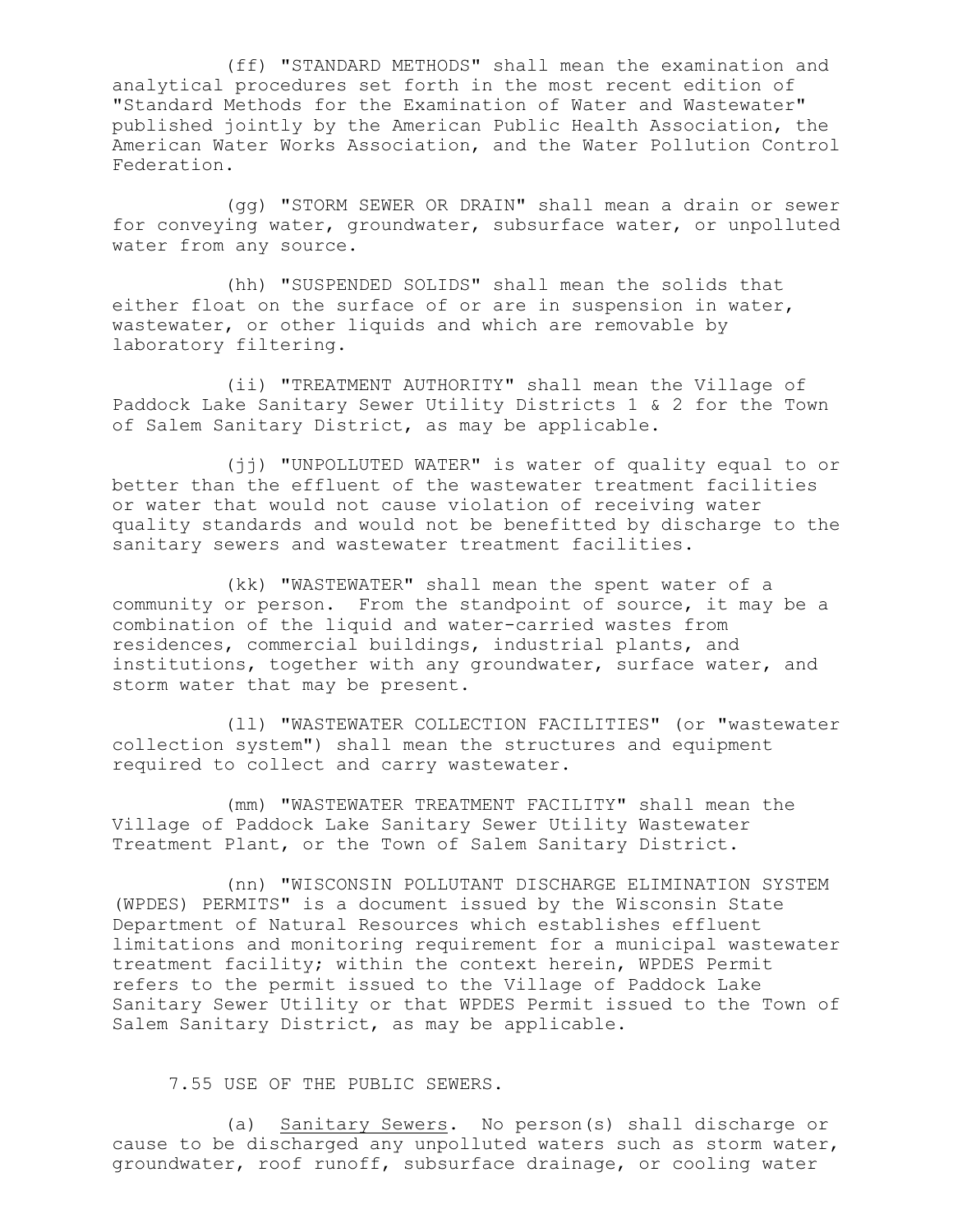(ff) "STANDARD METHODS" shall mean the examination and analytical procedures set forth in the most recent edition of "Standard Methods for the Examination of Water and Wastewater" published jointly by the American Public Health Association, the American Water Works Association, and the Water Pollution Control Federation.

(gg) "STORM SEWER OR DRAIN" shall mean a drain or sewer for conveying water, groundwater, subsurface water, or unpolluted water from any source.

(hh) "SUSPENDED SOLIDS" shall mean the solids that either float on the surface of or are in suspension in water, wastewater, or other liquids and which are removable by laboratory filtering.

(ii) "TREATMENT AUTHORITY" shall mean the Village of Paddock Lake Sanitary Sewer Utility Districts 1 & 2 for the Town of Salem Sanitary District, as may be applicable.

(jj) "UNPOLLUTED WATER" is water of quality equal to or better than the effluent of the wastewater treatment facilities or water that would not cause violation of receiving water quality standards and would not be benefitted by discharge to the sanitary sewers and wastewater treatment facilities.

(kk) "WASTEWATER" shall mean the spent water of a community or person. From the standpoint of source, it may be a combination of the liquid and water-carried wastes from residences, commercial buildings, industrial plants, and institutions, together with any groundwater, surface water, and storm water that may be present.

(ll) "WASTEWATER COLLECTION FACILITIES" (or "wastewater collection system") shall mean the structures and equipment required to collect and carry wastewater.

(mm) "WASTEWATER TREATMENT FACILITY" shall mean the Village of Paddock Lake Sanitary Sewer Utility Wastewater Treatment Plant, or the Town of Salem Sanitary District.

(nn) "WISCONSIN POLLUTANT DISCHARGE ELIMINATION SYSTEM (WPDES) PERMITS" is a document issued by the Wisconsin State Department of Natural Resources which establishes effluent limitations and monitoring requirement for a municipal wastewater treatment facility; within the context herein, WPDES Permit refers to the permit issued to the Village of Paddock Lake Sanitary Sewer Utility or that WPDES Permit issued to the Town of Salem Sanitary District, as may be applicable.

7.55 USE OF THE PUBLIC SEWERS.

(a) Sanitary Sewers. No person(s) shall discharge or cause to be discharged any unpolluted waters such as storm water, groundwater, roof runoff, subsurface drainage, or cooling water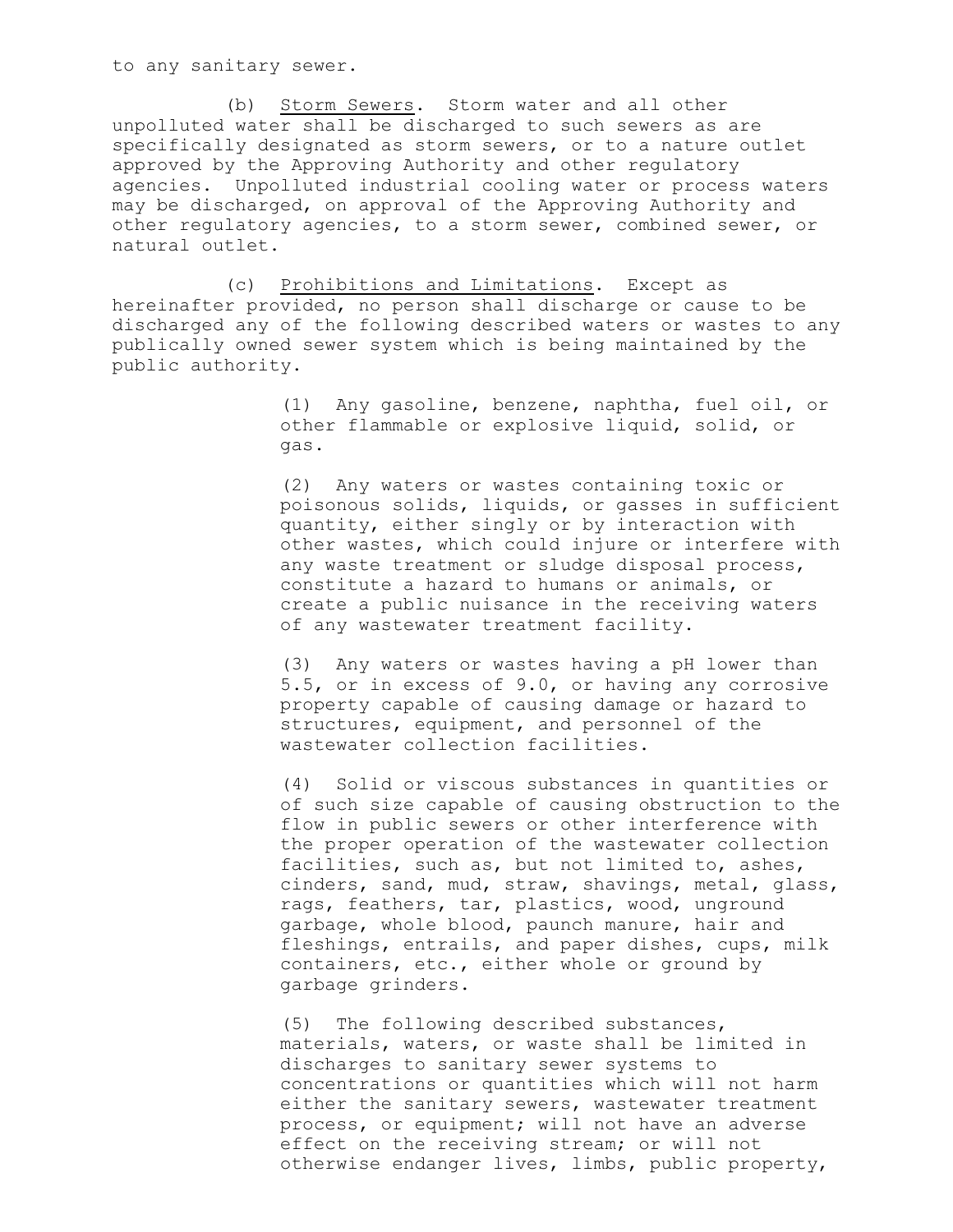to any sanitary sewer.

(b) <u>Storm Sewers</u>. Storm water and all other unpolluted water shall be discharged to such sewers as are specifically designated as storm sewers, or to a nature outlet approved by the Approving Authority and other regulatory agencies. Unpolluted industrial cooling water or process waters may be discharged, on approval of the Approving Authority and other regulatory agencies, to a storm sewer, combined sewer, or natural outlet.

(c) <u>Prohibitions and Limitations</u>. Except as hereinafter provided, no person shall discharge or cause to be discharged any of the following described waters or wastes to any publically owned sewer system which is being maintained by the public authority.

(1) Any gasoline, benzene, naphtha, fuel oil, or other flammable or explosive liquid, solid, or gas.

(2) Any waters or wastes containing toxic or poisonous solids, liquids, or gasses in sufficient quantity, either singly or by interaction with other wastes, which could injure or interfere with any waste treatment or sludge disposal process, constitute a hazard to humans or animals, or create a public nuisance in the receiving waters of any wastewater treatment facility.

(3) Any waters or wastes having a pH lower than 5.5, or in excess of 9.0, or having any corrosive property capable of causing damage or hazard to structures, equipment, and personnel of the wastewater collection facilities.

(4) Solid or viscous substances in quantities or of such size capable of causing obstruction to the flow in public sewers or other interference with the proper operation of the wastewater collection facilities, such as, but not limited to, ashes, cinders, sand, mud, straw, shavings, metal, glass, rags, feathers, tar, plastics, wood, unground garbage, whole blood, paunch manure, hair and fleshings, entrails, and paper dishes, cups, milk containers, etc., either whole or ground by garbage grinders.

(5) The following described substances, materials, waters, or waste shall be limited in discharges to sanitary sewer systems to concentrations or quantities which will not harm either the sanitary sewers, wastewater treatment process, or equipment; will not have an adverse effect on the receiving stream; or will not otherwise endanger lives, limbs, public property,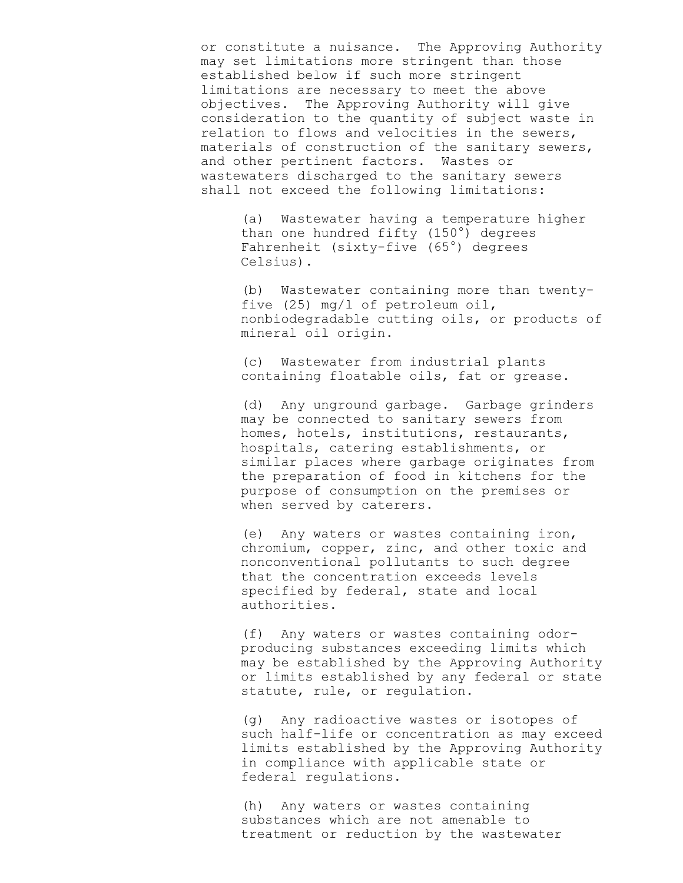or constitute a nuisance. The Approving Authority may set limitations more stringent than those established below if such more stringent limitations are necessary to meet the above objectives. The Approving Authority will give consideration to the quantity of subject waste in relation to flows and velocities in the sewers, materials of construction of the sanitary sewers, and other pertinent factors. Wastes or wastewaters discharged to the sanitary sewers shall not exceed the following limitations:

(a) Wastewater having a temperature higher than one hundred fifty (150°) degrees Fahrenheit (sixty-five (65°) degrees Celsius).

(b) Wastewater containing more than twenty-five (25) mg/l of petroleum oil, nonbiodegradable cutting oils, or products of mineral oil origin.

(c) Wastewater from industrial plants containing floatable oils, fat or grease.

(d) Any unground garbage. Garbage grinders may be connected to sanitary sewers from homes, hotels, institutions, restaurants, hospitals, catering establishments, or similar places where garbage originates from the preparation of food in kitchens for the purpose of consumption on the premises or when served by caterers.

(e) Any waters or wastes containing iron, chromium, copper, zinc, and other toxic and nonconventional pollutants to such degree that the concentration exceeds levels specified by federal, state and local authorities.

(f) Any waters or wastes containing odor-producing substances exceeding limits which may be established by the Approving Authority or limits established by any federal or state statute, rule, or regulation.

(g) Any radioactive wastes or isotopes of such half-life or concentration as may exceed limits established by the Approving Authority in compliance with applicable state or federal regulations.

(h) Any waters or wastes containing substances which are not amenable to treatment or reduction by the wastewater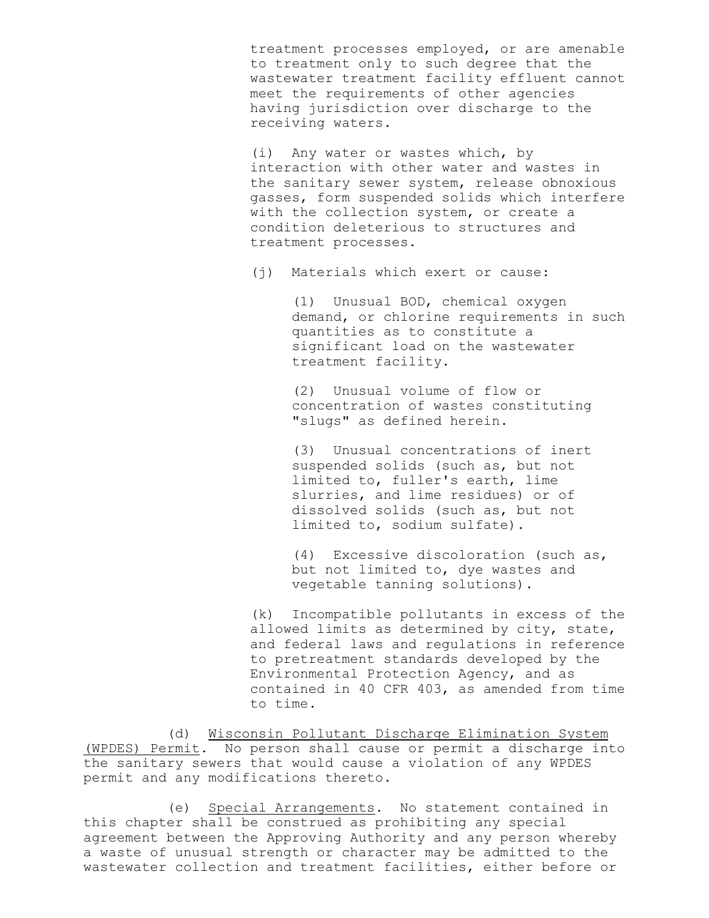treatment processes employed, or are amenable to treatment only to such degree that the wastewater treatment facility effluent cannot meet the requirements of other agencies having jurisdiction over discharge to the receiving waters.

(i) Any water or wastes which, by interaction with other water and wastes in the sanitary sewer system, release obnoxious gasses, form suspended solids which interfere with the collection system, or create a condition deleterious to structures and treatment processes.

(j) Materials which exert or cause:

(1) Unusual BOD, chemical oxygen demand, or chlorine requirements in such quantities as to constitute a significant load on the wastewater treatment facility.

(2) Unusual volume of flow or concentration of wastes constituting "slugs" as defined herein.

(3) Unusual concentrations of inert suspended solids (such as, but not limited to, fuller's earth, lime slurries, and lime residues) or of dissolved solids (such as, but not limited to, sodium sulfate).

(4) Excessive discoloration (such as, but not limited to, dye wastes and vegetable tanning solutions).

(k) Incompatible pollutants in excess of the allowed limits as determined by city, state, and federal laws and regulations in reference to pretreatment standards developed by the Environmental Protection Agency, and as contained in 40 CFR 403, as amended from time to time.

(d) Wisconsin Pollutant Discharge Elimination System (WPDES) Permit. No person shall cause or permit a discharge into the sanitary sewers that would cause a violation of any WPDES permit and any modifications thereto.

(e) Special Arrangements. No statement contained in this chapter shall be construed as prohibiting any special agreement between the Approving Authority and any person whereby a waste of unusual strength or character may be admitted to the wastewater collection and treatment facilities, either before or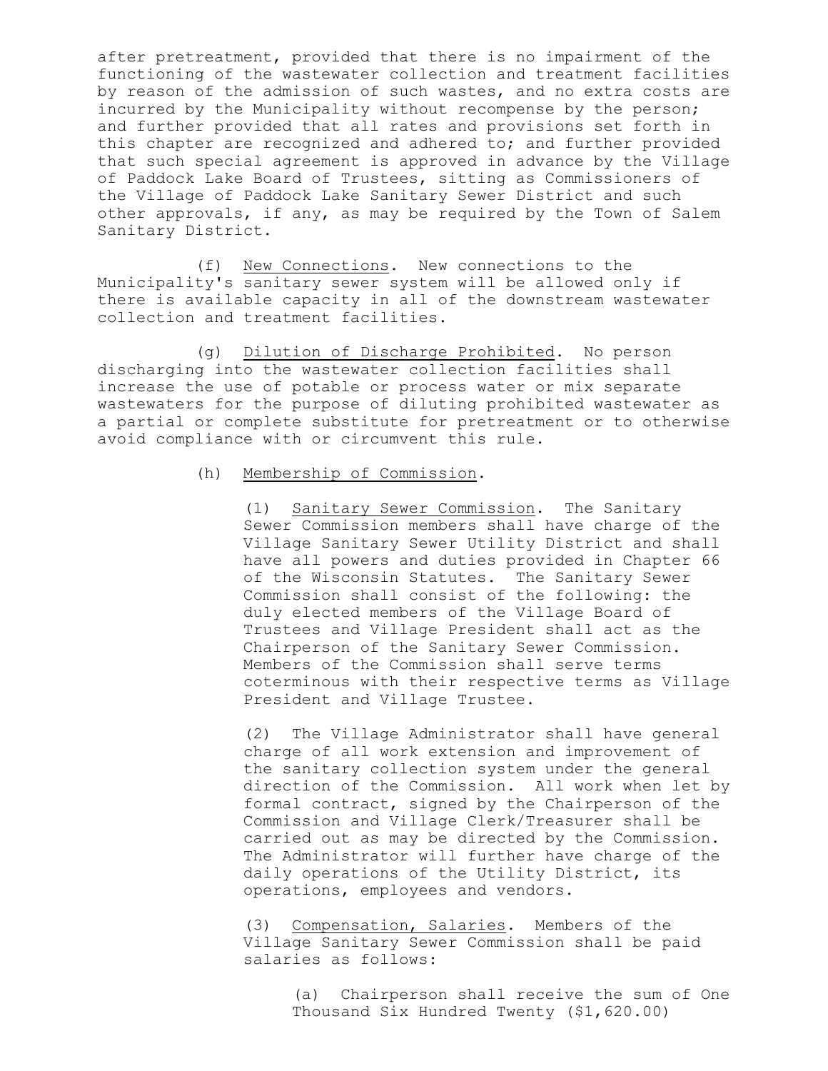after pretreatment, provided that there is no impairment of the functioning of the wastewater collection and treatment facilities by reason of the admission of such wastes, and no extra costs are incurred by the Municipality without recompense by the person; and further provided that all rates and provisions set forth in this chapter are recognized and adhered to; and further provided that such special agreement is approved in advance by the Village of Paddock Lake Board of Trustees, sitting as Commissioners of the Village of Paddock Lake Sanitary Sewer District and such other approvals, if any, as may be required by the Town of Salem Sanitary District.

(f) New Connections. New connections to the Municipality's sanitary sewer system will be allowed only if there is available capacity in all of the downstream wastewater collection and treatment facilities.

(g) Dilution of Discharge Prohibited. No person discharging into the wastewater collection facilities shall increase the use of potable or process water or mix separate wastewaters for the purpose of diluting prohibited wastewater as a partial or complete substitute for pretreatment or to otherwise avoid compliance with or circumvent this rule.

(h) Membership of Commission.

(1) Sanitary Sewer Commission. The Sanitary Sewer Commission members shall have charge of the Village Sanitary Sewer Utility District and shall have all powers and duties provided in Chapter 66 of the Wisconsin Statutes. The Sanitary Sewer Commission shall consist of the following: the duly elected members of the Village Board of Trustees and Village President shall act as the Chairperson of the Sanitary Sewer Commission. Members of the Commission shall serve terms coterminous with their respective terms as Village President and Village Trustee.

(2) The Village Administrator shall have general charge of all work extension and improvement of the sanitary collection system under the general direction of the Commission. All work when let by formal contract, signed by the Chairperson of the Commission and Village Clerk/Treasurer shall be carried out as may be directed by the Commission. The Administrator will further have charge of the daily operations of the Utility District, its operations, employees and vendors.

(3) Compensation, Salaries. Members of the Village Sanitary Sewer Commission shall be paid salaries as follows:

(a) Chairperson shall receive the sum of One Thousand Six Hundred Twenty ($1,620.00)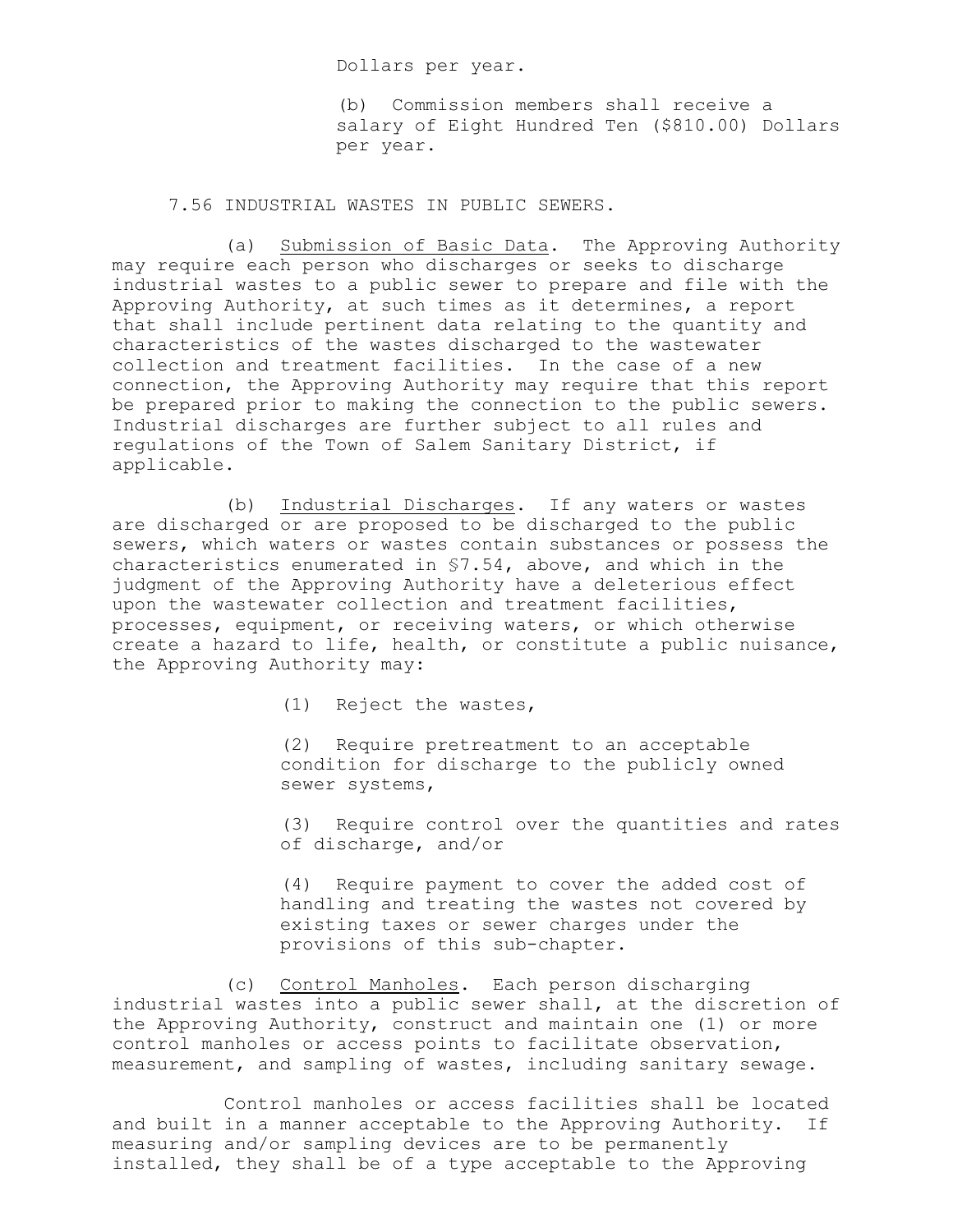Dollars per year.

(b) Commission members shall receive a salary of Eight Hundred Ten ($810.00) Dollars per year.

7.56 INDUSTRIAL WASTES IN PUBLIC SEWERS.

(a) Submission of Basic Data. The Approving Authority may require each person who discharges or seeks to discharge industrial wastes to a public sewer to prepare and file with the Approving Authority, at such times as it determines, a report that shall include pertinent data relating to the quantity and characteristics of the wastes discharged to the wastewater collection and treatment facilities. In the case of a new connection, the Approving Authority may require that this report be prepared prior to making the connection to the public sewers. Industrial discharges are further subject to all rules and regulations of the Town of Salem Sanitary District, if applicable.

(b) Industrial Discharges. If any waters or wastes are discharged or are proposed to be discharged to the public sewers, which waters or wastes contain substances or possess the characteristics enumerated in §7.54, above, and which in the judgment of the Approving Authority have a deleterious effect upon the wastewater collection and treatment facilities, processes, equipment, or receiving waters, or which otherwise create a hazard to life, health, or constitute a public nuisance, the Approving Authority may:

(1) Reject the wastes,

(2) Require pretreatment to an acceptable condition for discharge to the publicly owned sewer systems,

(3) Require control over the quantities and rates of discharge, and/or

(4) Require payment to cover the added cost of handling and treating the wastes not covered by existing taxes or sewer charges under the provisions of this sub-chapter.

(c) Control Manholes. Each person discharging industrial wastes into a public sewer shall, at the discretion of the Approving Authority, construct and maintain one (1) or more control manholes or access points to facilitate observation, measurement, and sampling of wastes, including sanitary sewage.

Control manholes or access facilities shall be located and built in a manner acceptable to the Approving Authority. If measuring and/or sampling devices are to be permanently installed, they shall be of a type acceptable to the Approving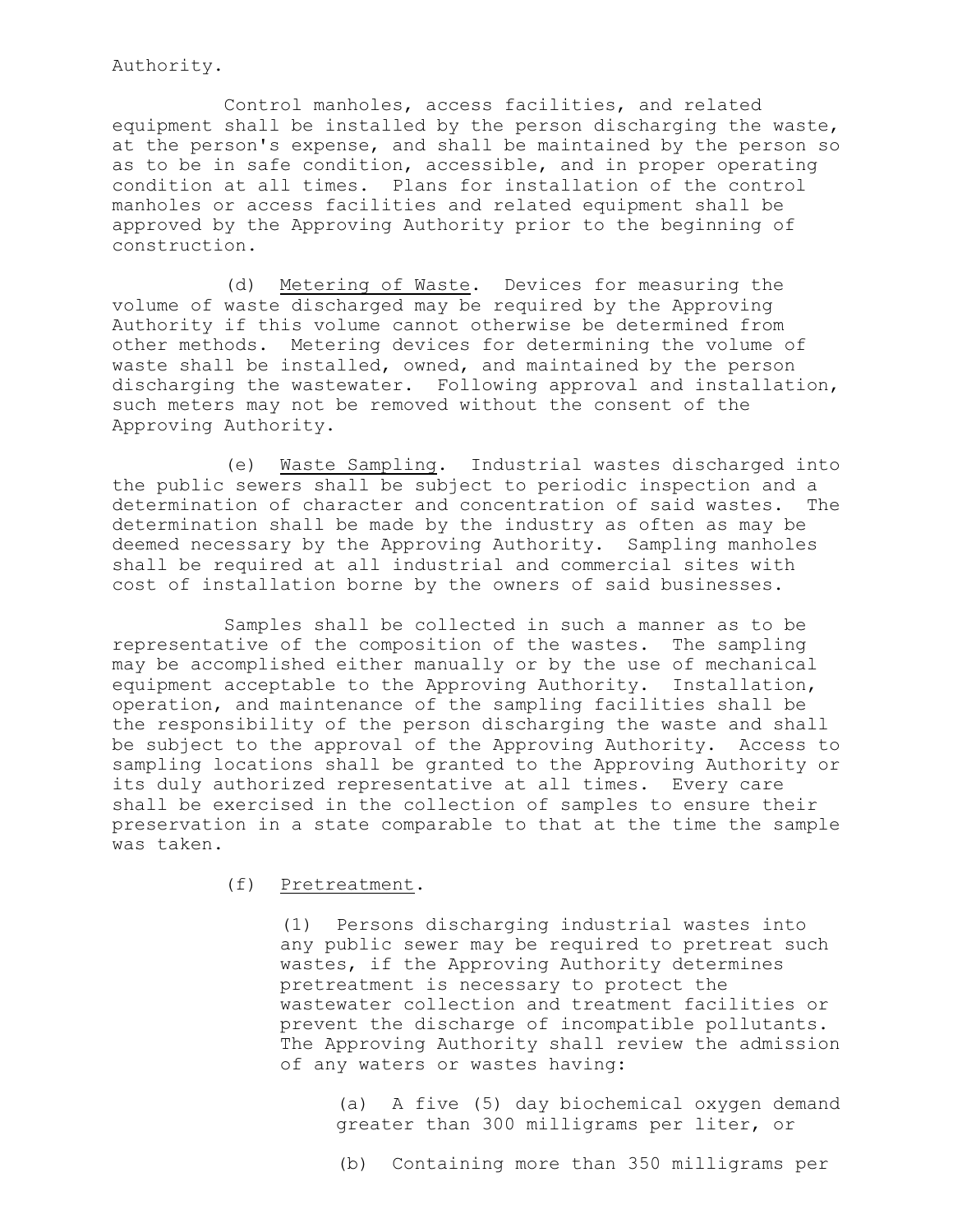Authority.

Control manholes, access facilities, and related equipment shall be installed by the person discharging the waste, at the person's expense, and shall be maintained by the person so as to be in safe condition, accessible, and in proper operating condition at all times. Plans for installation of the control manholes or access facilities and related equipment shall be approved by the Approving Authority prior to the beginning of construction.

(d) Metering of Waste. Devices for measuring the volume of waste discharged may be required by the Approving Authority if this volume cannot otherwise be determined from other methods. Metering devices for determining the volume of waste shall be installed, owned, and maintained by the person discharging the wastewater. Following approval and installation, such meters may not be removed without the consent of the Approving Authority.

(e) Waste Sampling. Industrial wastes discharged into the public sewers shall be subject to periodic inspection and a determination of character and concentration of said wastes. The determination shall be made by the industry as often as may be deemed necessary by the Approving Authority. Sampling manholes shall be required at all industrial and commercial sites with cost of installation borne by the owners of said businesses.

Samples shall be collected in such a manner as to be representative of the composition of the wastes. The sampling may be accomplished either manually or by the use of mechanical equipment acceptable to the Approving Authority. Installation, operation, and maintenance of the sampling facilities shall be the responsibility of the person discharging the waste and shall be subject to the approval of the Approving Authority. Access to sampling locations shall be granted to the Approving Authority or its duly authorized representative at all times. Every care shall be exercised in the collection of samples to ensure their preservation in a state comparable to that at the time the sample was taken.

(f) Pretreatment.

(1) Persons discharging industrial wastes into any public sewer may be required to pretreat such wastes, if the Approving Authority determines pretreatment is necessary to protect the wastewater collection and treatment facilities or prevent the discharge of incompatible pollutants. The Approving Authority shall review the admission of any waters or wastes having:

(a) A five (5) day biochemical oxygen demand greater than 300 milligrams per liter, or

(b) Containing more than 350 milligrams per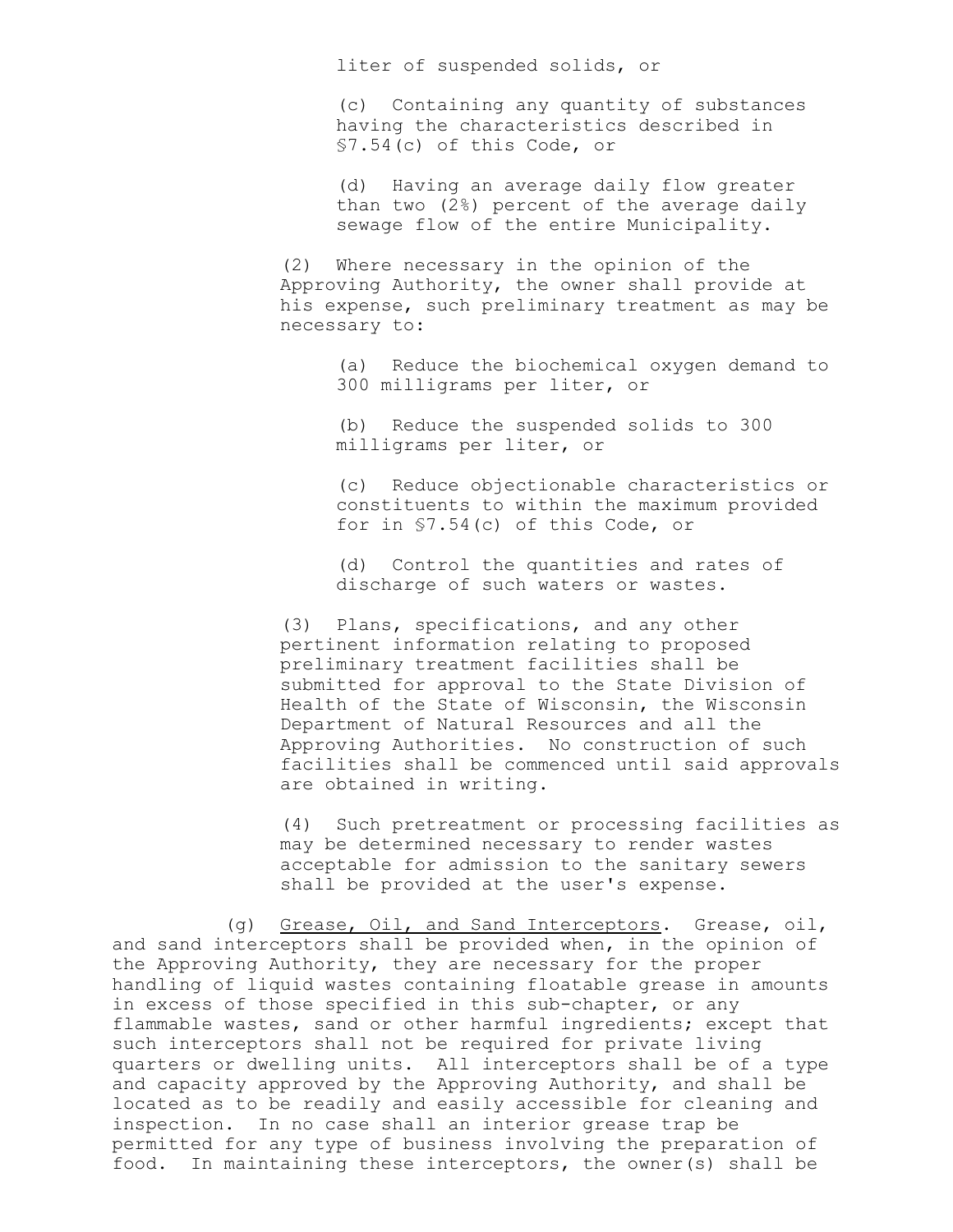liter of suspended solids, or

(c) Containing any quantity of substances having the characteristics described in §7.54(c) of this Code, or

(d) Having an average daily flow greater than two (2%) percent of the average daily sewage flow of the entire Municipality.

(2) Where necessary in the opinion of the Approving Authority, the owner shall provide at his expense, such preliminary treatment as may be necessary to:

(a) Reduce the biochemical oxygen demand to 300 milligrams per liter, or

(b) Reduce the suspended solids to 300 milligrams per liter, or

(c) Reduce objectionable characteristics or constituents to within the maximum provided for in §7.54(c) of this Code, or

(d) Control the quantities and rates of discharge of such waters or wastes.

(3) Plans, specifications, and any other pertinent information relating to proposed preliminary treatment facilities shall be submitted for approval to the State Division of Health of the State of Wisconsin, the Wisconsin Department of Natural Resources and all the Approving Authorities. No construction of such facilities shall be commenced until said approvals are obtained in writing.

(4) Such pretreatment or processing facilities as may be determined necessary to render wastes acceptable for admission to the sanitary sewers shall be provided at the user's expense.

(g) Grease, Oil, and Sand Interceptors. Grease, oil, and sand interceptors shall be provided when, in the opinion of the Approving Authority, they are necessary for the proper handling of liquid wastes containing floatable grease in amounts in excess of those specified in this sub-chapter, or any flammable wastes, sand or other harmful ingredients; except that such interceptors shall not be required for private living quarters or dwelling units. All interceptors shall be of a type and capacity approved by the Approving Authority, and shall be located as to be readily and easily accessible for cleaning and inspection. In no case shall an interior grease trap be permitted for any type of business involving the preparation of food. In maintaining these interceptors, the owner(s) shall be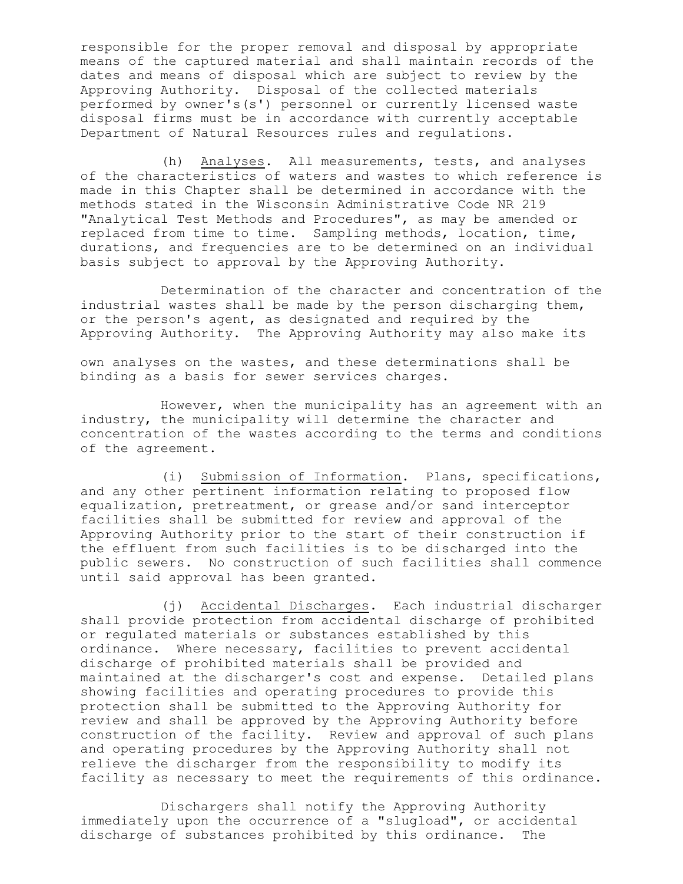responsible for the proper removal and disposal by appropriate means of the captured material and shall maintain records of the dates and means of disposal which are subject to review by the Approving Authority. Disposal of the collected materials performed by owner's(s') personnel or currently licensed waste disposal firms must be in accordance with currently acceptable Department of Natural Resources rules and regulations.

(h) Analyses. All measurements, tests, and analyses of the characteristics of waters and wastes to which reference is made in this Chapter shall be determined in accordance with the methods stated in the Wisconsin Administrative Code NR 219 "Analytical Test Methods and Procedures", as may be amended or replaced from time to time. Sampling methods, location, time, durations, and frequencies are to be determined on an individual basis subject to approval by the Approving Authority.

Determination of the character and concentration of the industrial wastes shall be made by the person discharging them, or the person's agent, as designated and required by the Approving Authority. The Approving Authority may also make its own analyses on the wastes, and these determinations shall be binding as a basis for sewer services charges.

However, when the municipality has an agreement with an industry, the municipality will determine the character and concentration of the wastes according to the terms and conditions of the agreement.

(i) Submission of Information. Plans, specifications, and any other pertinent information relating to proposed flow equalization, pretreatment, or grease and/or sand interceptor facilities shall be submitted for review and approval of the Approving Authority prior to the start of their construction if the effluent from such facilities is to be discharged into the public sewers. No construction of such facilities shall commence until said approval has been granted.

(j) Accidental Discharges. Each industrial discharger shall provide protection from accidental discharge of prohibited or regulated materials or substances established by this ordinance. Where necessary, facilities to prevent accidental discharge of prohibited materials shall be provided and maintained at the discharger's cost and expense. Detailed plans showing facilities and operating procedures to provide this protection shall be submitted to the Approving Authority for review and shall be approved by the Approving Authority before construction of the facility. Review and approval of such plans and operating procedures by the Approving Authority shall not relieve the discharger from the responsibility to modify its facility as necessary to meet the requirements of this ordinance.

Dischargers shall notify the Approving Authority immediately upon the occurrence of a "slugload", or accidental discharge of substances prohibited by this ordinance. The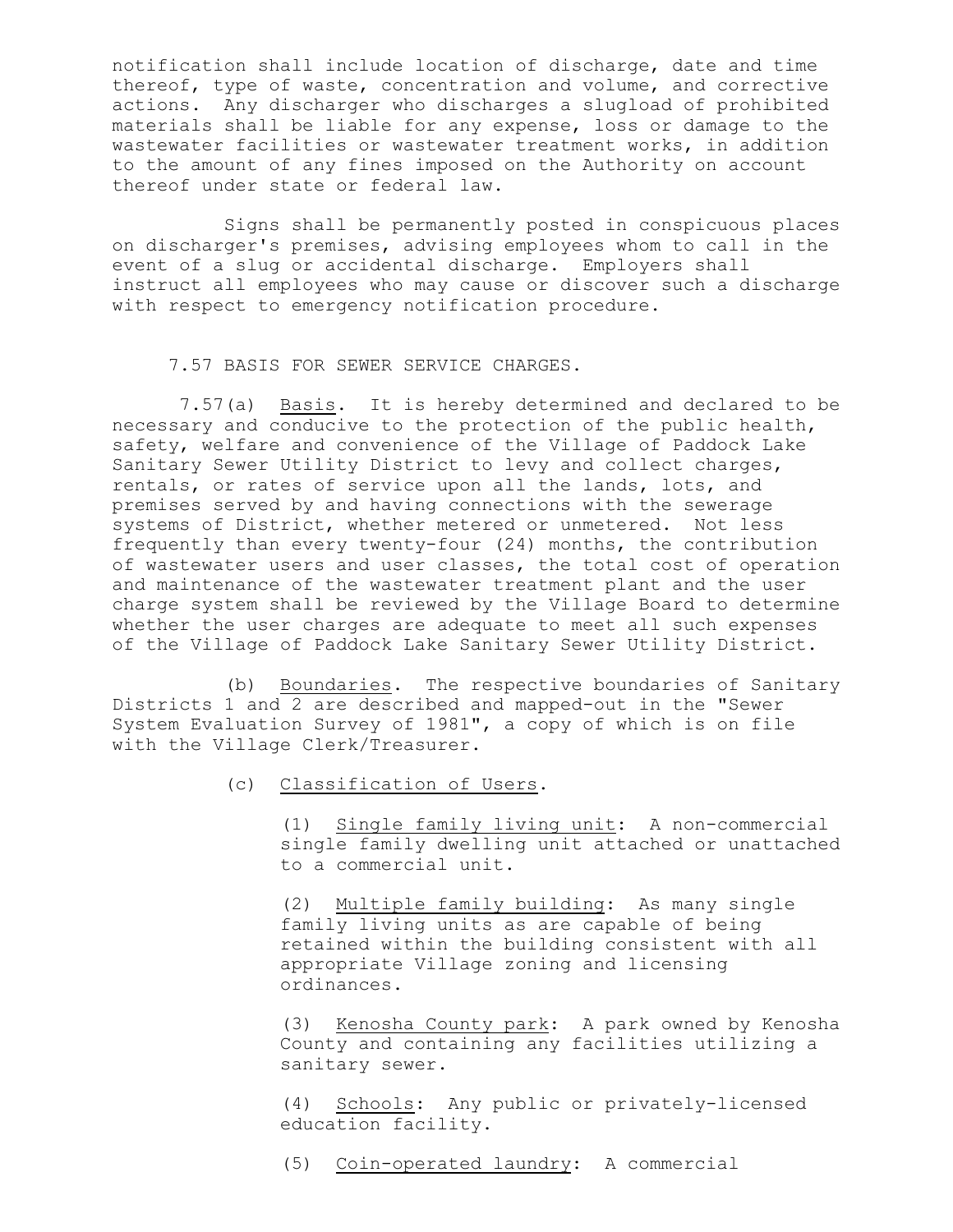notification shall include location of discharge, date and time thereof, type of waste, concentration and volume, and corrective actions. Any discharger who discharges a slugload of prohibited materials shall be liable for any expense, loss or damage to the wastewater facilities or wastewater treatment works, in addition to the amount of any fines imposed on the Authority on account thereof under state or federal law.

Signs shall be permanently posted in conspicuous places on discharger's premises, advising employees whom to call in the event of a slug or accidental discharge. Employers shall instruct all employees who may cause or discover such a discharge with respect to emergency notification procedure.

### 7.57 BASIS FOR SEWER SERVICE CHARGES.

7.57(a) Basis. It is hereby determined and declared to be necessary and conducive to the protection of the public health, safety, welfare and convenience of the Village of Paddock Lake Sanitary Sewer Utility District to levy and collect charges, rentals, or rates of service upon all the lands, lots, and premises served by and having connections with the sewerage systems of District, whether metered or unmetered. Not less frequently than every twenty-four (24) months, the contribution of wastewater users and user classes, the total cost of operation and maintenance of the wastewater treatment plant and the user charge system shall be reviewed by the Village Board to determine whether the user charges are adequate to meet all such expenses of the Village of Paddock Lake Sanitary Sewer Utility District.

(b) Boundaries. The respective boundaries of Sanitary Districts 1 and 2 are described and mapped-out in the "Sewer System Evaluation Survey of 1981", a copy of which is on file with the Village Clerk/Treasurer.

(c) Classification of Users.

(1) Single family living unit: A non-commercial single family dwelling unit attached or unattached to a commercial unit.

(2) Multiple family building: As many single family living units as are capable of being retained within the building consistent with all appropriate Village zoning and licensing ordinances.

(3) Kenosha County park: A park owned by Kenosha County and containing any facilities utilizing a sanitary sewer.

(4) Schools: Any public or privately-licensed education facility.

(5) Coin-operated laundry: A commercial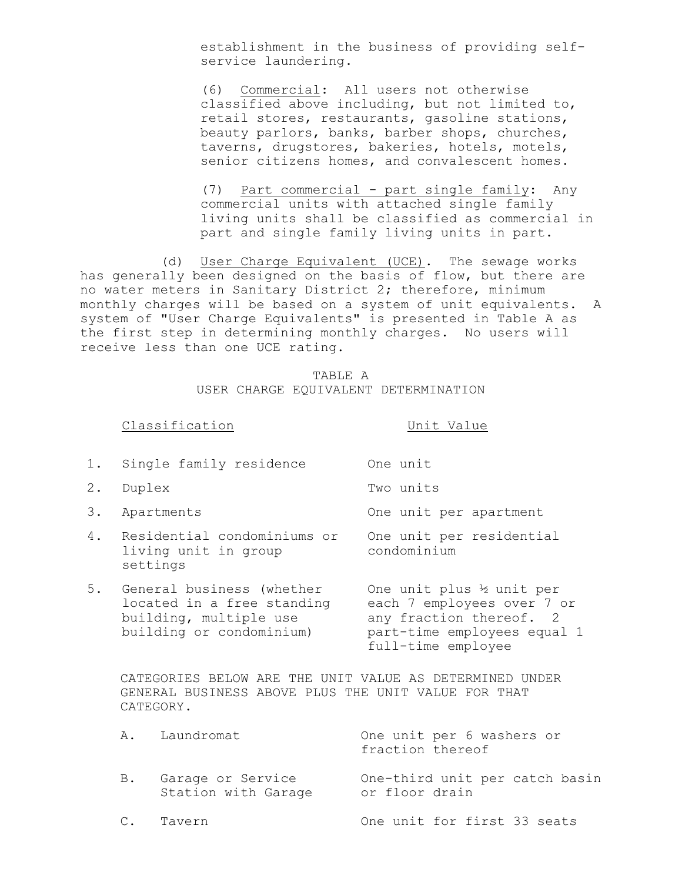establishment in the business of providing self-service laundering.

(6) Commercial: All users not otherwise classified above including, but not limited to, retail stores, restaurants, gasoline stations, beauty parlors, banks, barber shops, churches, taverns, drugstores, bakeries, hotels, motels, senior citizens homes, and convalescent homes.

(7) Part commercial - part single family: Any commercial units with attached single family living units shall be classified as commercial in part and single family living units in part.

(d) User Charge Equivalent (UCE). The sewage works has generally been designed on the basis of flow, but there are no water meters in Sanitary District 2; therefore, minimum monthly charges will be based on a system of unit equivalents. A system of "User Charge Equivalents" is presented in Table A as the first step in determining monthly charges. No users will receive less than one UCE rating.

TABLE A
USER CHARGE EQUIVALENT DETERMINATION

| | Classification | Unit Value |
|---|---|---|
| 1. | Single family residence | One unit |
| 2. | Duplex | Two units |
| 3. | Apartments | One unit per apartment |
| 4. | Residential condominiums or living unit in group settings | One unit per residential condominium |
| 5. | General business (whether located in a free standing building, multiple use building or condominium) | One unit plus ½ unit per each 7 employees over 7 or any fraction thereof. 2 part-time employees equal 1 full-time employee |

CATEGORIES BELOW ARE THE UNIT VALUE AS DETERMINED UNDER GENERAL BUSINESS ABOVE PLUS THE UNIT VALUE FOR THAT CATEGORY.

| | Category | Unit Value |
|---|---|---|
| A. | Laundromat | One unit per 6 washers or fraction thereof |
| B. | Garage or Service Station with Garage | One-third unit per catch basin or floor drain |
| C. | Tavern | One unit for first 33 seats |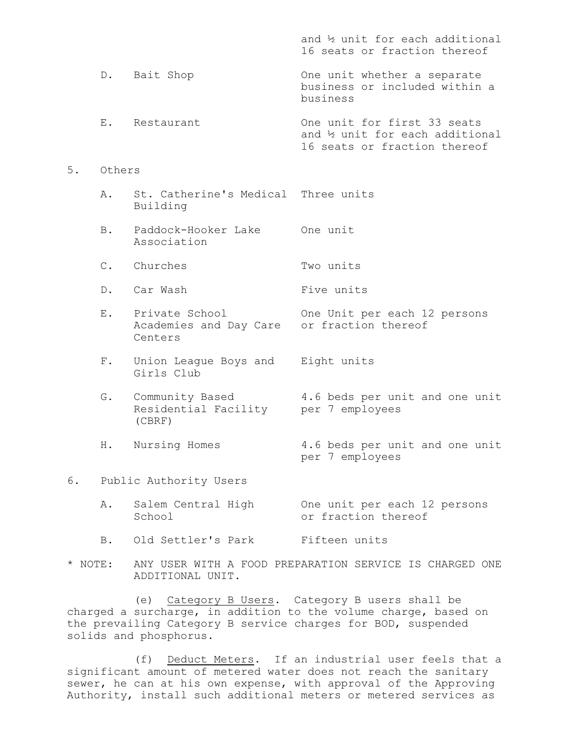and ½ unit for each additional 16 seats or fraction thereof

D. Bait Shop — One unit whether a separate business or included within a business

E. Restaurant — One unit for first 33 seats and ½ unit for each additional 16 seats or fraction thereof

5. Others

A. St. Catherine's Medical Building — Three units

B. Paddock-Hooker Lake Association — One unit

C. Churches — Two units

D. Car Wash — Five units

E. Private School Academies and Day Care Centers — One Unit per each 12 persons or fraction thereof

F. Union League Boys and Girls Club — Eight units

G. Community Based Residential Facility (CBRF) — 4.6 beds per unit and one unit per 7 employees

H. Nursing Homes — 4.6 beds per unit and one unit per 7 employees

6. Public Authority Users

A. Salem Central High School — One unit per each 12 persons or fraction thereof

B. Old Settler's Park — Fifteen units

* NOTE: ANY USER WITH A FOOD PREPARATION SERVICE IS CHARGED ONE ADDITIONAL UNIT.

(e) Category B Users. Category B users shall be charged a surcharge, in addition to the volume charge, based on the prevailing Category B service charges for BOD, suspended solids and phosphorus.

(f) Deduct Meters. If an industrial user feels that a significant amount of metered water does not reach the sanitary sewer, he can at his own expense, with approval of the Approving Authority, install such additional meters or metered services as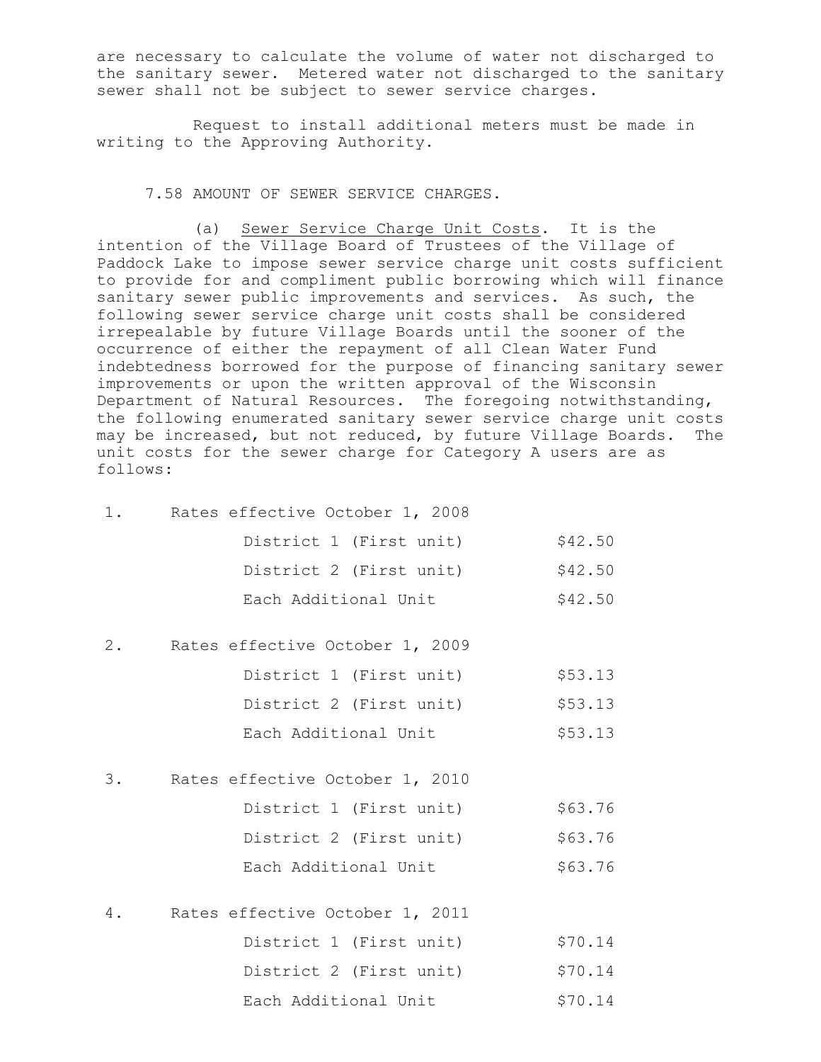are necessary to calculate the volume of water not discharged to the sanitary sewer. Metered water not discharged to the sanitary sewer shall not be subject to sewer service charges.

Request to install additional meters must be made in writing to the Approving Authority.

7.58 AMOUNT OF SEWER SERVICE CHARGES.

(a) Sewer Service Charge Unit Costs. It is the intention of the Village Board of Trustees of the Village of Paddock Lake to impose sewer service charge unit costs sufficient to provide for and compliment public borrowing which will finance sanitary sewer public improvements and services. As such, the following sewer service charge unit costs shall be considered irrepealable by future Village Boards until the sooner of the occurrence of either the repayment of all Clean Water Fund indebtedness borrowed for the purpose of financing sanitary sewer improvements or upon the written approval of the Wisconsin Department of Natural Resources. The foregoing notwithstanding, the following enumerated sanitary sewer service charge unit costs may be increased, but not reduced, by future Village Boards. The unit costs for the sewer charge for Category A users are as follows:

1. Rates effective October 1, 2008

| | |
|---|---|
| District 1 (First unit) | $42.50 |
| District 2 (First unit) | $42.50 |
| Each Additional Unit | $42.50 |

2. Rates effective October 1, 2009

| | |
|---|---|
| District 1 (First unit) | $53.13 |
| District 2 (First unit) | $53.13 |
| Each Additional Unit | $53.13 |

3. Rates effective October 1, 2010

| | |
|---|---|
| District 1 (First unit) | $63.76 |
| District 2 (First unit) | $63.76 |
| Each Additional Unit | $63.76 |

4. Rates effective October 1, 2011

| | |
|---|---|
| District 1 (First unit) | $70.14 |
| District 2 (First unit) | $70.14 |
| Each Additional Unit | $70.14 |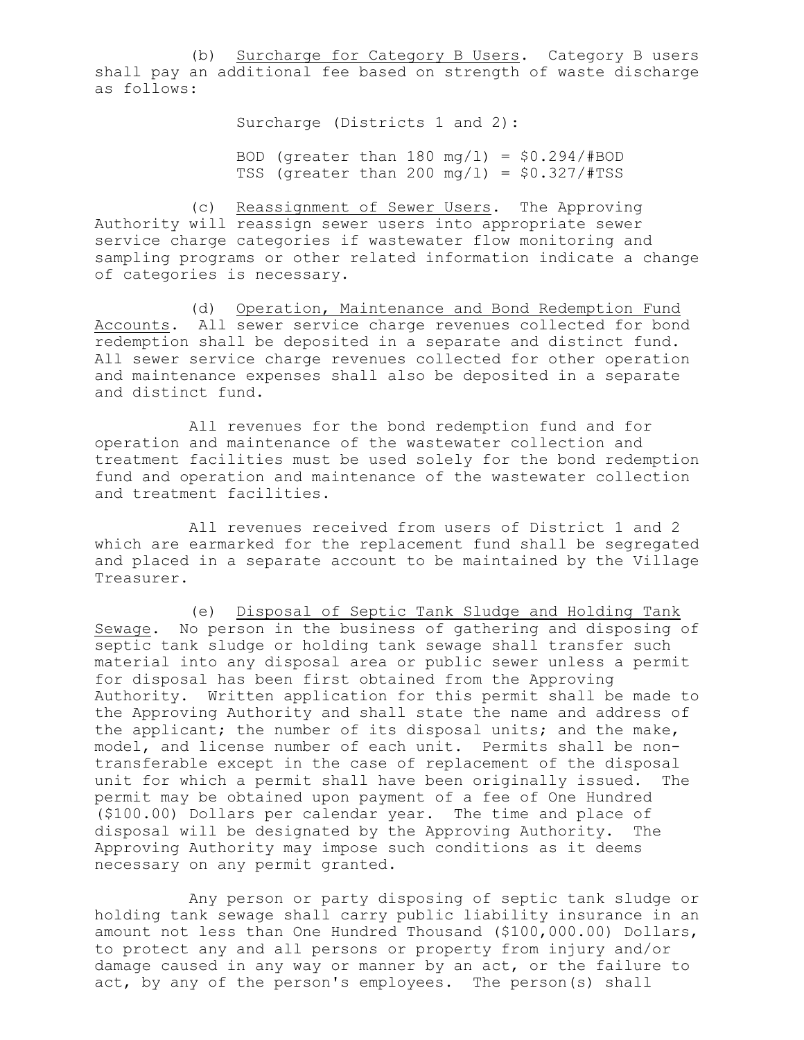(b) Surcharge for Category B Users. Category B users shall pay an additional fee based on strength of waste discharge as follows:

Surcharge (Districts 1 and 2):

BOD (greater than 180 mg/l) = $0.294/#BOD
TSS (greater than 200 mg/l) = $0.327/#TSS

(c) Reassignment of Sewer Users. The Approving Authority will reassign sewer users into appropriate sewer service charge categories if wastewater flow monitoring and sampling programs or other related information indicate a change of categories is necessary.

(d) Operation, Maintenance and Bond Redemption Fund Accounts. All sewer service charge revenues collected for bond redemption shall be deposited in a separate and distinct fund. All sewer service charge revenues collected for other operation and maintenance expenses shall also be deposited in a separate and distinct fund.

All revenues for the bond redemption fund and for operation and maintenance of the wastewater collection and treatment facilities must be used solely for the bond redemption fund and operation and maintenance of the wastewater collection and treatment facilities.

All revenues received from users of District 1 and 2 which are earmarked for the replacement fund shall be segregated and placed in a separate account to be maintained by the Village Treasurer.

(e) Disposal of Septic Tank Sludge and Holding Tank Sewage. No person in the business of gathering and disposing of septic tank sludge or holding tank sewage shall transfer such material into any disposal area or public sewer unless a permit for disposal has been first obtained from the Approving Authority. Written application for this permit shall be made to the Approving Authority and shall state the name and address of the applicant; the number of its disposal units; and the make, model, and license number of each unit. Permits shall be non-transferable except in the case of replacement of the disposal unit for which a permit shall have been originally issued. The permit may be obtained upon payment of a fee of One Hundred ($100.00) Dollars per calendar year. The time and place of disposal will be designated by the Approving Authority. The Approving Authority may impose such conditions as it deems necessary on any permit granted.

Any person or party disposing of septic tank sludge or holding tank sewage shall carry public liability insurance in an amount not less than One Hundred Thousand ($100,000.00) Dollars, to protect any and all persons or property from injury and/or damage caused in any way or manner by an act, or the failure to act, by any of the person's employees. The person(s) shall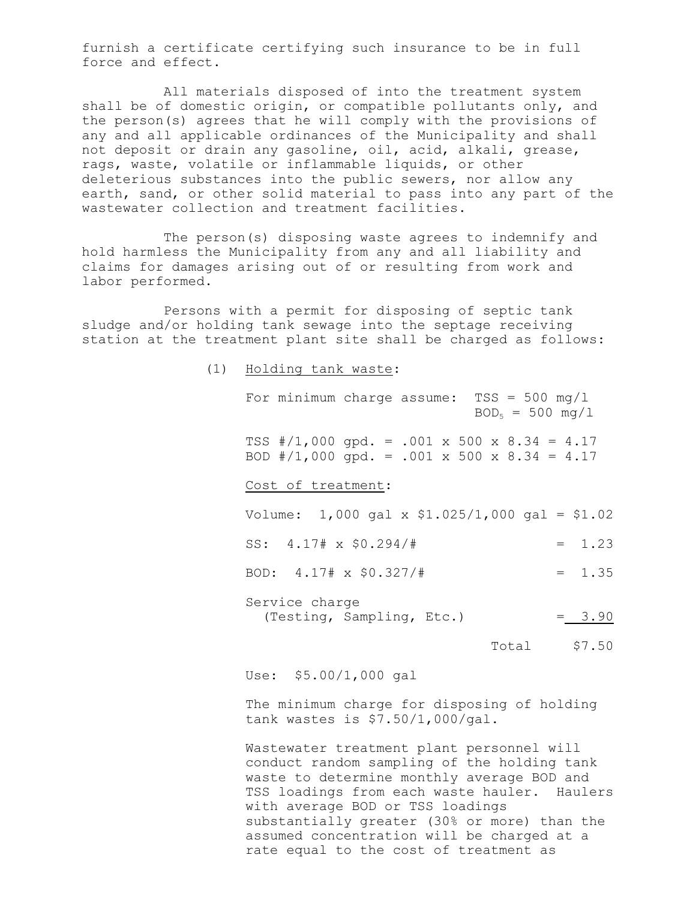furnish a certificate certifying such insurance to be in full force and effect.

All materials disposed of into the treatment system shall be of domestic origin, or compatible pollutants only, and the person(s) agrees that he will comply with the provisions of any and all applicable ordinances of the Municipality and shall not deposit or drain any gasoline, oil, acid, alkali, grease, rags, waste, volatile or inflammable liquids, or other deleterious substances into the public sewers, nor allow any earth, sand, or other solid material to pass into any part of the wastewater collection and treatment facilities.

The person(s) disposing waste agrees to indemnify and hold harmless the Municipality from any and all liability and claims for damages arising out of or resulting from work and labor performed.

Persons with a permit for disposing of septic tank sludge and/or holding tank sewage into the septage receiving station at the treatment plant site shall be charged as follows:

(1) Holding tank waste:

For minimum charge assume: TSS = 500 mg/l
$BOD_5$ = 500 mg/l

TSS #/1,000 gpd. = .001 x 500 x 8.34 = 4.17
BOD #/1,000 gpd. = .001 x 500 x 8.34 = 4.17

Cost of treatment:

| | |
|---|---|
| Volume: 1,000 gal x \$1.025/1,000 gal | = \$1.02 |
| SS: 4.17# x \$0.294/# | = 1.23 |
| BOD: 4.17# x \$0.327/# | = 1.35 |
| Service charge (Testing, Sampling, Etc.) | = 3.90 |
| Total | \$7.50 |

Use: \$5.00/1,000 gal

The minimum charge for disposing of holding tank wastes is \$7.50/1,000/gal.

Wastewater treatment plant personnel will conduct random sampling of the holding tank waste to determine monthly average BOD and TSS loadings from each waste hauler. Haulers with average BOD or TSS loadings substantially greater (30% or more) than the assumed concentration will be charged at a rate equal to the cost of treatment as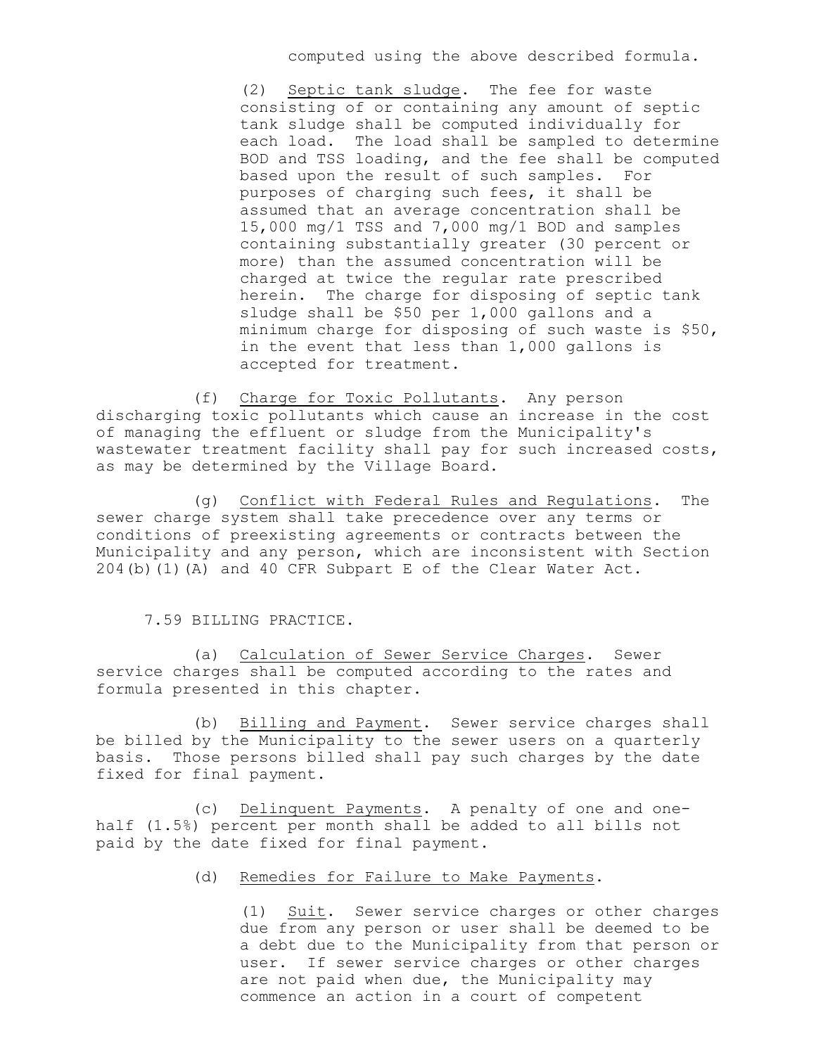computed using the above described formula.

(2) Septic tank sludge. The fee for waste consisting of or containing any amount of septic tank sludge shall be computed individually for each load. The load shall be sampled to determine BOD and TSS loading, and the fee shall be computed based upon the result of such samples. For purposes of charging such fees, it shall be assumed that an average concentration shall be 15,000 mg/1 TSS and 7,000 mg/1 BOD and samples containing substantially greater (30 percent or more) than the assumed concentration will be charged at twice the regular rate prescribed herein. The charge for disposing of septic tank sludge shall be $50 per 1,000 gallons and a minimum charge for disposing of such waste is $50, in the event that less than 1,000 gallons is accepted for treatment.

(f) Charge for Toxic Pollutants. Any person discharging toxic pollutants which cause an increase in the cost of managing the effluent or sludge from the Municipality's wastewater treatment facility shall pay for such increased costs, as may be determined by the Village Board.

(g) Conflict with Federal Rules and Regulations. The sewer charge system shall take precedence over any terms or conditions of preexisting agreements or contracts between the Municipality and any person, which are inconsistent with Section 204(b)(1)(A) and 40 CFR Subpart E of the Clear Water Act.

## 7.59 BILLING PRACTICE.

(a) Calculation of Sewer Service Charges. Sewer service charges shall be computed according to the rates and formula presented in this chapter.

(b) Billing and Payment. Sewer service charges shall be billed by the Municipality to the sewer users on a quarterly basis. Those persons billed shall pay such charges by the date fixed for final payment.

(c) Delinquent Payments. A penalty of one and one-half (1.5%) percent per month shall be added to all bills not paid by the date fixed for final payment.

(d) Remedies for Failure to Make Payments.

(1) Suit. Sewer service charges or other charges due from any person or user shall be deemed to be a debt due to the Municipality from that person or user. If sewer service charges or other charges are not paid when due, the Municipality may commence an action in a court of competent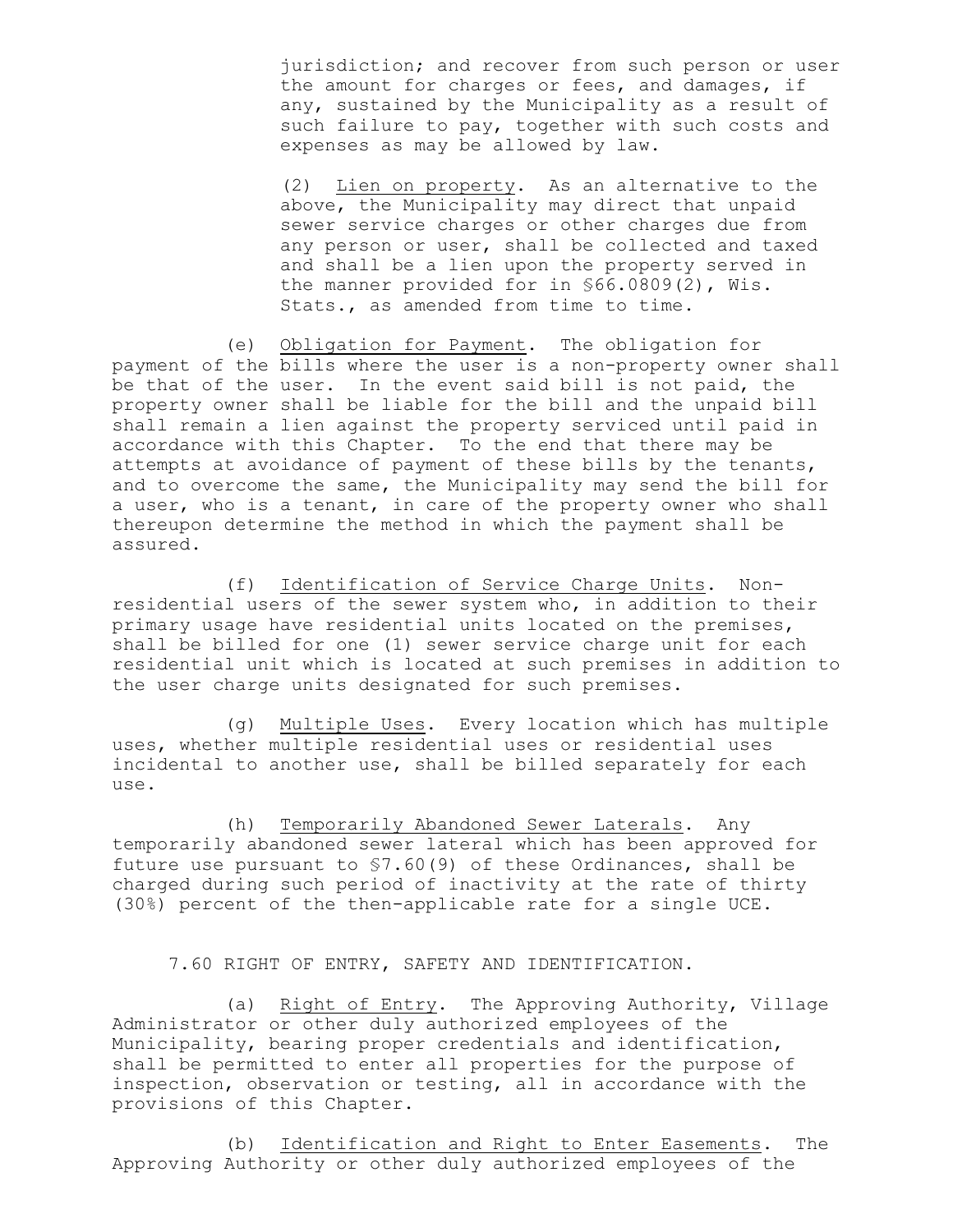jurisdiction; and recover from such person or user the amount for charges or fees, and damages, if any, sustained by the Municipality as a result of such failure to pay, together with such costs and expenses as may be allowed by law.

(2) Lien on property. As an alternative to the above, the Municipality may direct that unpaid sewer service charges or other charges due from any person or user, shall be collected and taxed and shall be a lien upon the property served in the manner provided for in §66.0809(2), Wis. Stats., as amended from time to time.

(e) Obligation for Payment. The obligation for payment of the bills where the user is a non-property owner shall be that of the user. In the event said bill is not paid, the property owner shall be liable for the bill and the unpaid bill shall remain a lien against the property serviced until paid in accordance with this Chapter. To the end that there may be attempts at avoidance of payment of these bills by the tenants, and to overcome the same, the Municipality may send the bill for a user, who is a tenant, in care of the property owner who shall thereupon determine the method in which the payment shall be assured.

(f) Identification of Service Charge Units. Non-residential users of the sewer system who, in addition to their primary usage have residential units located on the premises, shall be billed for one (1) sewer service charge unit for each residential unit which is located at such premises in addition to the user charge units designated for such premises.

(g) Multiple Uses. Every location which has multiple uses, whether multiple residential uses or residential uses incidental to another use, shall be billed separately for each use.

(h) Temporarily Abandoned Sewer Laterals. Any temporarily abandoned sewer lateral which has been approved for future use pursuant to §7.60(9) of these Ordinances, shall be charged during such period of inactivity at the rate of thirty (30%) percent of the then-applicable rate for a single UCE.

## 7.60 RIGHT OF ENTRY, SAFETY AND IDENTIFICATION.

(a) Right of Entry. The Approving Authority, Village Administrator or other duly authorized employees of the Municipality, bearing proper credentials and identification, shall be permitted to enter all properties for the purpose of inspection, observation or testing, all in accordance with the provisions of this Chapter.

(b) Identification and Right to Enter Easements. The Approving Authority or other duly authorized employees of the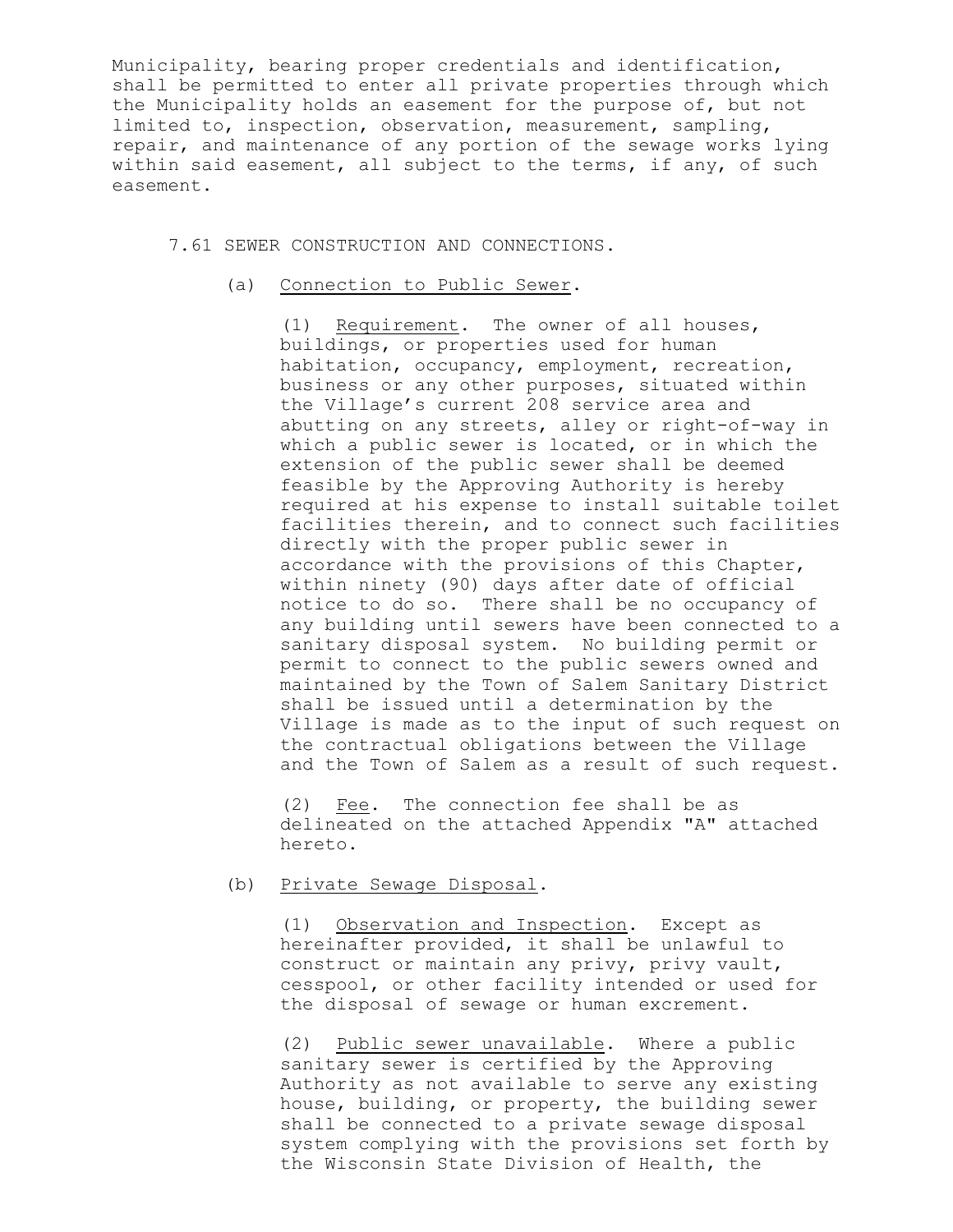Municipality, bearing proper credentials and identification, shall be permitted to enter all private properties through which the Municipality holds an easement for the purpose of, but not limited to, inspection, observation, measurement, sampling, repair, and maintenance of any portion of the sewage works lying within said easement, all subject to the terms, if any, of such easement.

7.61 SEWER CONSTRUCTION AND CONNECTIONS.

(a) Connection to Public Sewer.

(1) Requirement. The owner of all houses, buildings, or properties used for human habitation, occupancy, employment, recreation, business or any other purposes, situated within the Village's current 208 service area and abutting on any streets, alley or right-of-way in which a public sewer is located, or in which the extension of the public sewer shall be deemed feasible by the Approving Authority is hereby required at his expense to install suitable toilet facilities therein, and to connect such facilities directly with the proper public sewer in accordance with the provisions of this Chapter, within ninety (90) days after date of official notice to do so. There shall be no occupancy of any building until sewers have been connected to a sanitary disposal system. No building permit or permit to connect to the public sewers owned and maintained by the Town of Salem Sanitary District shall be issued until a determination by the Village is made as to the input of such request on the contractual obligations between the Village and the Town of Salem as a result of such request.

(2) Fee. The connection fee shall be as delineated on the attached Appendix "A" attached hereto.

(b) Private Sewage Disposal.

(1) Observation and Inspection. Except as hereinafter provided, it shall be unlawful to construct or maintain any privy, privy vault, cesspool, or other facility intended or used for the disposal of sewage or human excrement.

(2) Public sewer unavailable. Where a public sanitary sewer is certified by the Approving Authority as not available to serve any existing house, building, or property, the building sewer shall be connected to a private sewage disposal system complying with the provisions set forth by the Wisconsin State Division of Health, the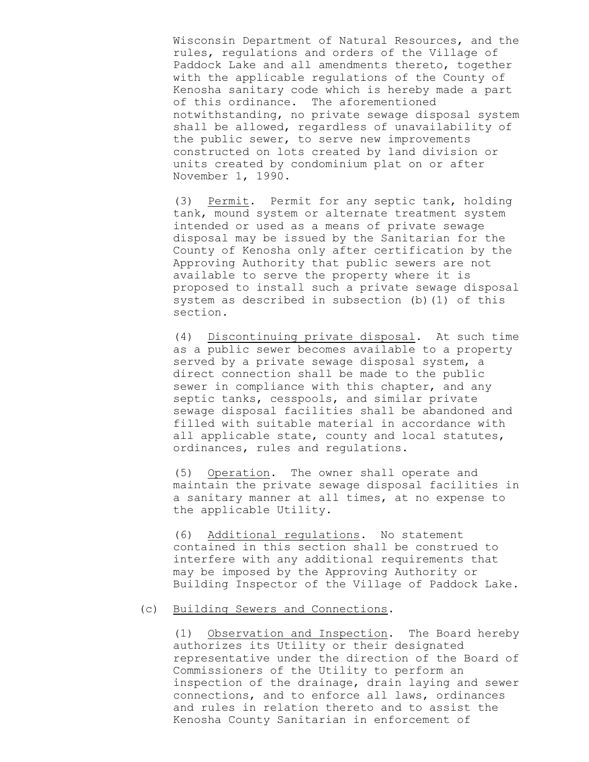Wisconsin Department of Natural Resources, and the rules, regulations and orders of the Village of Paddock Lake and all amendments thereto, together with the applicable regulations of the County of Kenosha sanitary code which is hereby made a part of this ordinance. The aforementioned notwithstanding, no private sewage disposal system shall be allowed, regardless of unavailability of the public sewer, to serve new improvements constructed on lots created by land division or units created by condominium plat on or after November 1, 1990.

(3) Permit. Permit for any septic tank, holding tank, mound system or alternate treatment system intended or used as a means of private sewage disposal may be issued by the Sanitarian for the County of Kenosha only after certification by the Approving Authority that public sewers are not available to serve the property where it is proposed to install such a private sewage disposal system as described in subsection (b)(1) of this section.

(4) Discontinuing private disposal. At such time as a public sewer becomes available to a property served by a private sewage disposal system, a direct connection shall be made to the public sewer in compliance with this chapter, and any septic tanks, cesspools, and similar private sewage disposal facilities shall be abandoned and filled with suitable material in accordance with all applicable state, county and local statutes, ordinances, rules and regulations.

(5) Operation. The owner shall operate and maintain the private sewage disposal facilities in a sanitary manner at all times, at no expense to the applicable Utility.

(6) Additional regulations. No statement contained in this section shall be construed to interfere with any additional requirements that may be imposed by the Approving Authority or Building Inspector of the Village of Paddock Lake.

(c) Building Sewers and Connections.

(1) Observation and Inspection. The Board hereby authorizes its Utility or their designated representative under the direction of the Board of Commissioners of the Utility to perform an inspection of the drainage, drain laying and sewer connections, and to enforce all laws, ordinances and rules in relation thereto and to assist the Kenosha County Sanitarian in enforcement of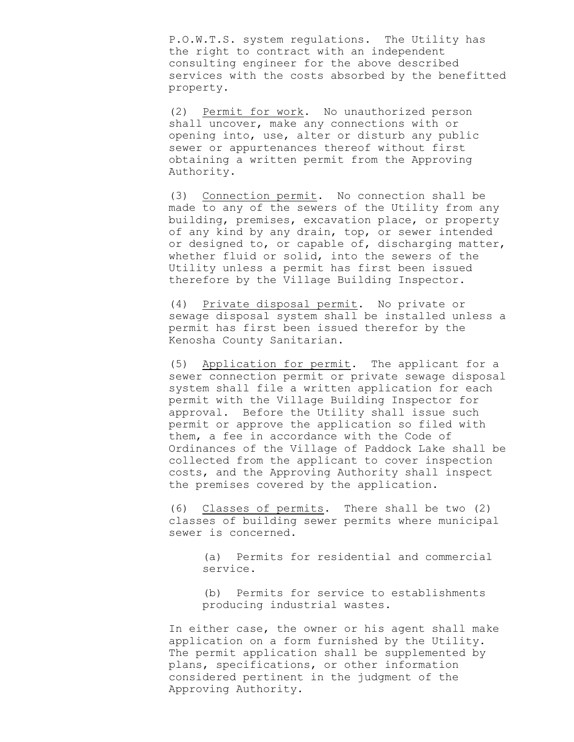P.O.W.T.S. system regulations. The Utility has the right to contract with an independent consulting engineer for the above described services with the costs absorbed by the benefitted property.

(2) Permit for work. No unauthorized person shall uncover, make any connections with or opening into, use, alter or disturb any public sewer or appurtenances thereof without first obtaining a written permit from the Approving Authority.

(3) Connection permit. No connection shall be made to any of the sewers of the Utility from any building, premises, excavation place, or property of any kind by any drain, top, or sewer intended or designed to, or capable of, discharging matter, whether fluid or solid, into the sewers of the Utility unless a permit has first been issued therefore by the Village Building Inspector.

(4) Private disposal permit. No private or sewage disposal system shall be installed unless a permit has first been issued therefor by the Kenosha County Sanitarian.

(5) Application for permit. The applicant for a sewer connection permit or private sewage disposal system shall file a written application for each permit with the Village Building Inspector for approval. Before the Utility shall issue such permit or approve the application so filed with them, a fee in accordance with the Code of Ordinances of the Village of Paddock Lake shall be collected from the applicant to cover inspection costs, and the Approving Authority shall inspect the premises covered by the application.

(6) Classes of permits. There shall be two (2) classes of building sewer permits where municipal sewer is concerned.

(a) Permits for residential and commercial service.

(b) Permits for service to establishments producing industrial wastes.

In either case, the owner or his agent shall make application on a form furnished by the Utility. The permit application shall be supplemented by plans, specifications, or other information considered pertinent in the judgment of the Approving Authority.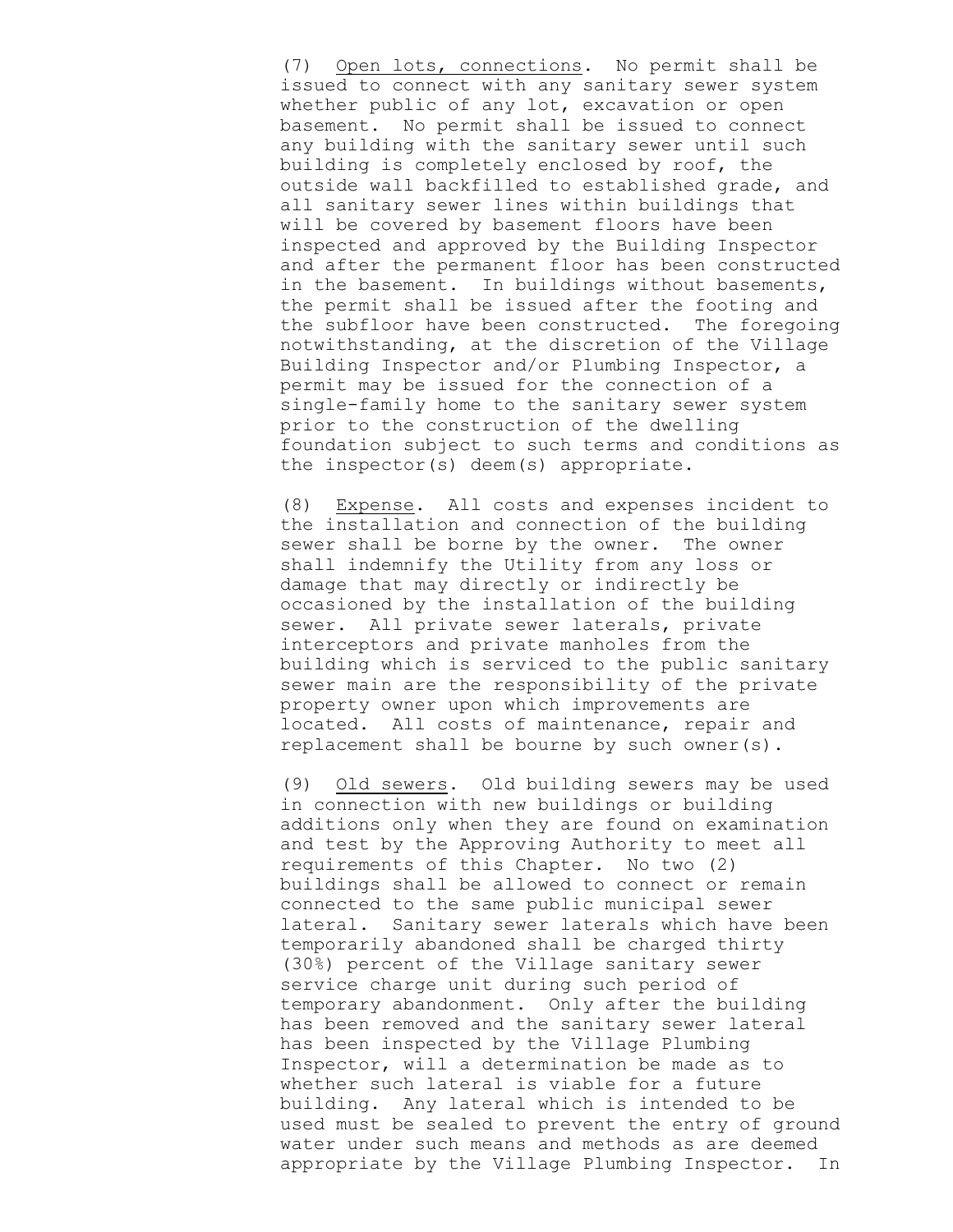(7) <u>Open lots, connections</u>. No permit shall be issued to connect with any sanitary sewer system whether public of any lot, excavation or open basement. No permit shall be issued to connect any building with the sanitary sewer until such building is completely enclosed by roof, the outside wall backfilled to established grade, and all sanitary sewer lines within buildings that will be covered by basement floors have been inspected and approved by the Building Inspector and after the permanent floor has been constructed in the basement. In buildings without basements, the permit shall be issued after the footing and the subfloor have been constructed. The foregoing notwithstanding, at the discretion of the Village Building Inspector and/or Plumbing Inspector, a permit may be issued for the connection of a single-family home to the sanitary sewer system prior to the construction of the dwelling foundation subject to such terms and conditions as the inspector(s) deem(s) appropriate.

(8) <u>Expense</u>. All costs and expenses incident to the installation and connection of the building sewer shall be borne by the owner. The owner shall indemnify the Utility from any loss or damage that may directly or indirectly be occasioned by the installation of the building sewer. All private sewer laterals, private interceptors and private manholes from the building which is serviced to the public sanitary sewer main are the responsibility of the private property owner upon which improvements are located. All costs of maintenance, repair and replacement shall be bourne by such owner(s).

(9) <u>Old sewers</u>. Old building sewers may be used in connection with new buildings or building additions only when they are found on examination and test by the Approving Authority to meet all requirements of this Chapter. No two (2) buildings shall be allowed to connect or remain connected to the same public municipal sewer lateral. Sanitary sewer laterals which have been temporarily abandoned shall be charged thirty (30%) percent of the Village sanitary sewer service charge unit during such period of temporary abandonment. Only after the building has been removed and the sanitary sewer lateral has been inspected by the Village Plumbing Inspector, will a determination be made as to whether such lateral is viable for a future building. Any lateral which is intended to be used must be sealed to prevent the entry of ground water under such means and methods as are deemed appropriate by the Village Plumbing Inspector. In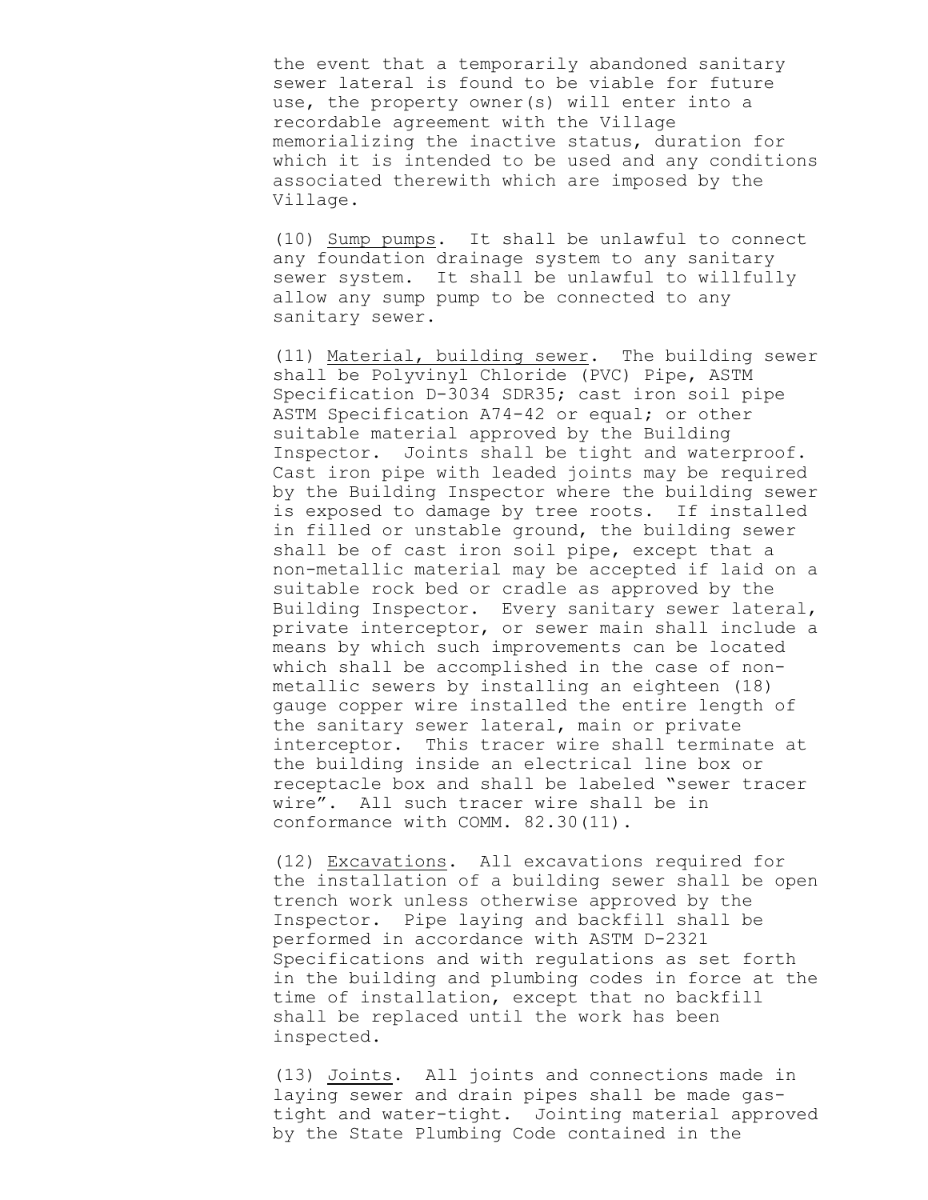the event that a temporarily abandoned sanitary sewer lateral is found to be viable for future use, the property owner(s) will enter into a recordable agreement with the Village memorializing the inactive status, duration for which it is intended to be used and any conditions associated therewith which are imposed by the Village.

(10) Sump pumps. It shall be unlawful to connect any foundation drainage system to any sanitary sewer system. It shall be unlawful to willfully allow any sump pump to be connected to any sanitary sewer.

(11) Material, building sewer. The building sewer shall be Polyvinyl Chloride (PVC) Pipe, ASTM Specification D-3034 SDR35; cast iron soil pipe ASTM Specification A74-42 or equal; or other suitable material approved by the Building Inspector. Joints shall be tight and waterproof. Cast iron pipe with leaded joints may be required by the Building Inspector where the building sewer is exposed to damage by tree roots. If installed in filled or unstable ground, the building sewer shall be of cast iron soil pipe, except that a non-metallic material may be accepted if laid on a suitable rock bed or cradle as approved by the Building Inspector. Every sanitary sewer lateral, private interceptor, or sewer main shall include a means by which such improvements can be located which shall be accomplished in the case of non-metallic sewers by installing an eighteen (18) gauge copper wire installed the entire length of the sanitary sewer lateral, main or private interceptor. This tracer wire shall terminate at the building inside an electrical line box or receptacle box and shall be labeled "sewer tracer wire". All such tracer wire shall be in conformance with COMM. 82.30(11).

(12) Excavations. All excavations required for the installation of a building sewer shall be open trench work unless otherwise approved by the Inspector. Pipe laying and backfill shall be performed in accordance with ASTM D-2321 Specifications and with regulations as set forth in the building and plumbing codes in force at the time of installation, except that no backfill shall be replaced until the work has been inspected.

(13) Joints. All joints and connections made in laying sewer and drain pipes shall be made gas-tight and water-tight. Jointing material approved by the State Plumbing Code contained in the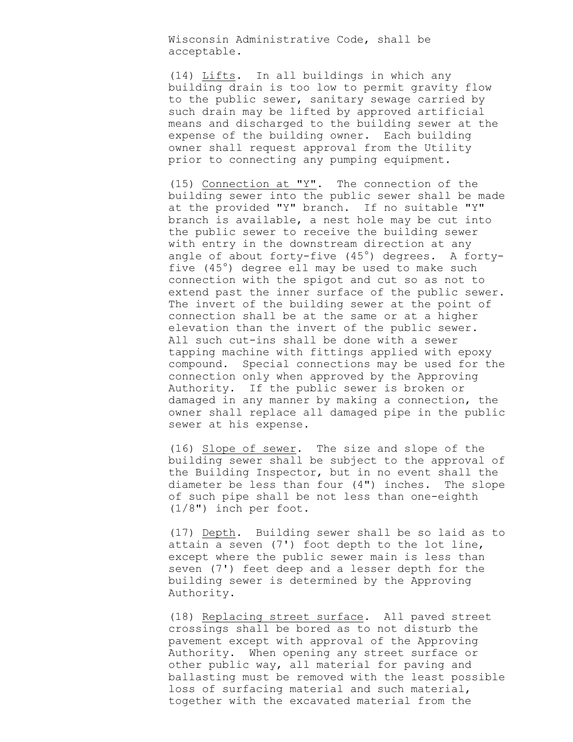Wisconsin Administrative Code, shall be acceptable.

(14) Lifts. In all buildings in which any building drain is too low to permit gravity flow to the public sewer, sanitary sewage carried by such drain may be lifted by approved artificial means and discharged to the building sewer at the expense of the building owner. Each building owner shall request approval from the Utility prior to connecting any pumping equipment.

(15) Connection at "Y". The connection of the building sewer into the public sewer shall be made at the provided "Y" branch. If no suitable "Y" branch is available, a nest hole may be cut into the public sewer to receive the building sewer with entry in the downstream direction at any angle of about forty-five (45°) degrees. A forty-five (45°) degree ell may be used to make such connection with the spigot and cut so as not to extend past the inner surface of the public sewer. The invert of the building sewer at the point of connection shall be at the same or at a higher elevation than the invert of the public sewer. All such cut-ins shall be done with a sewer tapping machine with fittings applied with epoxy compound. Special connections may be used for the connection only when approved by the Approving Authority. If the public sewer is broken or damaged in any manner by making a connection, the owner shall replace all damaged pipe in the public sewer at his expense.

(16) Slope of sewer. The size and slope of the building sewer shall be subject to the approval of the Building Inspector, but in no event shall the diameter be less than four (4") inches. The slope of such pipe shall be not less than one-eighth (1/8") inch per foot.

(17) Depth. Building sewer shall be so laid as to attain a seven (7') foot depth to the lot line, except where the public sewer main is less than seven (7') feet deep and a lesser depth for the building sewer is determined by the Approving Authority.

(18) Replacing street surface. All paved street crossings shall be bored as to not disturb the pavement except with approval of the Approving Authority. When opening any street surface or other public way, all material for paving and ballasting must be removed with the least possible loss of surfacing material and such material, together with the excavated material from the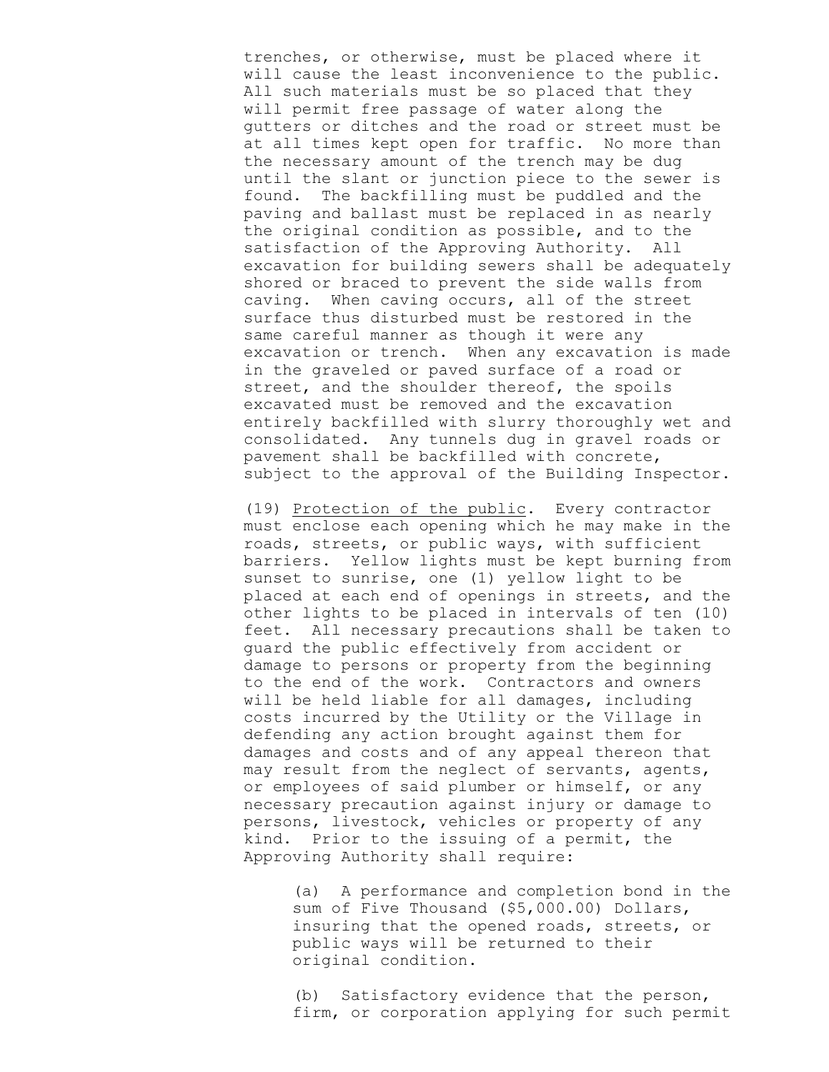trenches, or otherwise, must be placed where it will cause the least inconvenience to the public. All such materials must be so placed that they will permit free passage of water along the gutters or ditches and the road or street must be at all times kept open for traffic. No more than the necessary amount of the trench may be dug until the slant or junction piece to the sewer is found. The backfilling must be puddled and the paving and ballast must be replaced in as nearly the original condition as possible, and to the satisfaction of the Approving Authority. All excavation for building sewers shall be adequately shored or braced to prevent the side walls from caving. When caving occurs, all of the street surface thus disturbed must be restored in the same careful manner as though it were any excavation or trench. When any excavation is made in the graveled or paved surface of a road or street, and the shoulder thereof, the spoils excavated must be removed and the excavation entirely backfilled with slurry thoroughly wet and consolidated. Any tunnels dug in gravel roads or pavement shall be backfilled with concrete, subject to the approval of the Building Inspector.

(19) Protection of the public. Every contractor must enclose each opening which he may make in the roads, streets, or public ways, with sufficient barriers. Yellow lights must be kept burning from sunset to sunrise, one (1) yellow light to be placed at each end of openings in streets, and the other lights to be placed in intervals of ten (10) feet. All necessary precautions shall be taken to guard the public effectively from accident or damage to persons or property from the beginning to the end of the work. Contractors and owners will be held liable for all damages, including costs incurred by the Utility or the Village in defending any action brought against them for damages and costs and of any appeal thereon that may result from the neglect of servants, agents, or employees of said plumber or himself, or any necessary precaution against injury or damage to persons, livestock, vehicles or property of any kind. Prior to the issuing of a permit, the Approving Authority shall require:

(a) A performance and completion bond in the sum of Five Thousand ($5,000.00) Dollars, insuring that the opened roads, streets, or public ways will be returned to their original condition.

(b) Satisfactory evidence that the person, firm, or corporation applying for such permit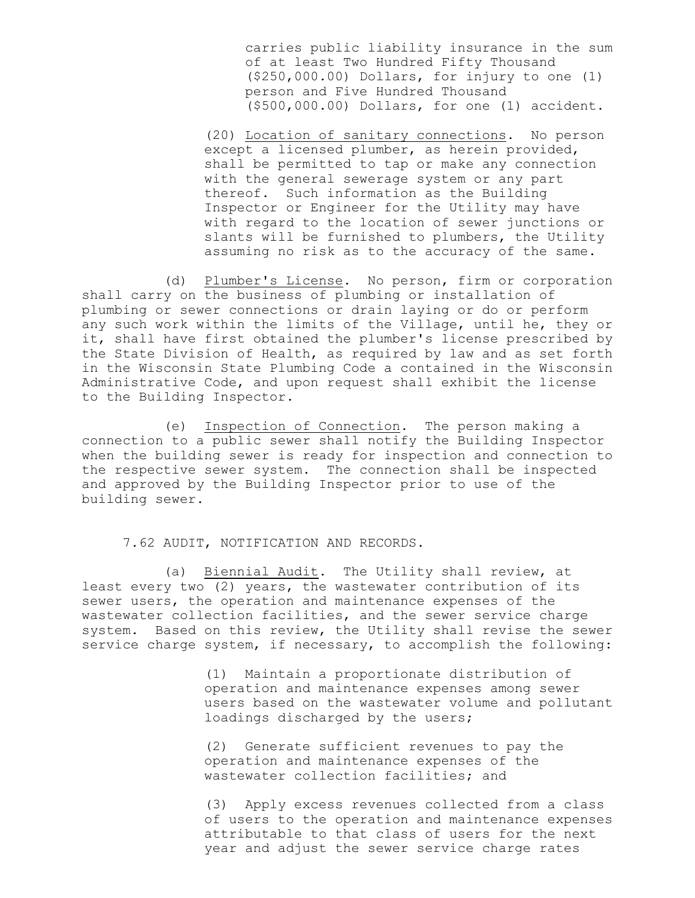carries public liability insurance in the sum of at least Two Hundred Fifty Thousand ($250,000.00) Dollars, for injury to one (1) person and Five Hundred Thousand ($500,000.00) Dollars, for one (1) accident.

(20) Location of sanitary connections. No person except a licensed plumber, as herein provided, shall be permitted to tap or make any connection with the general sewerage system or any part thereof. Such information as the Building Inspector or Engineer for the Utility may have with regard to the location of sewer junctions or slants will be furnished to plumbers, the Utility assuming no risk as to the accuracy of the same.

(d) Plumber's License. No person, firm or corporation shall carry on the business of plumbing or installation of plumbing or sewer connections or drain laying or do or perform any such work within the limits of the Village, until he, they or it, shall have first obtained the plumber's license prescribed by the State Division of Health, as required by law and as set forth in the Wisconsin State Plumbing Code a contained in the Wisconsin Administrative Code, and upon request shall exhibit the license to the Building Inspector.

(e) Inspection of Connection. The person making a connection to a public sewer shall notify the Building Inspector when the building sewer is ready for inspection and connection to the respective sewer system. The connection shall be inspected and approved by the Building Inspector prior to use of the building sewer.

## 7.62 AUDIT, NOTIFICATION AND RECORDS.

(a) Biennial Audit. The Utility shall review, at least every two (2) years, the wastewater contribution of its sewer users, the operation and maintenance expenses of the wastewater collection facilities, and the sewer service charge system. Based on this review, the Utility shall revise the sewer service charge system, if necessary, to accomplish the following:

(1) Maintain a proportionate distribution of operation and maintenance expenses among sewer users based on the wastewater volume and pollutant loadings discharged by the users;

(2) Generate sufficient revenues to pay the operation and maintenance expenses of the wastewater collection facilities; and

(3) Apply excess revenues collected from a class of users to the operation and maintenance expenses attributable to that class of users for the next year and adjust the sewer service charge rates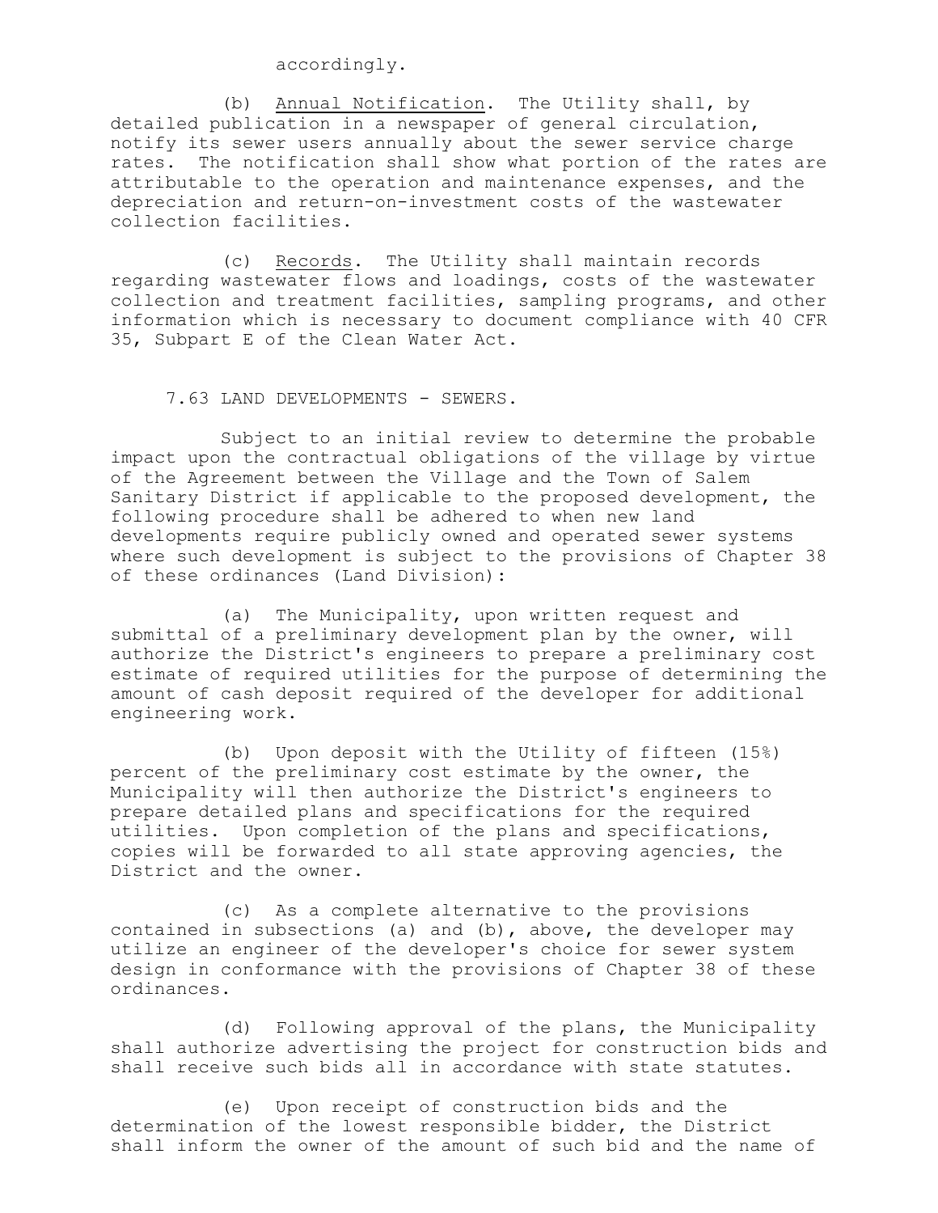accordingly.

(b) Annual Notification. The Utility shall, by detailed publication in a newspaper of general circulation, notify its sewer users annually about the sewer service charge rates. The notification shall show what portion of the rates are attributable to the operation and maintenance expenses, and the depreciation and return-on-investment costs of the wastewater collection facilities.

(c) Records. The Utility shall maintain records regarding wastewater flows and loadings, costs of the wastewater collection and treatment facilities, sampling programs, and other information which is necessary to document compliance with 40 CFR 35, Subpart E of the Clean Water Act.

7.63 LAND DEVELOPMENTS - SEWERS.

Subject to an initial review to determine the probable impact upon the contractual obligations of the village by virtue of the Agreement between the Village and the Town of Salem Sanitary District if applicable to the proposed development, the following procedure shall be adhered to when new land developments require publicly owned and operated sewer systems where such development is subject to the provisions of Chapter 38 of these ordinances (Land Division):

(a) The Municipality, upon written request and submittal of a preliminary development plan by the owner, will authorize the District's engineers to prepare a preliminary cost estimate of required utilities for the purpose of determining the amount of cash deposit required of the developer for additional engineering work.

(b) Upon deposit with the Utility of fifteen (15%) percent of the preliminary cost estimate by the owner, the Municipality will then authorize the District's engineers to prepare detailed plans and specifications for the required utilities. Upon completion of the plans and specifications, copies will be forwarded to all state approving agencies, the District and the owner.

(c) As a complete alternative to the provisions contained in subsections (a) and (b), above, the developer may utilize an engineer of the developer's choice for sewer system design in conformance with the provisions of Chapter 38 of these ordinances.

(d) Following approval of the plans, the Municipality shall authorize advertising the project for construction bids and shall receive such bids all in accordance with state statutes.

(e) Upon receipt of construction bids and the determination of the lowest responsible bidder, the District shall inform the owner of the amount of such bid and the name of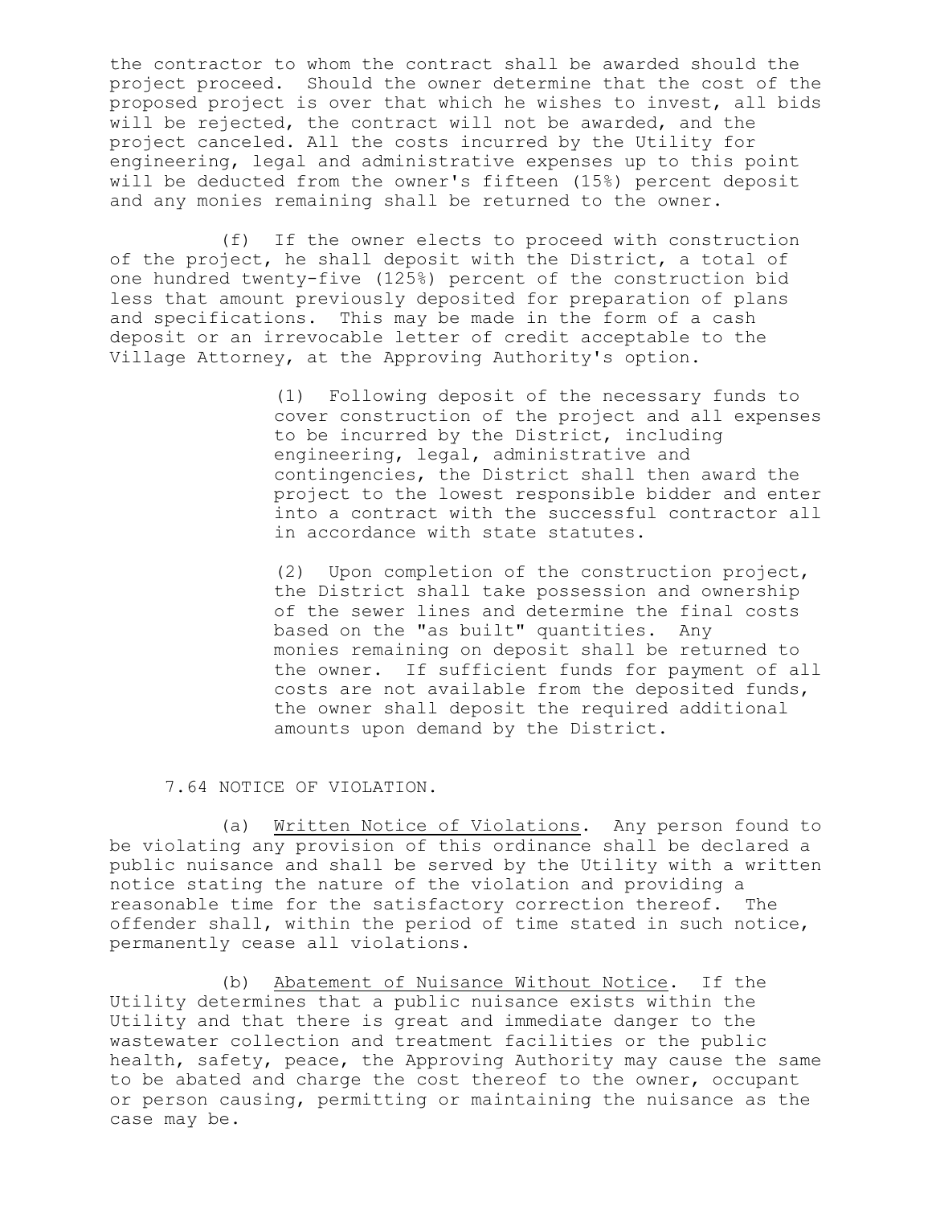the contractor to whom the contract shall be awarded should the project proceed. Should the owner determine that the cost of the proposed project is over that which he wishes to invest, all bids will be rejected, the contract will not be awarded, and the project canceled. All the costs incurred by the Utility for engineering, legal and administrative expenses up to this point will be deducted from the owner's fifteen (15%) percent deposit and any monies remaining shall be returned to the owner.

(f) If the owner elects to proceed with construction of the project, he shall deposit with the District, a total of one hundred twenty-five (125%) percent of the construction bid less that amount previously deposited for preparation of plans and specifications. This may be made in the form of a cash deposit or an irrevocable letter of credit acceptable to the Village Attorney, at the Approving Authority's option.

(1) Following deposit of the necessary funds to cover construction of the project and all expenses to be incurred by the District, including engineering, legal, administrative and contingencies, the District shall then award the project to the lowest responsible bidder and enter into a contract with the successful contractor all in accordance with state statutes.

(2) Upon completion of the construction project, the District shall take possession and ownership of the sewer lines and determine the final costs based on the "as built" quantities. Any monies remaining on deposit shall be returned to the owner. If sufficient funds for payment of all costs are not available from the deposited funds, the owner shall deposit the required additional amounts upon demand by the District.

7.64 NOTICE OF VIOLATION.

(a) Written Notice of Violations. Any person found to be violating any provision of this ordinance shall be declared a public nuisance and shall be served by the Utility with a written notice stating the nature of the violation and providing a reasonable time for the satisfactory correction thereof. The offender shall, within the period of time stated in such notice, permanently cease all violations.

(b) Abatement of Nuisance Without Notice. If the Utility determines that a public nuisance exists within the Utility and that there is great and immediate danger to the wastewater collection and treatment facilities or the public health, safety, peace, the Approving Authority may cause the same to be abated and charge the cost thereof to the owner, occupant or person causing, permitting or maintaining the nuisance as the case may be.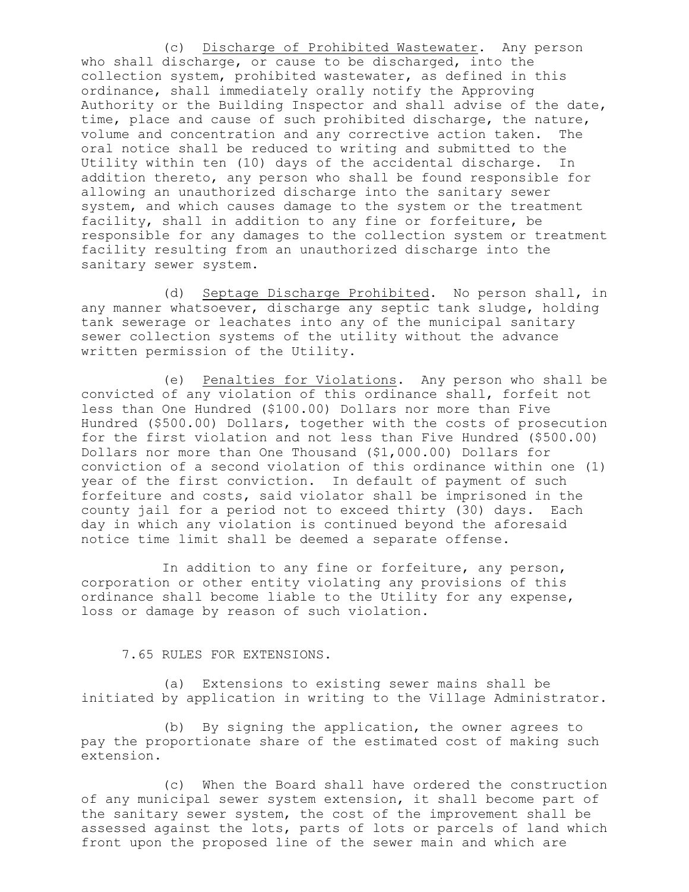(c) Discharge of Prohibited Wastewater. Any person who shall discharge, or cause to be discharged, into the collection system, prohibited wastewater, as defined in this ordinance, shall immediately orally notify the Approving Authority or the Building Inspector and shall advise of the date, time, place and cause of such prohibited discharge, the nature, volume and concentration and any corrective action taken. The oral notice shall be reduced to writing and submitted to the Utility within ten (10) days of the accidental discharge. In addition thereto, any person who shall be found responsible for allowing an unauthorized discharge into the sanitary sewer system, and which causes damage to the system or the treatment facility, shall in addition to any fine or forfeiture, be responsible for any damages to the collection system or treatment facility resulting from an unauthorized discharge into the sanitary sewer system.

(d) Septage Discharge Prohibited. No person shall, in any manner whatsoever, discharge any septic tank sludge, holding tank sewerage or leachates into any of the municipal sanitary sewer collection systems of the utility without the advance written permission of the Utility.

(e) Penalties for Violations. Any person who shall be convicted of any violation of this ordinance shall, forfeit not less than One Hundred ($100.00) Dollars nor more than Five Hundred ($500.00) Dollars, together with the costs of prosecution for the first violation and not less than Five Hundred ($500.00) Dollars nor more than One Thousand ($1,000.00) Dollars for conviction of a second violation of this ordinance within one (1) year of the first conviction. In default of payment of such forfeiture and costs, said violator shall be imprisoned in the county jail for a period not to exceed thirty (30) days. Each day in which any violation is continued beyond the aforesaid notice time limit shall be deemed a separate offense.

In addition to any fine or forfeiture, any person, corporation or other entity violating any provisions of this ordinance shall become liable to the Utility for any expense, loss or damage by reason of such violation.

7.65 RULES FOR EXTENSIONS.

(a) Extensions to existing sewer mains shall be initiated by application in writing to the Village Administrator.

(b) By signing the application, the owner agrees to pay the proportionate share of the estimated cost of making such extension.

(c) When the Board shall have ordered the construction of any municipal sewer system extension, it shall become part of the sanitary sewer system, the cost of the improvement shall be assessed against the lots, parts of lots or parcels of land which front upon the proposed line of the sewer main and which are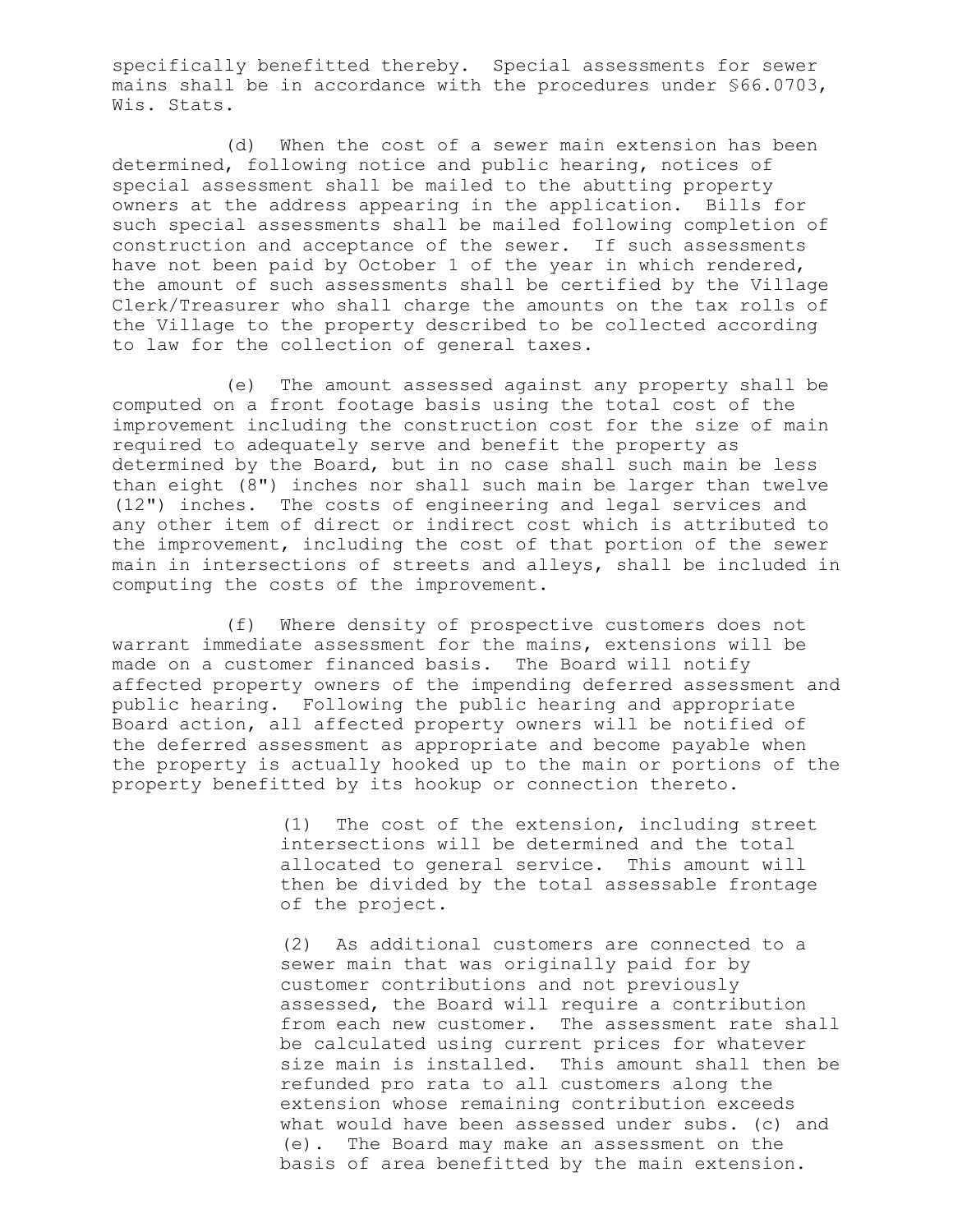specifically benefitted thereby. Special assessments for sewer mains shall be in accordance with the procedures under §66.0703, Wis. Stats.

(d) When the cost of a sewer main extension has been determined, following notice and public hearing, notices of special assessment shall be mailed to the abutting property owners at the address appearing in the application. Bills for such special assessments shall be mailed following completion of construction and acceptance of the sewer. If such assessments have not been paid by October 1 of the year in which rendered, the amount of such assessments shall be certified by the Village Clerk/Treasurer who shall charge the amounts on the tax rolls of the Village to the property described to be collected according to law for the collection of general taxes.

(e) The amount assessed against any property shall be computed on a front footage basis using the total cost of the improvement including the construction cost for the size of main required to adequately serve and benefit the property as determined by the Board, but in no case shall such main be less than eight (8") inches nor shall such main be larger than twelve (12") inches. The costs of engineering and legal services and any other item of direct or indirect cost which is attributed to the improvement, including the cost of that portion of the sewer main in intersections of streets and alleys, shall be included in computing the costs of the improvement.

(f) Where density of prospective customers does not warrant immediate assessment for the mains, extensions will be made on a customer financed basis. The Board will notify affected property owners of the impending deferred assessment and public hearing. Following the public hearing and appropriate Board action, all affected property owners will be notified of the deferred assessment as appropriate and become payable when the property is actually hooked up to the main or portions of the property benefitted by its hookup or connection thereto.

(1) The cost of the extension, including street intersections will be determined and the total allocated to general service. This amount will then be divided by the total assessable frontage of the project.

(2) As additional customers are connected to a sewer main that was originally paid for by customer contributions and not previously assessed, the Board will require a contribution from each new customer. The assessment rate shall be calculated using current prices for whatever size main is installed. This amount shall then be refunded pro rata to all customers along the extension whose remaining contribution exceeds what would have been assessed under subs. (c) and (e). The Board may make an assessment on the basis of area benefitted by the main extension.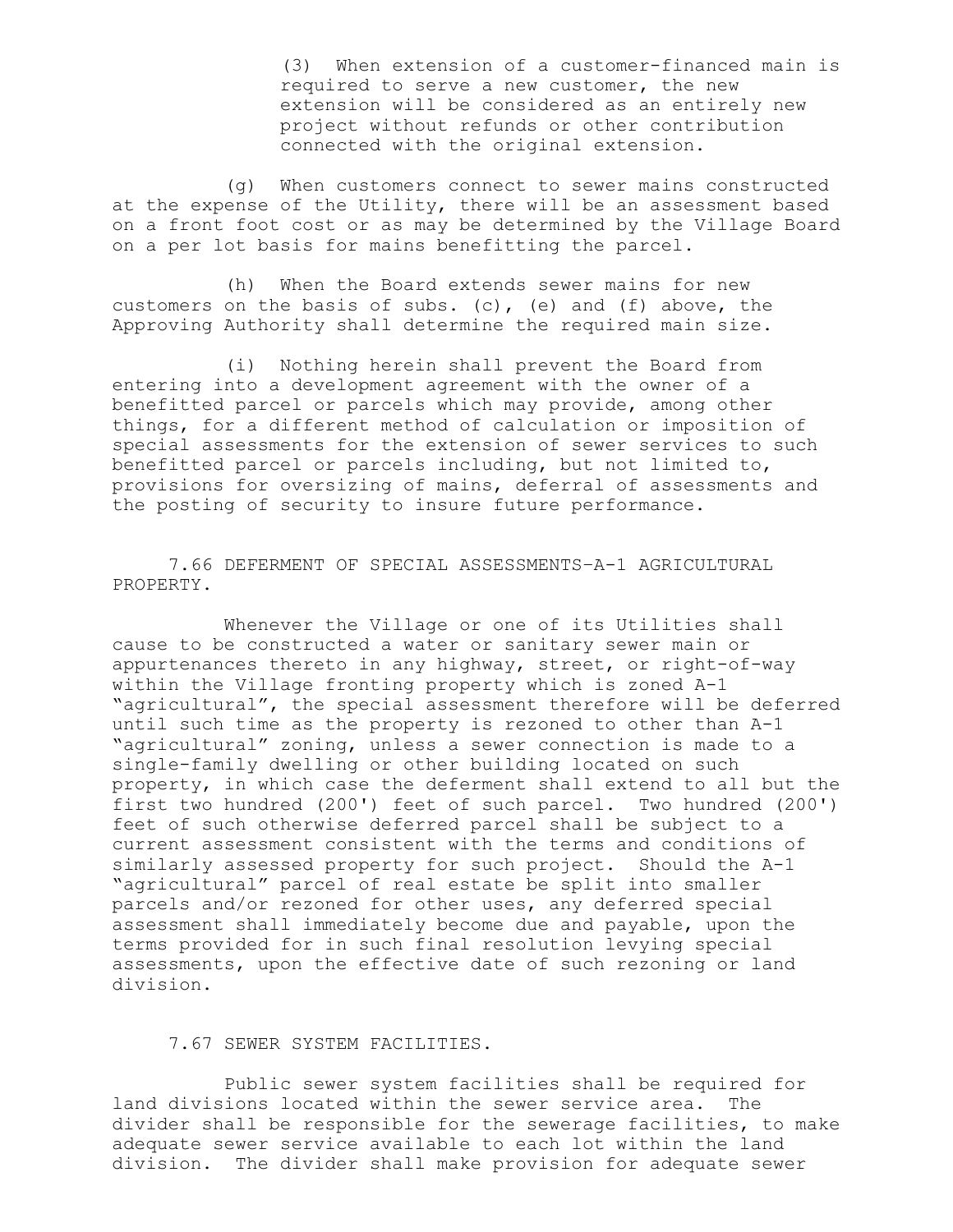(3) When extension of a customer-financed main is required to serve a new customer, the new extension will be considered as an entirely new project without refunds or other contribution connected with the original extension.

(g) When customers connect to sewer mains constructed at the expense of the Utility, there will be an assessment based on a front foot cost or as may be determined by the Village Board on a per lot basis for mains benefitting the parcel.

(h) When the Board extends sewer mains for new customers on the basis of subs. (c), (e) and (f) above, the Approving Authority shall determine the required main size.

(i) Nothing herein shall prevent the Board from entering into a development agreement with the owner of a benefitted parcel or parcels which may provide, among other things, for a different method of calculation or imposition of special assessments for the extension of sewer services to such benefitted parcel or parcels including, but not limited to, provisions for oversizing of mains, deferral of assessments and the posting of security to insure future performance.

## 7.66 DEFERMENT OF SPECIAL ASSESSMENTS–A-1 AGRICULTURAL PROPERTY.

Whenever the Village or one of its Utilities shall cause to be constructed a water or sanitary sewer main or appurtenances thereto in any highway, street, or right-of-way within the Village fronting property which is zoned A-1 "agricultural", the special assessment therefore will be deferred until such time as the property is rezoned to other than A-1 "agricultural" zoning, unless a sewer connection is made to a single-family dwelling or other building located on such property, in which case the deferment shall extend to all but the first two hundred (200') feet of such parcel. Two hundred (200') feet of such otherwise deferred parcel shall be subject to a current assessment consistent with the terms and conditions of similarly assessed property for such project. Should the A-1 "agricultural" parcel of real estate be split into smaller parcels and/or rezoned for other uses, any deferred special assessment shall immediately become due and payable, upon the terms provided for in such final resolution levying special assessments, upon the effective date of such rezoning or land division.

## 7.67 SEWER SYSTEM FACILITIES.

Public sewer system facilities shall be required for land divisions located within the sewer service area. The divider shall be responsible for the sewerage facilities, to make adequate sewer service available to each lot within the land division. The divider shall make provision for adequate sewer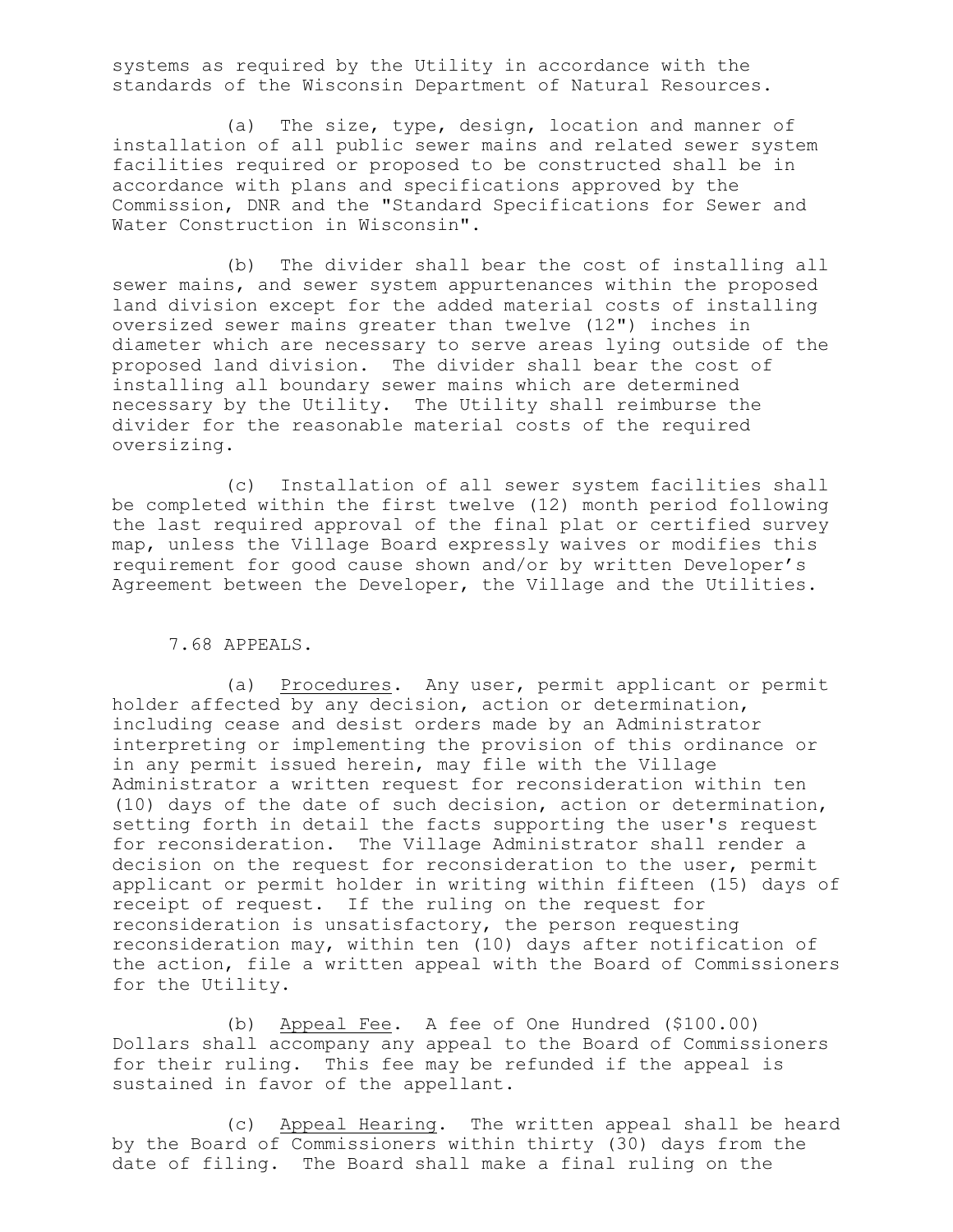systems as required by the Utility in accordance with the standards of the Wisconsin Department of Natural Resources.

(a) The size, type, design, location and manner of installation of all public sewer mains and related sewer system facilities required or proposed to be constructed shall be in accordance with plans and specifications approved by the Commission, DNR and the "Standard Specifications for Sewer and Water Construction in Wisconsin".

(b) The divider shall bear the cost of installing all sewer mains, and sewer system appurtenances within the proposed land division except for the added material costs of installing oversized sewer mains greater than twelve (12") inches in diameter which are necessary to serve areas lying outside of the proposed land division. The divider shall bear the cost of installing all boundary sewer mains which are determined necessary by the Utility. The Utility shall reimburse the divider for the reasonable material costs of the required oversizing.

(c) Installation of all sewer system facilities shall be completed within the first twelve (12) month period following the last required approval of the final plat or certified survey map, unless the Village Board expressly waives or modifies this requirement for good cause shown and/or by written Developer's Agreement between the Developer, the Village and the Utilities.

## 7.68 APPEALS.

(a) Procedures. Any user, permit applicant or permit holder affected by any decision, action or determination, including cease and desist orders made by an Administrator interpreting or implementing the provision of this ordinance or in any permit issued herein, may file with the Village Administrator a written request for reconsideration within ten (10) days of the date of such decision, action or determination, setting forth in detail the facts supporting the user's request for reconsideration. The Village Administrator shall render a decision on the request for reconsideration to the user, permit applicant or permit holder in writing within fifteen (15) days of receipt of request. If the ruling on the request for reconsideration is unsatisfactory, the person requesting reconsideration may, within ten (10) days after notification of the action, file a written appeal with the Board of Commissioners for the Utility.

(b) Appeal Fee. A fee of One Hundred ($100.00) Dollars shall accompany any appeal to the Board of Commissioners for their ruling. This fee may be refunded if the appeal is sustained in favor of the appellant.

(c) Appeal Hearing. The written appeal shall be heard by the Board of Commissioners within thirty (30) days from the date of filing. The Board shall make a final ruling on the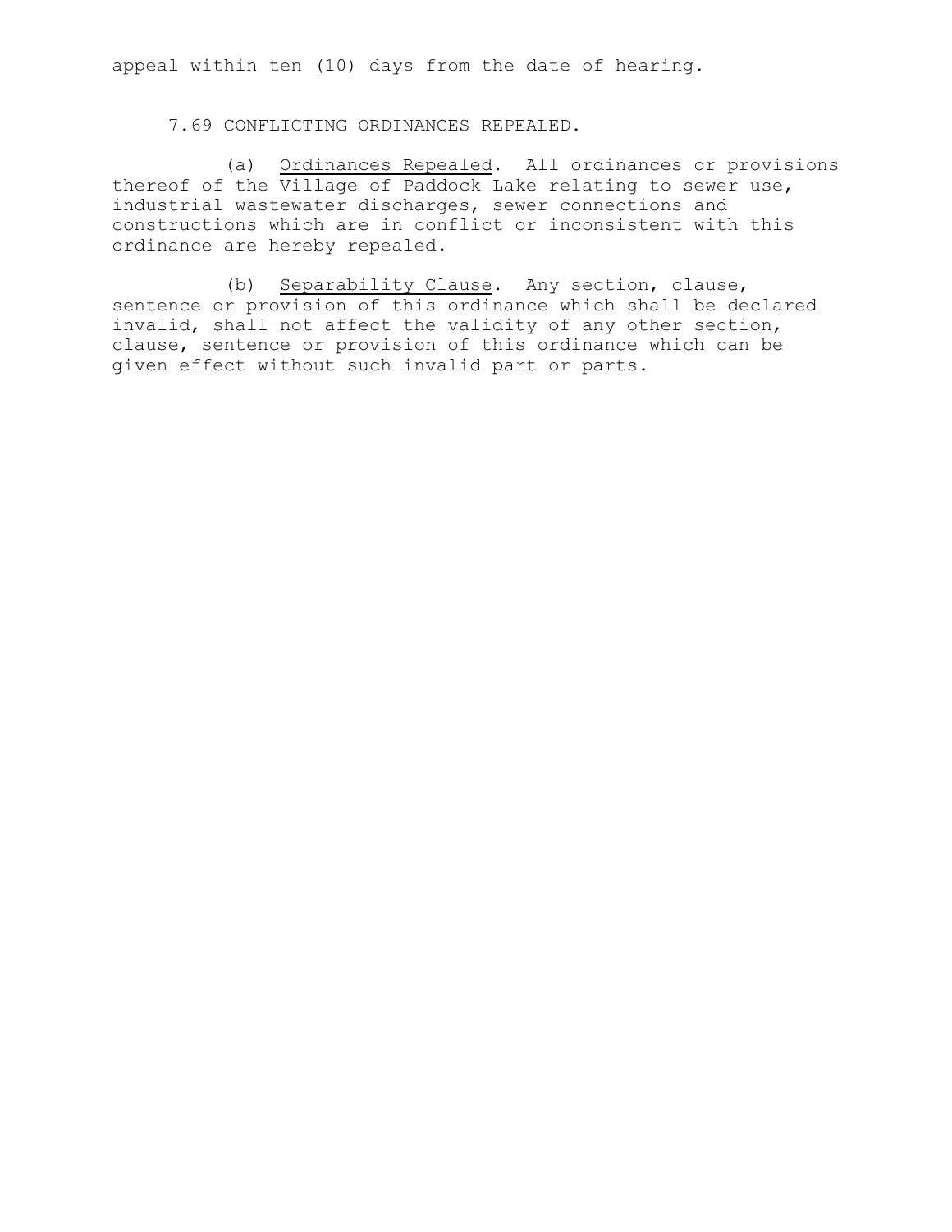appeal within ten (10) days from the date of hearing.

7.69 CONFLICTING ORDINANCES REPEALED.

(a) Ordinances Repealed. All ordinances or provisions thereof of the Village of Paddock Lake relating to sewer use, industrial wastewater discharges, sewer connections and constructions which are in conflict or inconsistent with this ordinance are hereby repealed.

(b) Separability Clause. Any section, clause, sentence or provision of this ordinance which shall be declared invalid, shall not affect the validity of any other section, clause, sentence or provision of this ordinance which can be given effect without such invalid part or parts.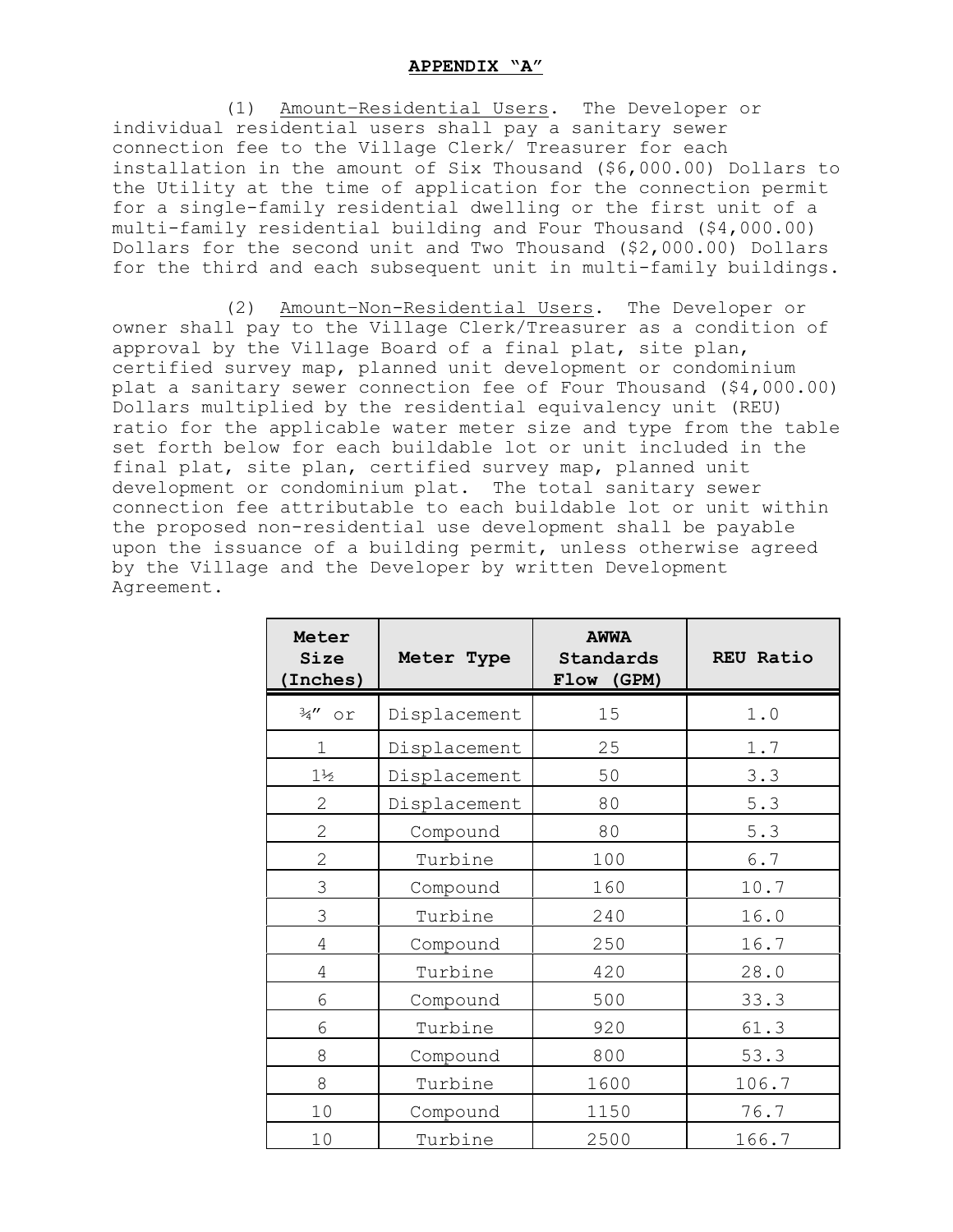## APPENDIX "A"

(1) Amount–Residential Users. The Developer or individual residential users shall pay a sanitary sewer connection fee to the Village Clerk/ Treasurer for each installation in the amount of Six Thousand ($6,000.00) Dollars to the Utility at the time of application for the connection permit for a single-family residential dwelling or the first unit of a multi-family residential building and Four Thousand ($4,000.00) Dollars for the second unit and Two Thousand ($2,000.00) Dollars for the third and each subsequent unit in multi-family buildings.

(2) Amount–Non-Residential Users. The Developer or owner shall pay to the Village Clerk/Treasurer as a condition of approval by the Village Board of a final plat, site plan, certified survey map, planned unit development or condominium plat a sanitary sewer connection fee of Four Thousand ($4,000.00) Dollars multiplied by the residential equivalency unit (REU) ratio for the applicable water meter size and type from the table set forth below for each buildable lot or unit included in the final plat, site plan, certified survey map, planned unit development or condominium plat. The total sanitary sewer connection fee attributable to each buildable lot or unit within the proposed non-residential use development shall be payable upon the issuance of a building permit, unless otherwise agreed by the Village and the Developer by written Development Agreement.

| Meter Size (Inches) | Meter Type | AWWA Standards Flow (GPM) | REU Ratio |
|---|---|---|---|
| ¾" or | Displacement | 15 | 1.0 |
| 1 | Displacement | 25 | 1.7 |
| 1½ | Displacement | 50 | 3.3 |
| 2 | Displacement | 80 | 5.3 |
| 2 | Compound | 80 | 5.3 |
| 2 | Turbine | 100 | 6.7 |
| 3 | Compound | 160 | 10.7 |
| 3 | Turbine | 240 | 16.0 |
| 4 | Compound | 250 | 16.7 |
| 4 | Turbine | 420 | 28.0 |
| 6 | Compound | 500 | 33.3 |
| 6 | Turbine | 920 | 61.3 |
| 8 | Compound | 800 | 53.3 |
| 8 | Turbine | 1600 | 106.7 |
| 10 | Compound | 1150 | 76.7 |
| 10 | Turbine | 2500 | 166.7 |